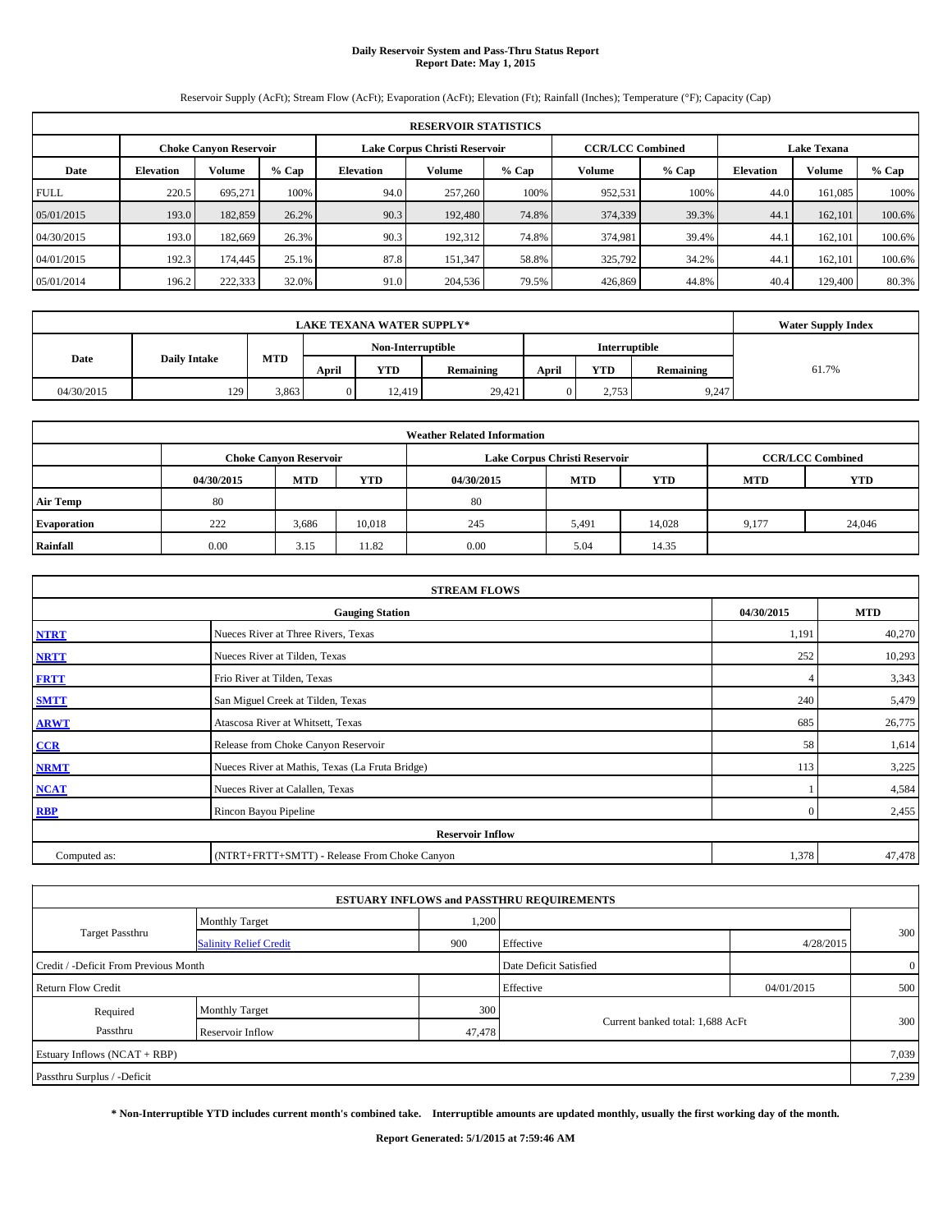# Daily Reservoir System and Pass-Thru Status Report
## Report Date: May 1, 2015

Reservoir Supply (AcFt); Stream Flow (AcFt); Evaporation (AcFt); Elevation (Ft); Rainfall (Inches); Temperature (°F); Capacity (Cap)

| RESERVOIR STATISTICS | | | | | | | | | | | |
|---|---|---|---|---|---|---|---|---|---|---|---|
| | Choke Canyon Reservoir | | | Lake Corpus Christi Reservoir | | | CCR/LCC Combined | | Lake Texana | | |
| Date | Elevation | Volume | % Cap | Elevation | Volume | % Cap | Volume | % Cap | Elevation | Volume | % Cap |
| FULL | 220.5 | 695,271 | 100% | 94.0 | 257,260 | 100% | 952,531 | 100% | 44.0 | 161,085 | 100% |
| 05/01/2015 | 193.0 | 182,859 | 26.2% | 90.3 | 192,480 | 74.8% | 374,339 | 39.3% | 44.1 | 162,101 | 100.6% |
| 04/30/2015 | 193.0 | 182,669 | 26.3% | 90.3 | 192,312 | 74.8% | 374,981 | 39.4% | 44.1 | 162,101 | 100.6% |
| 04/01/2015 | 192.3 | 174,445 | 25.1% | 87.8 | 151,347 | 58.8% | 325,792 | 34.2% | 44.1 | 162,101 | 100.6% |
| 05/01/2014 | 196.2 | 222,333 | 32.0% | 91.0 | 204,536 | 79.5% | 426,869 | 44.8% | 40.4 | 129,400 | 80.3% |

| LAKE TEXANA WATER SUPPLY* | | | | | | | | | Water Supply Index |
|---|---|---|---|---|---|---|---|---|---|
| Date | Daily Intake | MTD | Non-Interruptible | | | Interruptible | | | |
| | | | April | YTD | Remaining | April | YTD | Remaining | |
| 04/30/2015 | 129 | 3,863 | 0 | 12,419 | 29,421 | 0 | 2,753 | 9,247 | 61.7% |

| Weather Related Information | | | | | | | | |
|---|---|---|---|---|---|---|---|---|
| | Choke Canyon Reservoir | | | Lake Corpus Christi Reservoir | | | CCR/LCC Combined | |
| | 04/30/2015 | MTD | YTD | 04/30/2015 | MTD | YTD | MTD | YTD |
| Air Temp | 80 | | | 80 | | | | |
| Evaporation | 222 | 3,686 | 10,018 | 245 | 5,491 | 14,028 | 9,177 | 24,046 |
| Rainfall | 0.00 | 3.15 | 11.82 | 0.00 | 5.04 | 14.35 | | |

| STREAM FLOWS | | | |
|---|---|---|---|
| | Gauging Station | 04/30/2015 | MTD |
| NTRT | Nueces River at Three Rivers, Texas | 1,191 | 40,270 |
| NRTT | Nueces River at Tilden, Texas | 252 | 10,293 |
| FRTT | Frio River at Tilden, Texas | 4 | 3,343 |
| SMTT | San Miguel Creek at Tilden, Texas | 240 | 5,479 |
| ARWT | Atascosa River at Whitsett, Texas | 685 | 26,775 |
| CCR | Release from Choke Canyon Reservoir | 58 | 1,614 |
| NRMT | Nueces River at Mathis, Texas (La Fruta Bridge) | 113 | 3,225 |
| NCAT | Nueces River at Calallen, Texas | 1 | 4,584 |
| RBP | Rincon Bayou Pipeline | 0 | 2,455 |
| Reservoir Inflow | | | |
| Computed as: | (NTRT+FRTT+SMTT) - Release From Choke Canyon | 1,378 | 47,478 |

| ESTUARY INFLOWS and PASSTHRU REQUIREMENTS | | | | | |
|---|---|---|---|---|---|
| Target Passthru | Monthly Target | 1,200 | | | 300 |
| | Salinity Relief Credit | 900 | Effective | 4/28/2015 | |
| Credit / -Deficit From Previous Month | | | Date Deficit Satisfied | | 0 |
| Return Flow Credit | | | Effective | 04/01/2015 | 500 |
| Required Passthru | Monthly Target | 300 | Current banked total: 1,688 AcFt | | 300 |
| | Reservoir Inflow | 47,478 | | | |
| Estuary Inflows (NCAT + RBP) | | | | | 7,039 |
| Passthru Surplus / -Deficit | | | | | 7,239 |

**\* Non-Interruptible YTD includes current month's combined take. Interruptible amounts are updated monthly, usually the first working day of the month.**

**Report Generated: 5/1/2015 at 7:59:46 AM**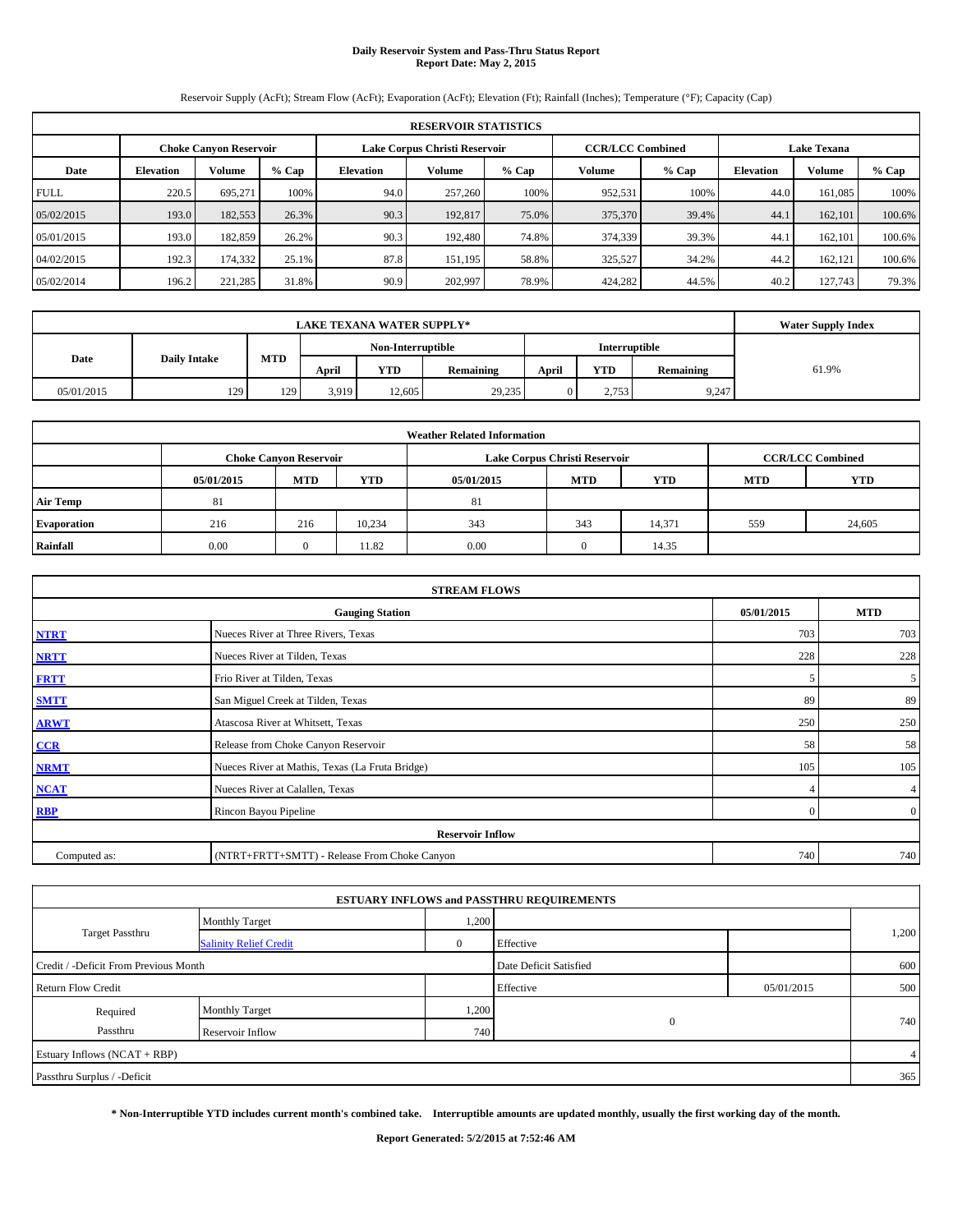# Daily Reservoir System and Pass-Thru Status Report
## Report Date: May 2, 2015

Reservoir Supply (AcFt); Stream Flow (AcFt); Evaporation (AcFt); Elevation (Ft); Rainfall (Inches); Temperature (°F); Capacity (Cap)

| RESERVOIR STATISTICS | | | | | | | | | | | |
|---|---|---|---|---|---|---|---|---|---|---|---|
| | Choke Canyon Reservoir | | | Lake Corpus Christi Reservoir | | | CCR/LCC Combined | | Lake Texana | | |
| Date | Elevation | Volume | % Cap | Elevation | Volume | % Cap | Volume | % Cap | Elevation | Volume | % Cap |
| FULL | 220.5 | 695,271 | 100% | 94.0 | 257,260 | 100% | 952,531 | 100% | 44.0 | 161,085 | 100% |
| 05/02/2015 | 193.0 | 182,553 | 26.3% | 90.3 | 192,817 | 75.0% | 375,370 | 39.4% | 44.1 | 162,101 | 100.6% |
| 05/01/2015 | 193.0 | 182,859 | 26.2% | 90.3 | 192,480 | 74.8% | 374,339 | 39.3% | 44.1 | 162,101 | 100.6% |
| 04/02/2015 | 192.3 | 174,332 | 25.1% | 87.8 | 151,195 | 58.8% | 325,527 | 34.2% | 44.2 | 162,121 | 100.6% |
| 05/02/2014 | 196.2 | 221,285 | 31.8% | 90.9 | 202,997 | 78.9% | 424,282 | 44.5% | 40.2 | 127,743 | 79.3% |

| LAKE TEXANA WATER SUPPLY* | | | | | | | | | Water Supply Index |
|---|---|---|---|---|---|---|---|---|---|
| Date | Daily Intake | MTD | Non-Interruptible | | | Interruptible | | | |
| | | | April | YTD | Remaining | April | YTD | Remaining | |
| 05/01/2015 | 129 | 129 | 3,919 | 12,605 | 29,235 | 0 | 2,753 | 9,247 | 61.9% |

| Weather Related Information | | | | | | | | |
|---|---|---|---|---|---|---|---|---|
| | Choke Canyon Reservoir | | | Lake Corpus Christi Reservoir | | | CCR/LCC Combined | |
| | 05/01/2015 | MTD | YTD | 05/01/2015 | MTD | YTD | MTD | YTD |
| Air Temp | 81 | | | 81 | | | | |
| Evaporation | 216 | 216 | 10,234 | 343 | 343 | 14,371 | 559 | 24,605 |
| Rainfall | 0.00 | 0 | 11.82 | 0.00 | 0 | 14.35 | | |

| STREAM FLOWS | | | |
|---|---|---|---|
| | Gauging Station | 05/01/2015 | MTD |
| NTRT | Nueces River at Three Rivers, Texas | 703 | 703 |
| NRTT | Nueces River at Tilden, Texas | 228 | 228 |
| FRTT | Frio River at Tilden, Texas | 5 | 5 |
| SMTT | San Miguel Creek at Tilden, Texas | 89 | 89 |
| ARWT | Atascosa River at Whitsett, Texas | 250 | 250 |
| CCR | Release from Choke Canyon Reservoir | 58 | 58 |
| NRMT | Nueces River at Mathis, Texas (La Fruta Bridge) | 105 | 105 |
| NCAT | Nueces River at Calallen, Texas | 4 | 4 |
| RBP | Rincon Bayou Pipeline | 0 | 0 |
| **Reservoir Inflow** | | | |
| Computed as: | (NTRT+FRTT+SMTT) - Release From Choke Canyon | 740 | 740 |

| ESTUARY INFLOWS and PASSTHRU REQUIREMENTS | | | | | |
|---|---|---|---|---|---|
| Target Passthru | Monthly Target | 1,200 | | | 1,200 |
| | Salinity Relief Credit | 0 | Effective | | |
| Credit / -Deficit From Previous Month | | | Date Deficit Satisfied | | 600 |
| Return Flow Credit | | | Effective | 05/01/2015 | 500 |
| Required Passthru | Monthly Target | 1,200 | 0 | | 740 |
| | Reservoir Inflow | 740 | | | |
| Estuary Inflows (NCAT + RBP) | | | | | 4 |
| Passthru Surplus / -Deficit | | | | | 365 |

**\* Non-Interruptible YTD includes current month's combined take. Interruptible amounts are updated monthly, usually the first working day of the month.**

**Report Generated: 5/2/2015 at 7:52:46 AM**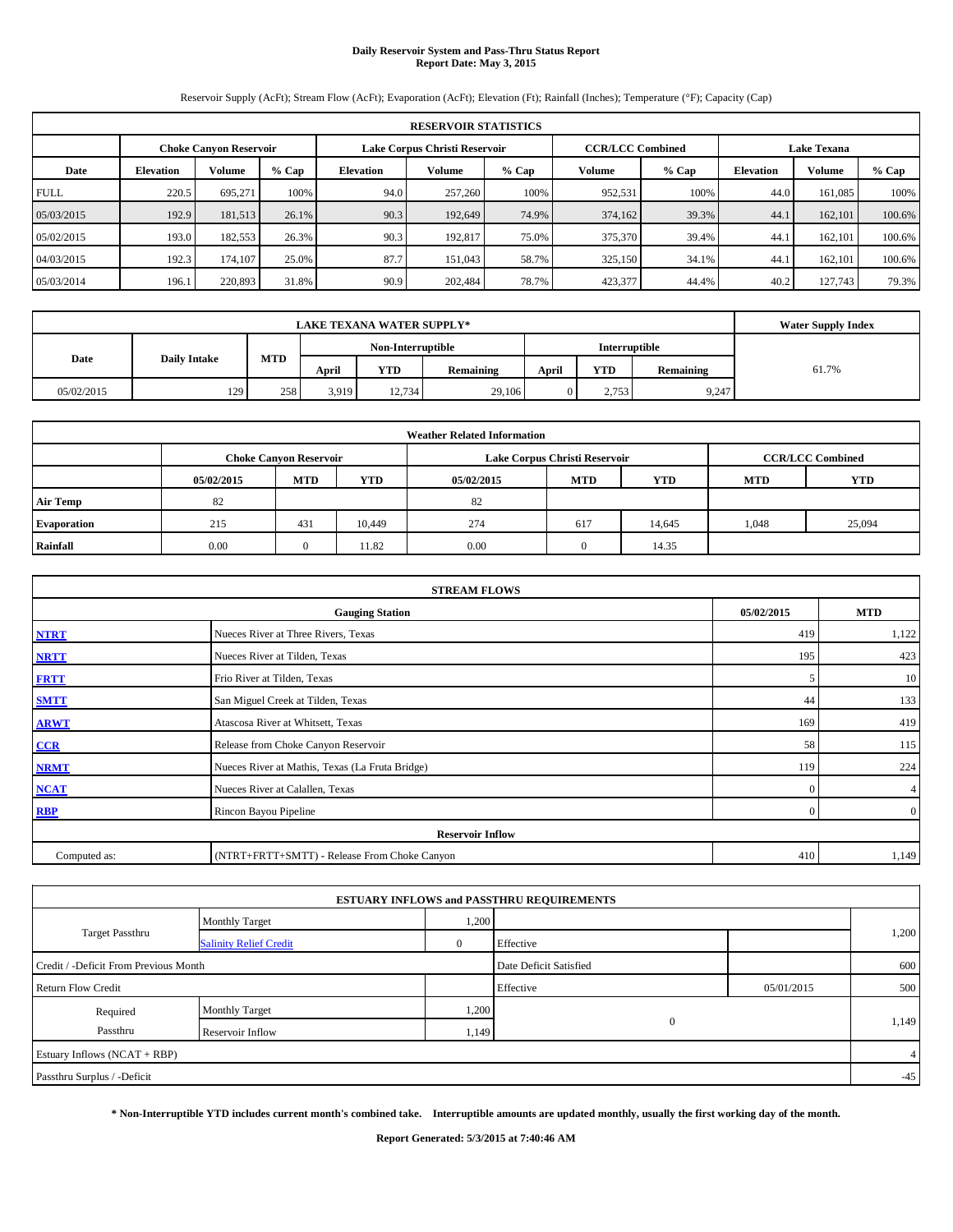# Daily Reservoir System and Pass-Thru Status Report
## Report Date: May 3, 2015

Reservoir Supply (AcFt); Stream Flow (AcFt); Evaporation (AcFt); Elevation (Ft); Rainfall (Inches); Temperature (°F); Capacity (Cap)

| RESERVOIR STATISTICS | | | | | | | | | | | |
|---|---|---|---|---|---|---|---|---|---|---|---|
| | Choke Canyon Reservoir | | | Lake Corpus Christi Reservoir | | | CCR/LCC Combined | | Lake Texana | | |
| Date | Elevation | Volume | % Cap | Elevation | Volume | % Cap | Volume | % Cap | Elevation | Volume | % Cap |
| FULL | 220.5 | 695,271 | 100% | 94.0 | 257,260 | 100% | 952,531 | 100% | 44.0 | 161,085 | 100% |
| 05/03/2015 | 192.9 | 181,513 | 26.1% | 90.3 | 192,649 | 74.9% | 374,162 | 39.3% | 44.1 | 162,101 | 100.6% |
| 05/02/2015 | 193.0 | 182,553 | 26.3% | 90.3 | 192,817 | 75.0% | 375,370 | 39.4% | 44.1 | 162,101 | 100.6% |
| 04/03/2015 | 192.3 | 174,107 | 25.0% | 87.7 | 151,043 | 58.7% | 325,150 | 34.1% | 44.1 | 162,101 | 100.6% |
| 05/03/2014 | 196.1 | 220,893 | 31.8% | 90.9 | 202,484 | 78.7% | 423,377 | 44.4% | 40.2 | 127,743 | 79.3% |

| LAKE TEXANA WATER SUPPLY* | | | | | | | | | Water Supply Index |
|---|---|---|---|---|---|---|---|---|---|
| Date | Daily Intake | MTD | Non-Interruptible | | | Interruptible | | | |
| | | | April | YTD | Remaining | April | YTD | Remaining | |
| 05/02/2015 | 129 | 258 | 3,919 | 12,734 | 29,106 | 0 | 2,753 | 9,247 | 61.7% |

| Weather Related Information | | | | | | | | |
|---|---|---|---|---|---|---|---|---|
| | Choke Canyon Reservoir | | | Lake Corpus Christi Reservoir | | | CCR/LCC Combined | |
| | 05/02/2015 | MTD | YTD | 05/02/2015 | MTD | YTD | MTD | YTD |
| Air Temp | 82 | | | 82 | | | | |
| Evaporation | 215 | 431 | 10,449 | 274 | 617 | 14,645 | 1,048 | 25,094 |
| Rainfall | 0.00 | 0 | 11.82 | 0.00 | 0 | 14.35 | | |

| STREAM FLOWS | | | |
|---|---|---|---|
| | Gauging Station | 05/02/2015 | MTD |
| NTRT | Nueces River at Three Rivers, Texas | 419 | 1,122 |
| NRTT | Nueces River at Tilden, Texas | 195 | 423 |
| FRTT | Frio River at Tilden, Texas | 5 | 10 |
| SMTT | San Miguel Creek at Tilden, Texas | 44 | 133 |
| ARWT | Atascosa River at Whitsett, Texas | 169 | 419 |
| CCR | Release from Choke Canyon Reservoir | 58 | 115 |
| NRMT | Nueces River at Mathis, Texas (La Fruta Bridge) | 119 | 224 |
| NCAT | Nueces River at Calallen, Texas | 0 | 4 |
| RBP | Rincon Bayou Pipeline | 0 | 0 |
| Reservoir Inflow | | | |
| Computed as: | (NTRT+FRTT+SMTT) - Release From Choke Canyon | 410 | 1,149 |

| ESTUARY INFLOWS and PASSTHRU REQUIREMENTS | | | | | |
|---|---|---|---|---|---|
| Target Passthru | Monthly Target | 1,200 | | | 1,200 |
| | Salinity Relief Credit | 0 | Effective | | |
| Credit / -Deficit From Previous Month | | | Date Deficit Satisfied | | 600 |
| Return Flow Credit | | | Effective | 05/01/2015 | 500 |
| Required Passthru | Monthly Target | 1,200 | 0 | | 1,149 |
| | Reservoir Inflow | 1,149 | | | |
| Estuary Inflows (NCAT + RBP) | | | | | 4 |
| Passthru Surplus / -Deficit | | | | | -45 |

**\* Non-Interruptible YTD includes current month's combined take. Interruptible amounts are updated monthly, usually the first working day of the month.**

**Report Generated: 5/3/2015 at 7:40:46 AM**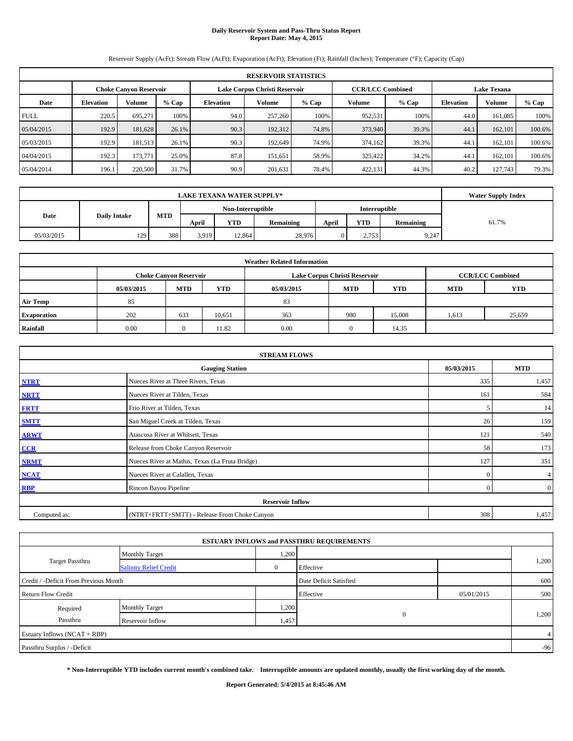# Daily Reservoir System and Pass-Thru Status Report
## Report Date: May 4, 2015

Reservoir Supply (AcFt); Stream Flow (AcFt); Evaporation (AcFt); Elevation (Ft); Rainfall (Inches); Temperature (°F); Capacity (Cap)

| RESERVOIR STATISTICS | | | | | | | | | | | |
|---|---|---|---|---|---|---|---|---|---|---|---|
| | Choke Canyon Reservoir | | | Lake Corpus Christi Reservoir | | | CCR/LCC Combined | | Lake Texana | | |
| Date | Elevation | Volume | % Cap | Elevation | Volume | % Cap | Volume | % Cap | Elevation | Volume | % Cap |
| FULL | 220.5 | 695,271 | 100% | 94.0 | 257,260 | 100% | 952,531 | 100% | 44.0 | 161,085 | 100% |
| 05/04/2015 | 192.9 | 181,628 | 26.1% | 90.3 | 192,312 | 74.8% | 373,940 | 39.3% | 44.1 | 162,101 | 100.6% |
| 05/03/2015 | 192.9 | 181,513 | 26.1% | 90.3 | 192,649 | 74.9% | 374,162 | 39.3% | 44.1 | 162,101 | 100.6% |
| 04/04/2015 | 192.3 | 173,771 | 25.0% | 87.8 | 151,651 | 58.9% | 325,422 | 34.2% | 44.1 | 162,101 | 100.6% |
| 05/04/2014 | 196.1 | 220,500 | 31.7% | 90.9 | 201,631 | 78.4% | 422,131 | 44.3% | 40.2 | 127,743 | 79.3% |

| LAKE TEXANA WATER SUPPLY* | | | | | | | | | Water Supply Index |
|---|---|---|---|---|---|---|---|---|---|
| Date | Daily Intake | MTD | Non-Interruptible | | | Interruptible | | | |
| | | | April | YTD | Remaining | April | YTD | Remaining | |
| 05/03/2015 | 129 | 388 | 3,919 | 12,864 | 28,976 | 0 | 2,753 | 9,247 | 61.7% |

| Weather Related Information | | | | | | | | |
|---|---|---|---|---|---|---|---|---|
| | Choke Canyon Reservoir | | | Lake Corpus Christi Reservoir | | | CCR/LCC Combined | |
| | 05/03/2015 | MTD | YTD | 05/03/2015 | MTD | YTD | MTD | YTD |
| Air Temp | 85 | | | 83 | | | | |
| Evaporation | 202 | 633 | 10,651 | 363 | 980 | 15,008 | 1,613 | 25,659 |
| Rainfall | 0.00 | 0 | 11.82 | 0.00 | 0 | 14.35 | | |

| STREAM FLOWS | | | |
|---|---|---|---|
| | Gauging Station | 05/03/2015 | MTD |
| NTRT | Nueces River at Three Rivers, Texas | 335 | 1,457 |
| NRTT | Nueces River at Tilden, Texas | 161 | 584 |
| FRTT | Frio River at Tilden, Texas | 5 | 14 |
| SMTT | San Miguel Creek at Tilden, Texas | 26 | 159 |
| ARWT | Atascosa River at Whitsett, Texas | 121 | 540 |
| CCR | Release from Choke Canyon Reservoir | 58 | 173 |
| NRMT | Nueces River at Mathis, Texas (La Fruta Bridge) | 127 | 351 |
| NCAT | Nueces River at Calallen, Texas | 0 | 4 |
| RBP | Rincon Bayou Pipeline | 0 | 0 |
| Reservoir Inflow | | | |
| Computed as: | (NTRT+FRTT+SMTT) - Release From Choke Canyon | 308 | 1,457 |

| ESTUARY INFLOWS and PASSTHRU REQUIREMENTS | | | | | |
|---|---|---|---|---|---|
| Target Passthru | Monthly Target | 1,200 | | | 1,200 |
| | Salinity Relief Credit | 0 | Effective | | |
| Credit / -Deficit From Previous Month | | | Date Deficit Satisfied | | 600 |
| Return Flow Credit | | | Effective | 05/01/2015 | 500 |
| Required Passthru | Monthly Target | 1,200 | 0 | | 1,200 |
| | Reservoir Inflow | 1,457 | | | |
| Estuary Inflows (NCAT + RBP) | | | | | 4 |
| Passthru Surplus / -Deficit | | | | | -96 |

**\* Non-Interruptible YTD includes current month's combined take. Interruptible amounts are updated monthly, usually the first working day of the month.**

**Report Generated: 5/4/2015 at 8:45:46 AM**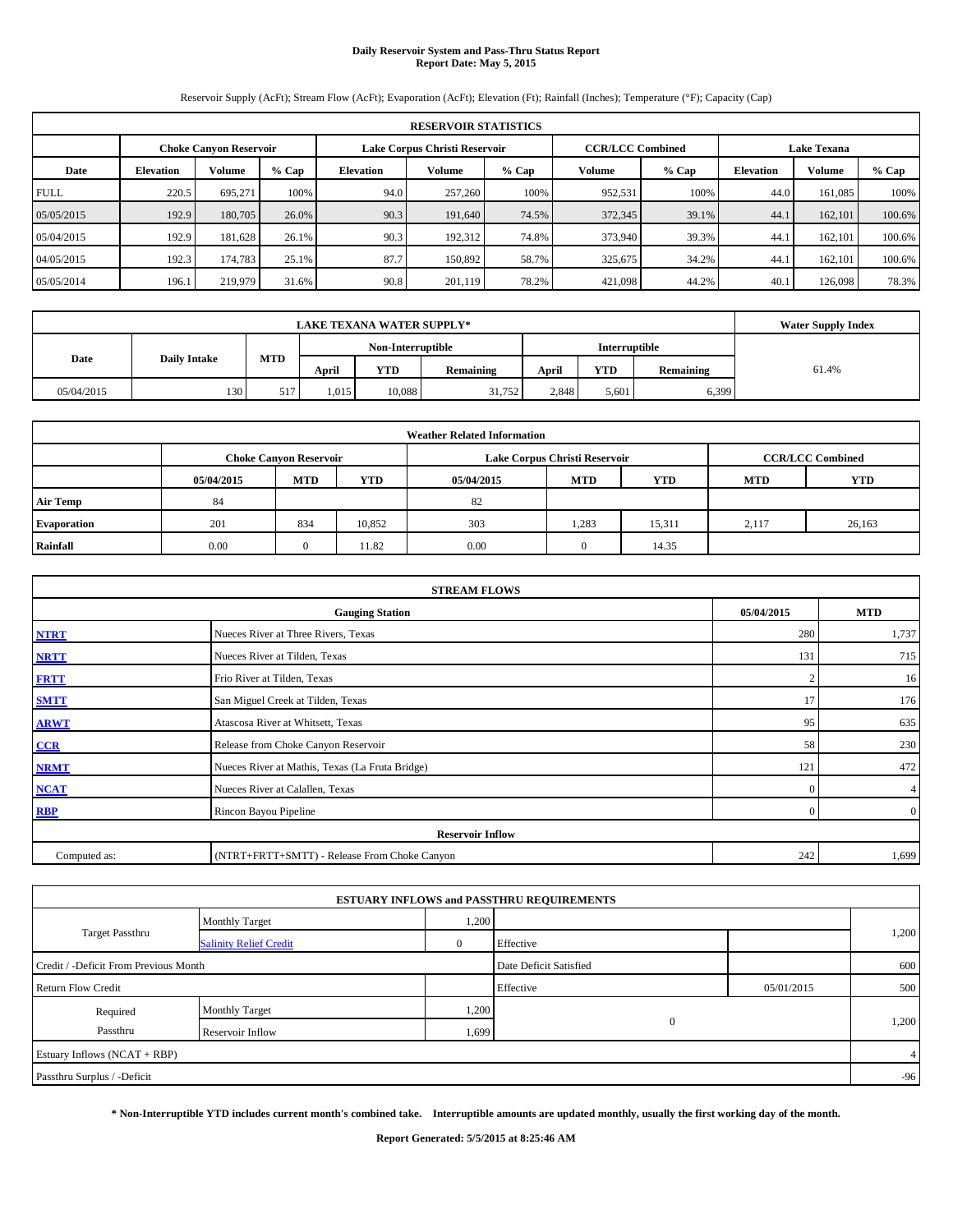# Daily Reservoir System and Pass-Thru Status Report
## Report Date: May 5, 2015

Reservoir Supply (AcFt); Stream Flow (AcFt); Evaporation (AcFt); Elevation (Ft); Rainfall (Inches); Temperature (°F); Capacity (Cap)

| RESERVOIR STATISTICS | | | | | | | | | | | |
|---|---|---|---|---|---|---|---|---|---|---|---|
| | Choke Canyon Reservoir | | | Lake Corpus Christi Reservoir | | | CCR/LCC Combined | | Lake Texana | | |
| Date | Elevation | Volume | % Cap | Elevation | Volume | % Cap | Volume | % Cap | Elevation | Volume | % Cap |
| FULL | 220.5 | 695,271 | 100% | 94.0 | 257,260 | 100% | 952,531 | 100% | 44.0 | 161,085 | 100% |
| 05/05/2015 | 192.9 | 180,705 | 26.0% | 90.3 | 191,640 | 74.5% | 372,345 | 39.1% | 44.1 | 162,101 | 100.6% |
| 05/04/2015 | 192.9 | 181,628 | 26.1% | 90.3 | 192,312 | 74.8% | 373,940 | 39.3% | 44.1 | 162,101 | 100.6% |
| 04/05/2015 | 192.3 | 174,783 | 25.1% | 87.7 | 150,892 | 58.7% | 325,675 | 34.2% | 44.1 | 162,101 | 100.6% |
| 05/05/2014 | 196.1 | 219,979 | 31.6% | 90.8 | 201,119 | 78.2% | 421,098 | 44.2% | 40.1 | 126,098 | 78.3% |

| LAKE TEXANA WATER SUPPLY* | | | | | | | | | Water Supply Index |
|---|---|---|---|---|---|---|---|---|---|
| Date | Daily Intake | MTD | Non-Interruptible | | | Interruptible | | | |
| | | | April | YTD | Remaining | April | YTD | Remaining | |
| 05/04/2015 | 130 | 517 | 1,015 | 10,088 | 31,752 | 2,848 | 5,601 | 6,399 | 61.4% |

| Weather Related Information | | | | | | | | |
|---|---|---|---|---|---|---|---|---|
| | Choke Canyon Reservoir | | | Lake Corpus Christi Reservoir | | | CCR/LCC Combined | |
| | 05/04/2015 | MTD | YTD | 05/04/2015 | MTD | YTD | MTD | YTD |
| Air Temp | 84 | | | 82 | | | | |
| Evaporation | 201 | 834 | 10,852 | 303 | 1,283 | 15,311 | 2,117 | 26,163 |
| Rainfall | 0.00 | 0 | 11.82 | 0.00 | 0 | 14.35 | | |

| STREAM FLOWS | | | |
|---|---|---|---|
| | Gauging Station | 05/04/2015 | MTD |
| NTRT | Nueces River at Three Rivers, Texas | 280 | 1,737 |
| NRTT | Nueces River at Tilden, Texas | 131 | 715 |
| FRTT | Frio River at Tilden, Texas | 2 | 16 |
| SMTT | San Miguel Creek at Tilden, Texas | 17 | 176 |
| ARWT | Atascosa River at Whitsett, Texas | 95 | 635 |
| CCR | Release from Choke Canyon Reservoir | 58 | 230 |
| NRMT | Nueces River at Mathis, Texas (La Fruta Bridge) | 121 | 472 |
| NCAT | Nueces River at Calallen, Texas | 0 | 4 |
| RBP | Rincon Bayou Pipeline | 0 | 0 |
| Reservoir Inflow | | | |
| Computed as: | (NTRT+FRTT+SMTT) - Release From Choke Canyon | 242 | 1,699 |

| ESTUARY INFLOWS and PASSTHRU REQUIREMENTS | | | | | |
|---|---|---|---|---|---|
| Target Passthru | Monthly Target | 1,200 | | | 1,200 |
| | Salinity Relief Credit | 0 | Effective | | |
| Credit / -Deficit From Previous Month | | | Date Deficit Satisfied | | 600 |
| Return Flow Credit | | | Effective | 05/01/2015 | 500 |
| Required Passthru | Monthly Target | 1,200 | 0 | | 1,200 |
| | Reservoir Inflow | 1,699 | | | |
| Estuary Inflows (NCAT + RBP) | | | | | 4 |
| Passthru Surplus / -Deficit | | | | | -96 |

**\* Non-Interruptible YTD includes current month's combined take. Interruptible amounts are updated monthly, usually the first working day of the month.**

**Report Generated: 5/5/2015 at 8:25:46 AM**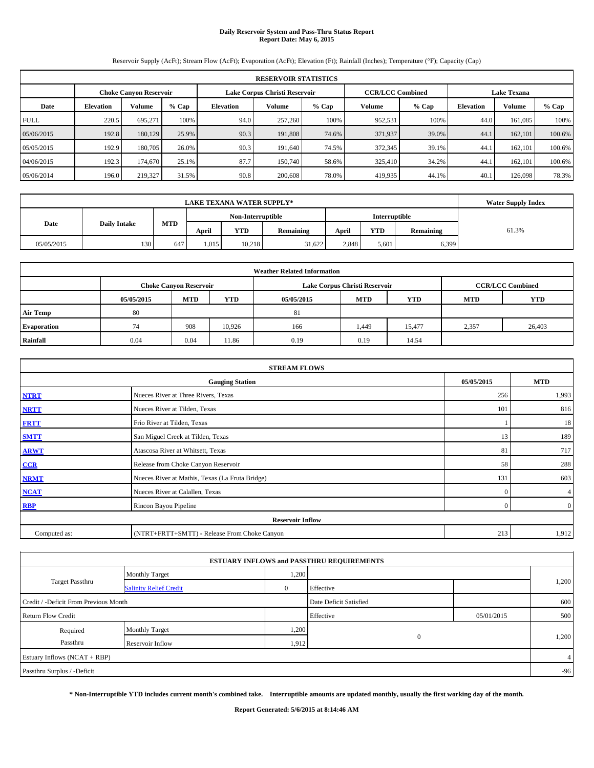# Daily Reservoir System and Pass-Thru Status Report
## Report Date: May 6, 2015

Reservoir Supply (AcFt); Stream Flow (AcFt); Evaporation (AcFt); Elevation (Ft); Rainfall (Inches); Temperature (°F); Capacity (Cap)

| RESERVOIR STATISTICS | | | | | | | | | | | |
|---|---|---|---|---|---|---|---|---|---|---|---|
| | Choke Canyon Reservoir | | | Lake Corpus Christi Reservoir | | | CCR/LCC Combined | | Lake Texana | | |
| Date | Elevation | Volume | % Cap | Elevation | Volume | % Cap | Volume | % Cap | Elevation | Volume | % Cap |
| FULL | 220.5 | 695,271 | 100% | 94.0 | 257,260 | 100% | 952,531 | 100% | 44.0 | 161,085 | 100% |
| 05/06/2015 | 192.8 | 180,129 | 25.9% | 90.3 | 191,808 | 74.6% | 371,937 | 39.0% | 44.1 | 162,101 | 100.6% |
| 05/05/2015 | 192.9 | 180,705 | 26.0% | 90.3 | 191,640 | 74.5% | 372,345 | 39.1% | 44.1 | 162,101 | 100.6% |
| 04/06/2015 | 192.3 | 174,670 | 25.1% | 87.7 | 150,740 | 58.6% | 325,410 | 34.2% | 44.1 | 162,101 | 100.6% |
| 05/06/2014 | 196.0 | 219,327 | 31.5% | 90.8 | 200,608 | 78.0% | 419,935 | 44.1% | 40.1 | 126,098 | 78.3% |

| LAKE TEXANA WATER SUPPLY* | | | | | | | | | Water Supply Index |
|---|---|---|---|---|---|---|---|---|---|
| Date | Daily Intake | MTD | Non-Interruptible | | | Interruptible | | | |
| | | | April | YTD | Remaining | April | YTD | Remaining | |
| 05/05/2015 | 130 | 647 | 1,015 | 10,218 | 31,622 | 2,848 | 5,601 | 6,399 | 61.3% |

| Weather Related Information | | | | | | | | |
|---|---|---|---|---|---|---|---|---|
| | Choke Canyon Reservoir | | | Lake Corpus Christi Reservoir | | | CCR/LCC Combined | |
| | 05/05/2015 | MTD | YTD | 05/05/2015 | MTD | YTD | MTD | YTD |
| Air Temp | 80 | | | 81 | | | | |
| Evaporation | 74 | 908 | 10,926 | 166 | 1,449 | 15,477 | 2,357 | 26,403 |
| Rainfall | 0.04 | 0.04 | 11.86 | 0.19 | 0.19 | 14.54 | | |

| STREAM FLOWS | | | |
|---|---|---|---|
| | Gauging Station | 05/05/2015 | MTD |
| NTRT | Nueces River at Three Rivers, Texas | 256 | 1,993 |
| NRTT | Nueces River at Tilden, Texas | 101 | 816 |
| FRTT | Frio River at Tilden, Texas | 1 | 18 |
| SMTT | San Miguel Creek at Tilden, Texas | 13 | 189 |
| ARWT | Atascosa River at Whitsett, Texas | 81 | 717 |
| CCR | Release from Choke Canyon Reservoir | 58 | 288 |
| NRMT | Nueces River at Mathis, Texas (La Fruta Bridge) | 131 | 603 |
| NCAT | Nueces River at Calallen, Texas | 0 | 4 |
| RBP | Rincon Bayou Pipeline | 0 | 0 |
| Reservoir Inflow | | | |
| Computed as: | (NTRT+FRTT+SMTT) - Release From Choke Canyon | 213 | 1,912 |

| ESTUARY INFLOWS and PASSTHRU REQUIREMENTS | | | | | |
|---|---|---|---|---|---|
| Target Passthru | Monthly Target | 1,200 | | | 1,200 |
| | Salinity Relief Credit | 0 | Effective | | |
| Credit / -Deficit From Previous Month | | | Date Deficit Satisfied | | 600 |
| Return Flow Credit | | | Effective | 05/01/2015 | 500 |
| Required Passthru | Monthly Target | 1,200 | 0 | | 1,200 |
| | Reservoir Inflow | 1,912 | | | |
| Estuary Inflows (NCAT + RBP) | | | | | 4 |
| Passthru Surplus / -Deficit | | | | | -96 |

**\* Non-Interruptible YTD includes current month's combined take. Interruptible amounts are updated monthly, usually the first working day of the month.**

**Report Generated: 5/6/2015 at 8:14:46 AM**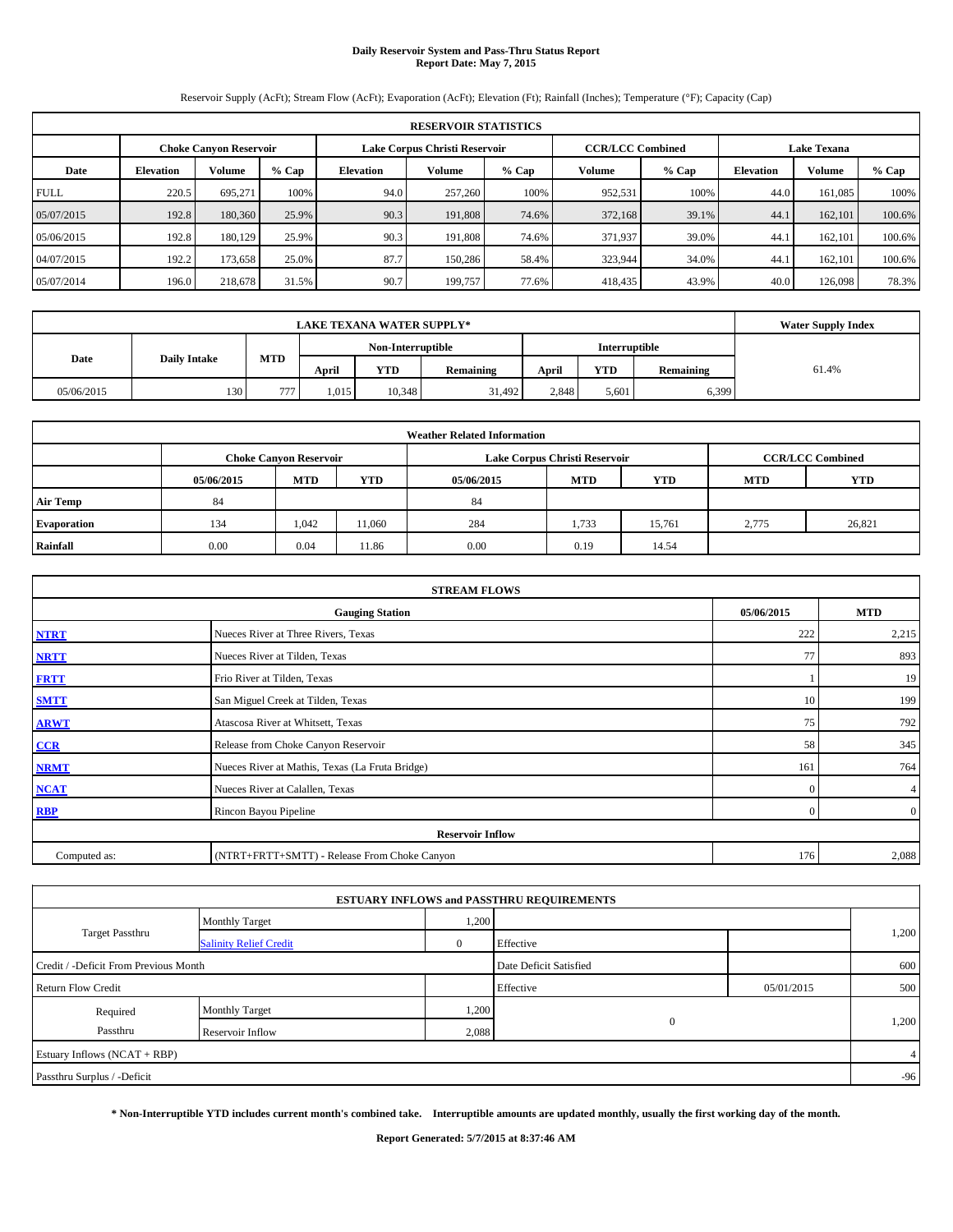# Daily Reservoir System and Pass-Thru Status Report
## Report Date: May 7, 2015

Reservoir Supply (AcFt); Stream Flow (AcFt); Evaporation (AcFt); Elevation (Ft); Rainfall (Inches); Temperature (°F); Capacity (Cap)

| RESERVOIR STATISTICS | | | | | | | | | | | |
|---|---|---|---|---|---|---|---|---|---|---|---|
| | Choke Canyon Reservoir | | | Lake Corpus Christi Reservoir | | | CCR/LCC Combined | | Lake Texana | | |
| Date | Elevation | Volume | % Cap | Elevation | Volume | % Cap | Volume | % Cap | Elevation | Volume | % Cap |
| FULL | 220.5 | 695,271 | 100% | 94.0 | 257,260 | 100% | 952,531 | 100% | 44.0 | 161,085 | 100% |
| 05/07/2015 | 192.8 | 180,360 | 25.9% | 90.3 | 191,808 | 74.6% | 372,168 | 39.1% | 44.1 | 162,101 | 100.6% |
| 05/06/2015 | 192.8 | 180,129 | 25.9% | 90.3 | 191,808 | 74.6% | 371,937 | 39.0% | 44.1 | 162,101 | 100.6% |
| 04/07/2015 | 192.2 | 173,658 | 25.0% | 87.7 | 150,286 | 58.4% | 323,944 | 34.0% | 44.1 | 162,101 | 100.6% |
| 05/07/2014 | 196.0 | 218,678 | 31.5% | 90.7 | 199,757 | 77.6% | 418,435 | 43.9% | 40.0 | 126,098 | 78.3% |

| LAKE TEXANA WATER SUPPLY* | | | | | | | | | Water Supply Index |
|---|---|---|---|---|---|---|---|---|---|
| Date | Daily Intake | MTD | Non-Interruptible | | | Interruptible | | | |
| | | | April | YTD | Remaining | April | YTD | Remaining | |
| 05/06/2015 | 130 | 777 | 1,015 | 10,348 | 31,492 | 2,848 | 5,601 | 6,399 | 61.4% |

| Weather Related Information | | | | | | | | |
|---|---|---|---|---|---|---|---|---|
| | Choke Canyon Reservoir | | | Lake Corpus Christi Reservoir | | | CCR/LCC Combined | |
| | 05/06/2015 | MTD | YTD | 05/06/2015 | MTD | YTD | MTD | YTD |
| Air Temp | 84 | | | 84 | | | | |
| Evaporation | 134 | 1,042 | 11,060 | 284 | 1,733 | 15,761 | 2,775 | 26,821 |
| Rainfall | 0.00 | 0.04 | 11.86 | 0.00 | 0.19 | 14.54 | | |

| STREAM FLOWS | | | |
|---|---|---|---|
| | Gauging Station | 05/06/2015 | MTD |
| NTRT | Nueces River at Three Rivers, Texas | 222 | 2,215 |
| NRTT | Nueces River at Tilden, Texas | 77 | 893 |
| FRTT | Frio River at Tilden, Texas | 1 | 19 |
| SMTT | San Miguel Creek at Tilden, Texas | 10 | 199 |
| ARWT | Atascosa River at Whitsett, Texas | 75 | 792 |
| CCR | Release from Choke Canyon Reservoir | 58 | 345 |
| NRMT | Nueces River at Mathis, Texas (La Fruta Bridge) | 161 | 764 |
| NCAT | Nueces River at Calallen, Texas | 0 | 4 |
| RBP | Rincon Bayou Pipeline | 0 | 0 |
| Reservoir Inflow | | | |
| Computed as: | (NTRT+FRTT+SMTT) - Release From Choke Canyon | 176 | 2,088 |

| ESTUARY INFLOWS and PASSTHRU REQUIREMENTS | | | | | |
|---|---|---|---|---|---|
| Target Passthru | Monthly Target | 1,200 | | | 1,200 |
| | Salinity Relief Credit | 0 | Effective | | |
| Credit / -Deficit From Previous Month | | | Date Deficit Satisfied | | 600 |
| Return Flow Credit | | | Effective | 05/01/2015 | 500 |
| Required Passthru | Monthly Target | 1,200 | 0 | | 1,200 |
| | Reservoir Inflow | 2,088 | | | |
| Estuary Inflows (NCAT + RBP) | | | | | 4 |
| Passthru Surplus / -Deficit | | | | | -96 |

**\* Non-Interruptible YTD includes current month's combined take. Interruptible amounts are updated monthly, usually the first working day of the month.**

**Report Generated: 5/7/2015 at 8:37:46 AM**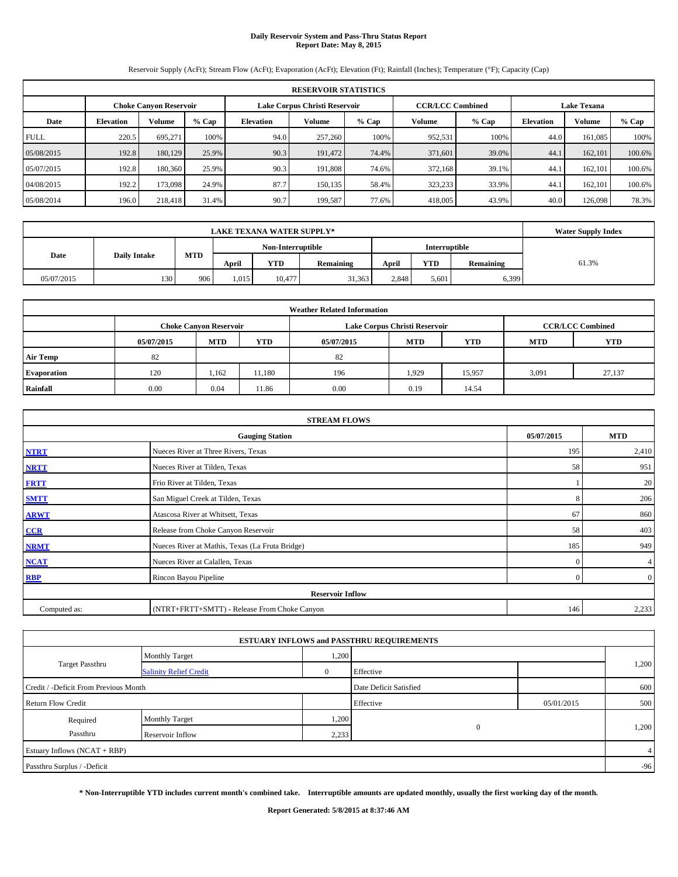# Daily Reservoir System and Pass-Thru Status Report
## Report Date: May 8, 2015

Reservoir Supply (AcFt); Stream Flow (AcFt); Evaporation (AcFt); Elevation (Ft); Rainfall (Inches); Temperature (°F); Capacity (Cap)

| RESERVOIR STATISTICS | | | | | | | | | | | |
|---|---|---|---|---|---|---|---|---|---|---|---|
| | Choke Canyon Reservoir | | | Lake Corpus Christi Reservoir | | | CCR/LCC Combined | | Lake Texana | | |
| Date | Elevation | Volume | % Cap | Elevation | Volume | % Cap | Volume | % Cap | Elevation | Volume | % Cap |
| FULL | 220.5 | 695,271 | 100% | 94.0 | 257,260 | 100% | 952,531 | 100% | 44.0 | 161,085 | 100% |
| 05/08/2015 | 192.8 | 180,129 | 25.9% | 90.3 | 191,472 | 74.4% | 371,601 | 39.0% | 44.1 | 162,101 | 100.6% |
| 05/07/2015 | 192.8 | 180,360 | 25.9% | 90.3 | 191,808 | 74.6% | 372,168 | 39.1% | 44.1 | 162,101 | 100.6% |
| 04/08/2015 | 192.2 | 173,098 | 24.9% | 87.7 | 150,135 | 58.4% | 323,233 | 33.9% | 44.1 | 162,101 | 100.6% |
| 05/08/2014 | 196.0 | 218,418 | 31.4% | 90.7 | 199,587 | 77.6% | 418,005 | 43.9% | 40.0 | 126,098 | 78.3% |

| LAKE TEXANA WATER SUPPLY* | | | | | | | | | Water Supply Index |
|---|---|---|---|---|---|---|---|---|---|
| Date | Daily Intake | MTD | Non-Interruptible | | | Interruptible | | | |
| | | | April | YTD | Remaining | April | YTD | Remaining | |
| 05/07/2015 | 130 | 906 | 1,015 | 10,477 | 31,363 | 2,848 | 5,601 | 6,399 | 61.3% |

| Weather Related Information | | | | | | | | |
|---|---|---|---|---|---|---|---|---|
| | Choke Canyon Reservoir | | | Lake Corpus Christi Reservoir | | | CCR/LCC Combined | |
| | 05/07/2015 | MTD | YTD | 05/07/2015 | MTD | YTD | MTD | YTD |
| Air Temp | 82 | | | 82 | | | | |
| Evaporation | 120 | 1,162 | 11,180 | 196 | 1,929 | 15,957 | 3,091 | 27,137 |
| Rainfall | 0.00 | 0.04 | 11.86 | 0.00 | 0.19 | 14.54 | | |

| STREAM FLOWS | | | |
|---|---|---|---|
| | Gauging Station | 05/07/2015 | MTD |
| NTRT | Nueces River at Three Rivers, Texas | 195 | 2,410 |
| NRTT | Nueces River at Tilden, Texas | 58 | 951 |
| FRTT | Frio River at Tilden, Texas | 1 | 20 |
| SMTT | San Miguel Creek at Tilden, Texas | 8 | 206 |
| ARWT | Atascosa River at Whitsett, Texas | 67 | 860 |
| CCR | Release from Choke Canyon Reservoir | 58 | 403 |
| NRMT | Nueces River at Mathis, Texas (La Fruta Bridge) | 185 | 949 |
| NCAT | Nueces River at Calallen, Texas | 0 | 4 |
| RBP | Rincon Bayou Pipeline | 0 | 0 |
| Reservoir Inflow | | | |
| Computed as: | (NTRT+FRTT+SMTT) - Release From Choke Canyon | 146 | 2,233 |

| ESTUARY INFLOWS and PASSTHRU REQUIREMENTS | | | | | |
|---|---|---|---|---|---|
| Target Passthru | Monthly Target | 1,200 | | | 1,200 |
| | Salinity Relief Credit | 0 | Effective | | |
| Credit / -Deficit From Previous Month | | | Date Deficit Satisfied | | 600 |
| Return Flow Credit | | | Effective | 05/01/2015 | 500 |
| Required Passthru | Monthly Target | 1,200 | 0 | | 1,200 |
| | Reservoir Inflow | 2,233 | | | |
| Estuary Inflows (NCAT + RBP) | | | | | 4 |
| Passthru Surplus / -Deficit | | | | | -96 |

**\* Non-Interruptible YTD includes current month's combined take. Interruptible amounts are updated monthly, usually the first working day of the month.**

**Report Generated: 5/8/2015 at 8:37:46 AM**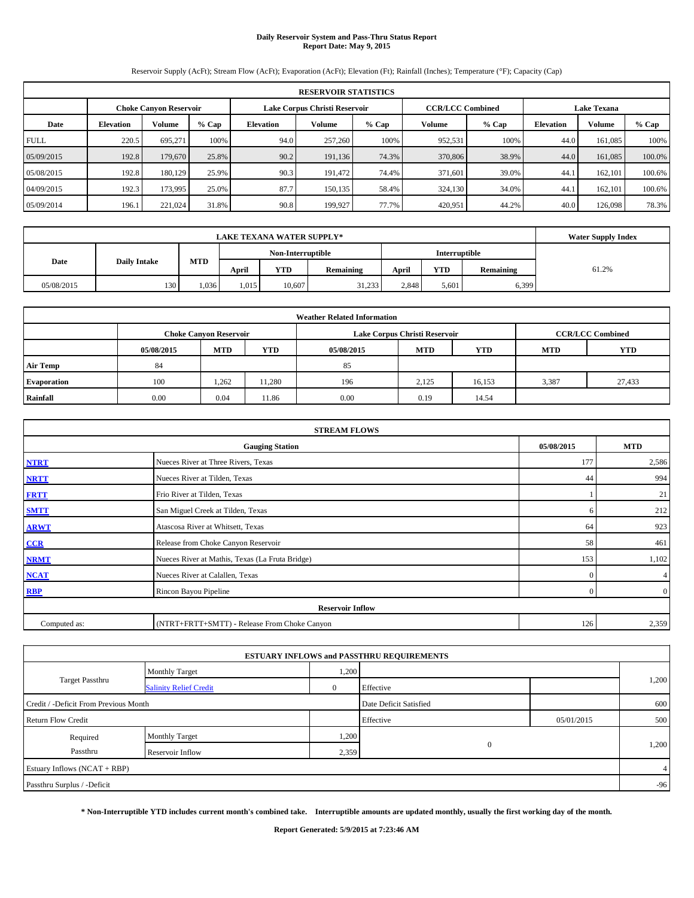# Daily Reservoir System and Pass-Thru Status Report
## Report Date: May 9, 2015

Reservoir Supply (AcFt); Stream Flow (AcFt); Evaporation (AcFt); Elevation (Ft); Rainfall (Inches); Temperature (°F); Capacity (Cap)

| RESERVOIR STATISTICS | | | | | | | | | | | |
|---|---|---|---|---|---|---|---|---|---|---|---|
| | Choke Canyon Reservoir | | | Lake Corpus Christi Reservoir | | | CCR/LCC Combined | | Lake Texana | | |
| Date | Elevation | Volume | % Cap | Elevation | Volume | % Cap | Volume | % Cap | Elevation | Volume | % Cap |
| FULL | 220.5 | 695,271 | 100% | 94.0 | 257,260 | 100% | 952,531 | 100% | 44.0 | 161,085 | 100% |
| 05/09/2015 | 192.8 | 179,670 | 25.8% | 90.2 | 191,136 | 74.3% | 370,806 | 38.9% | 44.0 | 161,085 | 100.0% |
| 05/08/2015 | 192.8 | 180,129 | 25.9% | 90.3 | 191,472 | 74.4% | 371,601 | 39.0% | 44.1 | 162,101 | 100.6% |
| 04/09/2015 | 192.3 | 173,995 | 25.0% | 87.7 | 150,135 | 58.4% | 324,130 | 34.0% | 44.1 | 162,101 | 100.6% |
| 05/09/2014 | 196.1 | 221,024 | 31.8% | 90.8 | 199,927 | 77.7% | 420,951 | 44.2% | 40.0 | 126,098 | 78.3% |

| LAKE TEXANA WATER SUPPLY* | | | | | | | | | Water Supply Index |
|---|---|---|---|---|---|---|---|---|---|
| Date | Daily Intake | MTD | Non-Interruptible | | | Interruptible | | | |
| | | | April | YTD | Remaining | April | YTD | Remaining | |
| 05/08/2015 | 130 | 1,036 | 1,015 | 10,607 | 31,233 | 2,848 | 5,601 | 6,399 | 61.2% |

| Weather Related Information | | | | | | | | |
|---|---|---|---|---|---|---|---|---|
| | Choke Canyon Reservoir | | | Lake Corpus Christi Reservoir | | | CCR/LCC Combined | |
| | 05/08/2015 | MTD | YTD | 05/08/2015 | MTD | YTD | MTD | YTD |
| Air Temp | 84 | | | 85 | | | | |
| Evaporation | 100 | 1,262 | 11,280 | 196 | 2,125 | 16,153 | 3,387 | 27,433 |
| Rainfall | 0.00 | 0.04 | 11.86 | 0.00 | 0.19 | 14.54 | | |

| STREAM FLOWS | | | |
|---|---|---|---|
| | Gauging Station | 05/08/2015 | MTD |
| NTRT | Nueces River at Three Rivers, Texas | 177 | 2,586 |
| NRTT | Nueces River at Tilden, Texas | 44 | 994 |
| FRTT | Frio River at Tilden, Texas | 1 | 21 |
| SMTT | San Miguel Creek at Tilden, Texas | 6 | 212 |
| ARWT | Atascosa River at Whitsett, Texas | 64 | 923 |
| CCR | Release from Choke Canyon Reservoir | 58 | 461 |
| NRMT | Nueces River at Mathis, Texas (La Fruta Bridge) | 153 | 1,102 |
| NCAT | Nueces River at Calallen, Texas | 0 | 4 |
| RBP | Rincon Bayou Pipeline | 0 | 0 |
| Reservoir Inflow | | | |
| Computed as: | (NTRT+FRTT+SMTT) - Release From Choke Canyon | 126 | 2,359 |

| ESTUARY INFLOWS and PASSTHRU REQUIREMENTS | | | | | |
|---|---|---|---|---|---|
| Target Passthru | Monthly Target | 1,200 | | | 1,200 |
| | Salinity Relief Credit | 0 | Effective | | |
| Credit / -Deficit From Previous Month | | | Date Deficit Satisfied | | 600 |
| Return Flow Credit | | | Effective | 05/01/2015 | 500 |
| Required Passthru | Monthly Target | 1,200 | 0 | | 1,200 |
| | Reservoir Inflow | 2,359 | | | |
| Estuary Inflows (NCAT + RBP) | | | | | 4 |
| Passthru Surplus / -Deficit | | | | | -96 |

**\* Non-Interruptible YTD includes current month's combined take. Interruptible amounts are updated monthly, usually the first working day of the month.**

**Report Generated: 5/9/2015 at 7:23:46 AM**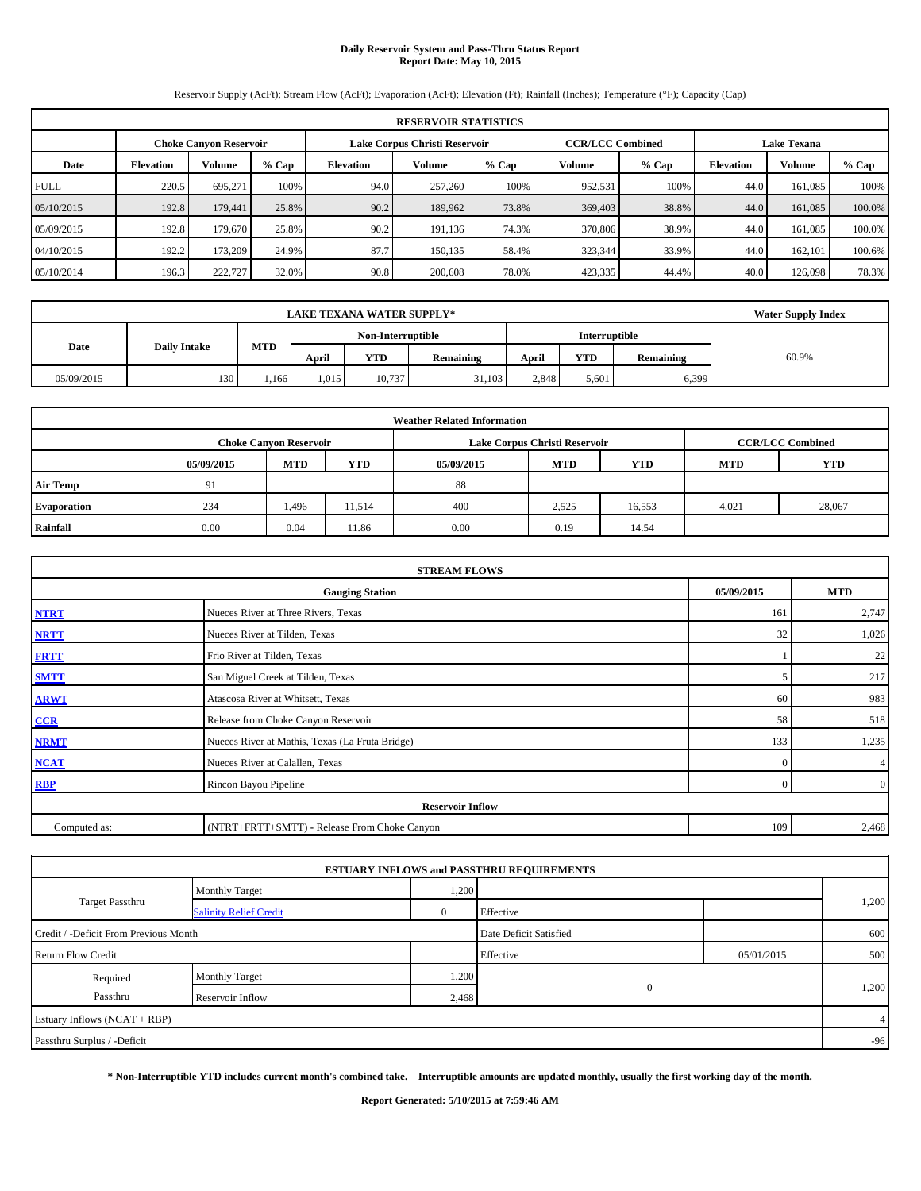# Daily Reservoir System and Pass-Thru Status Report
## Report Date: May 10, 2015

Reservoir Supply (AcFt); Stream Flow (AcFt); Evaporation (AcFt); Elevation (Ft); Rainfall (Inches); Temperature (°F); Capacity (Cap)

| RESERVOIR STATISTICS | | | | | | | | | | | |
|---|---|---|---|---|---|---|---|---|---|---|---|
| | Choke Canyon Reservoir | | | Lake Corpus Christi Reservoir | | | CCR/LCC Combined | | Lake Texana | | |
| Date | Elevation | Volume | % Cap | Elevation | Volume | % Cap | Volume | % Cap | Elevation | Volume | % Cap |
| FULL | 220.5 | 695,271 | 100% | 94.0 | 257,260 | 100% | 952,531 | 100% | 44.0 | 161,085 | 100% |
| 05/10/2015 | 192.8 | 179,441 | 25.8% | 90.2 | 189,962 | 73.8% | 369,403 | 38.8% | 44.0 | 161,085 | 100.0% |
| 05/09/2015 | 192.8 | 179,670 | 25.8% | 90.2 | 191,136 | 74.3% | 370,806 | 38.9% | 44.0 | 161,085 | 100.0% |
| 04/10/2015 | 192.2 | 173,209 | 24.9% | 87.7 | 150,135 | 58.4% | 323,344 | 33.9% | 44.0 | 162,101 | 100.6% |
| 05/10/2014 | 196.3 | 222,727 | 32.0% | 90.8 | 200,608 | 78.0% | 423,335 | 44.4% | 40.0 | 126,098 | 78.3% |

| LAKE TEXANA WATER SUPPLY* | | | | | | | | | Water Supply Index |
|---|---|---|---|---|---|---|---|---|---|
| Date | Daily Intake | MTD | Non-Interruptible | | | Interruptible | | | |
| | | | April | YTD | Remaining | April | YTD | Remaining | |
| 05/09/2015 | 130 | 1,166 | 1,015 | 10,737 | 31,103 | 2,848 | 5,601 | 6,399 | 60.9% |

| Weather Related Information | | | | | | | | |
|---|---|---|---|---|---|---|---|---|
| | Choke Canyon Reservoir | | | Lake Corpus Christi Reservoir | | | CCR/LCC Combined | |
| | 05/09/2015 | MTD | YTD | 05/09/2015 | MTD | YTD | MTD | YTD |
| Air Temp | 91 | | | 88 | | | | |
| Evaporation | 234 | 1,496 | 11,514 | 400 | 2,525 | 16,553 | 4,021 | 28,067 |
| Rainfall | 0.00 | 0.04 | 11.86 | 0.00 | 0.19 | 14.54 | | |

| STREAM FLOWS | | | |
|---|---|---|---|
| | Gauging Station | 05/09/2015 | MTD |
| NTRT | Nueces River at Three Rivers, Texas | 161 | 2,747 |
| NRTT | Nueces River at Tilden, Texas | 32 | 1,026 |
| FRTT | Frio River at Tilden, Texas | 1 | 22 |
| SMTT | San Miguel Creek at Tilden, Texas | 5 | 217 |
| ARWT | Atascosa River at Whitsett, Texas | 60 | 983 |
| CCR | Release from Choke Canyon Reservoir | 58 | 518 |
| NRMT | Nueces River at Mathis, Texas (La Fruta Bridge) | 133 | 1,235 |
| NCAT | Nueces River at Calallen, Texas | 0 | 4 |
| RBP | Rincon Bayou Pipeline | 0 | 0 |
| Reservoir Inflow | | | |
| Computed as: | (NTRT+FRTT+SMTT) - Release From Choke Canyon | 109 | 2,468 |

| ESTUARY INFLOWS and PASSTHRU REQUIREMENTS | | | | | |
|---|---|---|---|---|---|
| Target Passthru | Monthly Target | 1,200 | | | 1,200 |
| | Salinity Relief Credit | 0 | Effective | | |
| Credit / -Deficit From Previous Month | | | Date Deficit Satisfied | | 600 |
| Return Flow Credit | | | Effective | 05/01/2015 | 500 |
| Required Passthru | Monthly Target | 1,200 | 0 | | 1,200 |
| | Reservoir Inflow | 2,468 | | | |
| Estuary Inflows (NCAT + RBP) | | | | | 4 |
| Passthru Surplus / -Deficit | | | | | -96 |

**\* Non-Interruptible YTD includes current month's combined take. Interruptible amounts are updated monthly, usually the first working day of the month.**

**Report Generated: 5/10/2015 at 7:59:46 AM**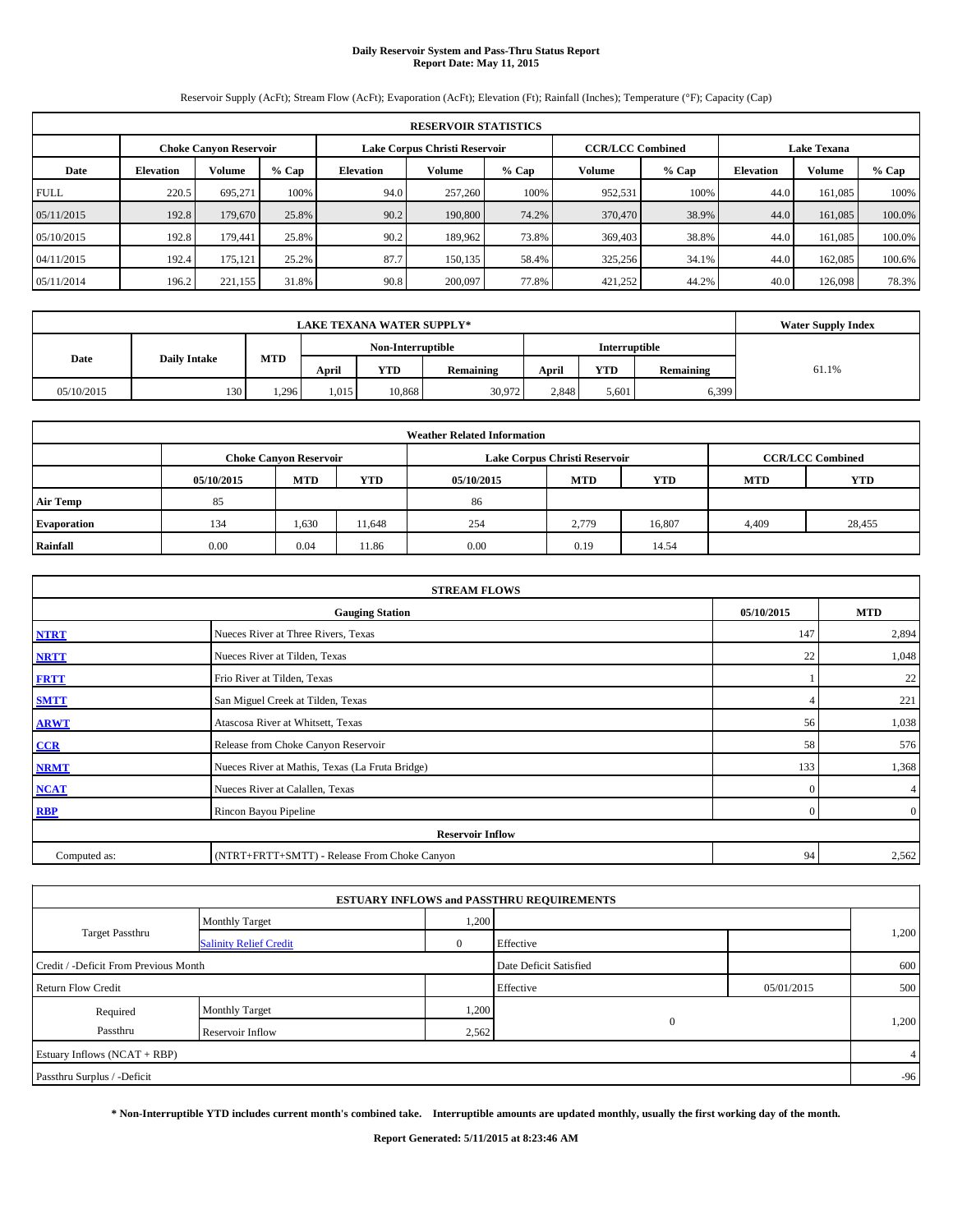# Daily Reservoir System and Pass-Thru Status Report
## Report Date: May 11, 2015

Reservoir Supply (AcFt); Stream Flow (AcFt); Evaporation (AcFt); Elevation (Ft); Rainfall (Inches); Temperature (°F); Capacity (Cap)

| RESERVOIR STATISTICS | | | | | | | | | | | |
|---|---|---|---|---|---|---|---|---|---|---|---|
| | Choke Canyon Reservoir | | | Lake Corpus Christi Reservoir | | | CCR/LCC Combined | | Lake Texana | | |
| Date | Elevation | Volume | % Cap | Elevation | Volume | % Cap | Volume | % Cap | Elevation | Volume | % Cap |
| FULL | 220.5 | 695,271 | 100% | 94.0 | 257,260 | 100% | 952,531 | 100% | 44.0 | 161,085 | 100% |
| 05/11/2015 | 192.8 | 179,670 | 25.8% | 90.2 | 190,800 | 74.2% | 370,470 | 38.9% | 44.0 | 161,085 | 100.0% |
| 05/10/2015 | 192.8 | 179,441 | 25.8% | 90.2 | 189,962 | 73.8% | 369,403 | 38.8% | 44.0 | 161,085 | 100.0% |
| 04/11/2015 | 192.4 | 175,121 | 25.2% | 87.7 | 150,135 | 58.4% | 325,256 | 34.1% | 44.0 | 162,085 | 100.6% |
| 05/11/2014 | 196.2 | 221,155 | 31.8% | 90.8 | 200,097 | 77.8% | 421,252 | 44.2% | 40.0 | 126,098 | 78.3% |

| LAKE TEXANA WATER SUPPLY* | | | | | | | | | Water Supply Index |
|---|---|---|---|---|---|---|---|---|---|
| Date | Daily Intake | MTD | Non-Interruptible | | | Interruptible | | | |
| | | | April | YTD | Remaining | April | YTD | Remaining | |
| 05/10/2015 | 130 | 1,296 | 1,015 | 10,868 | 30,972 | 2,848 | 5,601 | 6,399 | 61.1% |

| Weather Related Information | | | | | | | | |
|---|---|---|---|---|---|---|---|---|
| | Choke Canyon Reservoir | | | Lake Corpus Christi Reservoir | | | CCR/LCC Combined | |
| | 05/10/2015 | MTD | YTD | 05/10/2015 | MTD | YTD | MTD | YTD |
| Air Temp | 85 | | | 86 | | | | |
| Evaporation | 134 | 1,630 | 11,648 | 254 | 2,779 | 16,807 | 4,409 | 28,455 |
| Rainfall | 0.00 | 0.04 | 11.86 | 0.00 | 0.19 | 14.54 | | |

| STREAM FLOWS | | | |
|---|---|---|---|
| | Gauging Station | 05/10/2015 | MTD |
| NTRT | Nueces River at Three Rivers, Texas | 147 | 2,894 |
| NRTT | Nueces River at Tilden, Texas | 22 | 1,048 |
| FRTT | Frio River at Tilden, Texas | 1 | 22 |
| SMTT | San Miguel Creek at Tilden, Texas | 4 | 221 |
| ARWT | Atascosa River at Whitsett, Texas | 56 | 1,038 |
| CCR | Release from Choke Canyon Reservoir | 58 | 576 |
| NRMT | Nueces River at Mathis, Texas (La Fruta Bridge) | 133 | 1,368 |
| NCAT | Nueces River at Calallen, Texas | 0 | 4 |
| RBP | Rincon Bayou Pipeline | 0 | 0 |
| Reservoir Inflow | | | |
| Computed as: | (NTRT+FRTT+SMTT) - Release From Choke Canyon | 94 | 2,562 |

| ESTUARY INFLOWS and PASSTHRU REQUIREMENTS | | | | | |
|---|---|---|---|---|---|
| Target Passthru | Monthly Target | 1,200 | | | 1,200 |
| | Salinity Relief Credit | 0 | Effective | | |
| Credit / -Deficit From Previous Month | | | Date Deficit Satisfied | | 600 |
| Return Flow Credit | | | Effective | 05/01/2015 | 500 |
| Required Passthru | Monthly Target | 1,200 | 0 | | 1,200 |
| | Reservoir Inflow | 2,562 | | | |
| Estuary Inflows (NCAT + RBP) | | | | | 4 |
| Passthru Surplus / -Deficit | | | | | -96 |

**\* Non-Interruptible YTD includes current month's combined take. Interruptible amounts are updated monthly, usually the first working day of the month.**

**Report Generated: 5/11/2015 at 8:23:46 AM**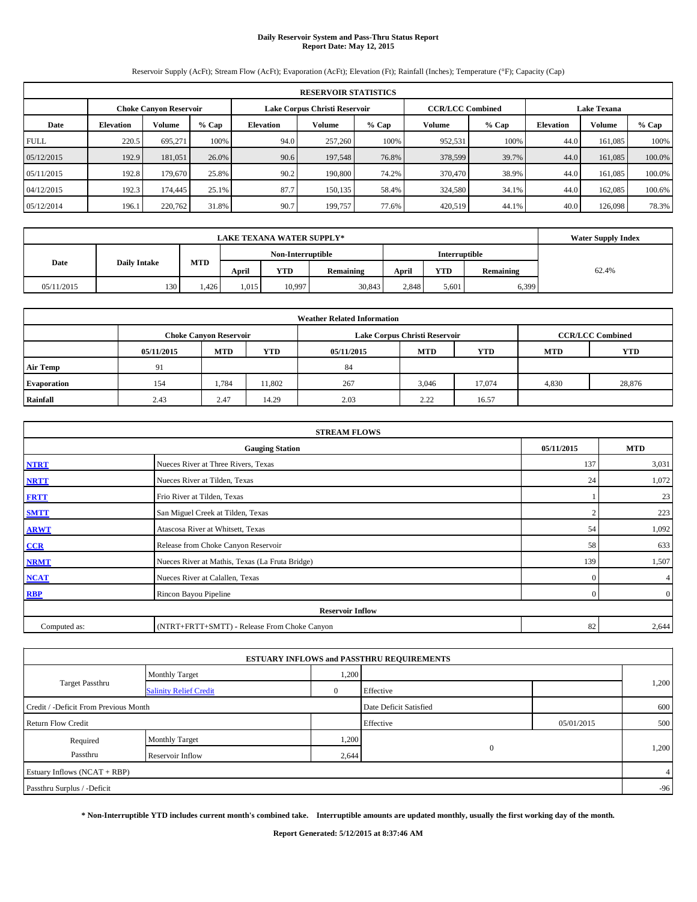# Daily Reservoir System and Pass-Thru Status Report
## Report Date: May 12, 2015

Reservoir Supply (AcFt); Stream Flow (AcFt); Evaporation (AcFt); Elevation (Ft); Rainfall (Inches); Temperature (°F); Capacity (Cap)

| RESERVOIR STATISTICS | | | | | | | | | | | |
|---|---|---|---|---|---|---|---|---|---|---|---|
| | Choke Canyon Reservoir | | | Lake Corpus Christi Reservoir | | | CCR/LCC Combined | | Lake Texana | | |
| Date | Elevation | Volume | % Cap | Elevation | Volume | % Cap | Volume | % Cap | Elevation | Volume | % Cap |
| FULL | 220.5 | 695,271 | 100% | 94.0 | 257,260 | 100% | 952,531 | 100% | 44.0 | 161,085 | 100% |
| 05/12/2015 | 192.9 | 181,051 | 26.0% | 90.6 | 197,548 | 76.8% | 378,599 | 39.7% | 44.0 | 161,085 | 100.0% |
| 05/11/2015 | 192.8 | 179,670 | 25.8% | 90.2 | 190,800 | 74.2% | 370,470 | 38.9% | 44.0 | 161,085 | 100.0% |
| 04/12/2015 | 192.3 | 174,445 | 25.1% | 87.7 | 150,135 | 58.4% | 324,580 | 34.1% | 44.0 | 162,085 | 100.6% |
| 05/12/2014 | 196.1 | 220,762 | 31.8% | 90.7 | 199,757 | 77.6% | 420,519 | 44.1% | 40.0 | 126,098 | 78.3% |

| LAKE TEXANA WATER SUPPLY* | | | | | | | | | Water Supply Index |
|---|---|---|---|---|---|---|---|---|---|
| Date | Daily Intake | MTD | Non-Interruptible | | | Interruptible | | | |
| | | | April | YTD | Remaining | April | YTD | Remaining | |
| 05/11/2015 | 130 | 1,426 | 1,015 | 10,997 | 30,843 | 2,848 | 5,601 | 6,399 | 62.4% |

| Weather Related Information | | | | | | | | |
|---|---|---|---|---|---|---|---|---|
| | Choke Canyon Reservoir | | | Lake Corpus Christi Reservoir | | | CCR/LCC Combined | |
| | 05/11/2015 | MTD | YTD | 05/11/2015 | MTD | YTD | MTD | YTD |
| Air Temp | 91 | | | 84 | | | | |
| Evaporation | 154 | 1,784 | 11,802 | 267 | 3,046 | 17,074 | 4,830 | 28,876 |
| Rainfall | 2.43 | 2.47 | 14.29 | 2.03 | 2.22 | 16.57 | | |

| STREAM FLOWS | | | |
|---|---|---|---|
| | Gauging Station | 05/11/2015 | MTD |
| NTRT | Nueces River at Three Rivers, Texas | 137 | 3,031 |
| NRTT | Nueces River at Tilden, Texas | 24 | 1,072 |
| FRTT | Frio River at Tilden, Texas | 1 | 23 |
| SMTT | San Miguel Creek at Tilden, Texas | 2 | 223 |
| ARWT | Atascosa River at Whitsett, Texas | 54 | 1,092 |
| CCR | Release from Choke Canyon Reservoir | 58 | 633 |
| NRMT | Nueces River at Mathis, Texas (La Fruta Bridge) | 139 | 1,507 |
| NCAT | Nueces River at Calallen, Texas | 0 | 4 |
| RBP | Rincon Bayou Pipeline | 0 | 0 |
| Reservoir Inflow | | | |
| Computed as: | (NTRT+FRTT+SMTT) - Release From Choke Canyon | 82 | 2,644 |

| ESTUARY INFLOWS and PASSTHRU REQUIREMENTS | | | | | |
|---|---|---|---|---|---|
| Target Passthru | Monthly Target | 1,200 | | | 1,200 |
| | Salinity Relief Credit | 0 | Effective | | |
| Credit / -Deficit From Previous Month | | | Date Deficit Satisfied | | 600 |
| Return Flow Credit | | | Effective | 05/01/2015 | 500 |
| Required Passthru | Monthly Target | 1,200 | 0 | | 1,200 |
| | Reservoir Inflow | 2,644 | | | |
| Estuary Inflows (NCAT + RBP) | | | | | 4 |
| Passthru Surplus / -Deficit | | | | | -96 |

**\* Non-Interruptible YTD includes current month's combined take. Interruptible amounts are updated monthly, usually the first working day of the month.**

**Report Generated: 5/12/2015 at 8:37:46 AM**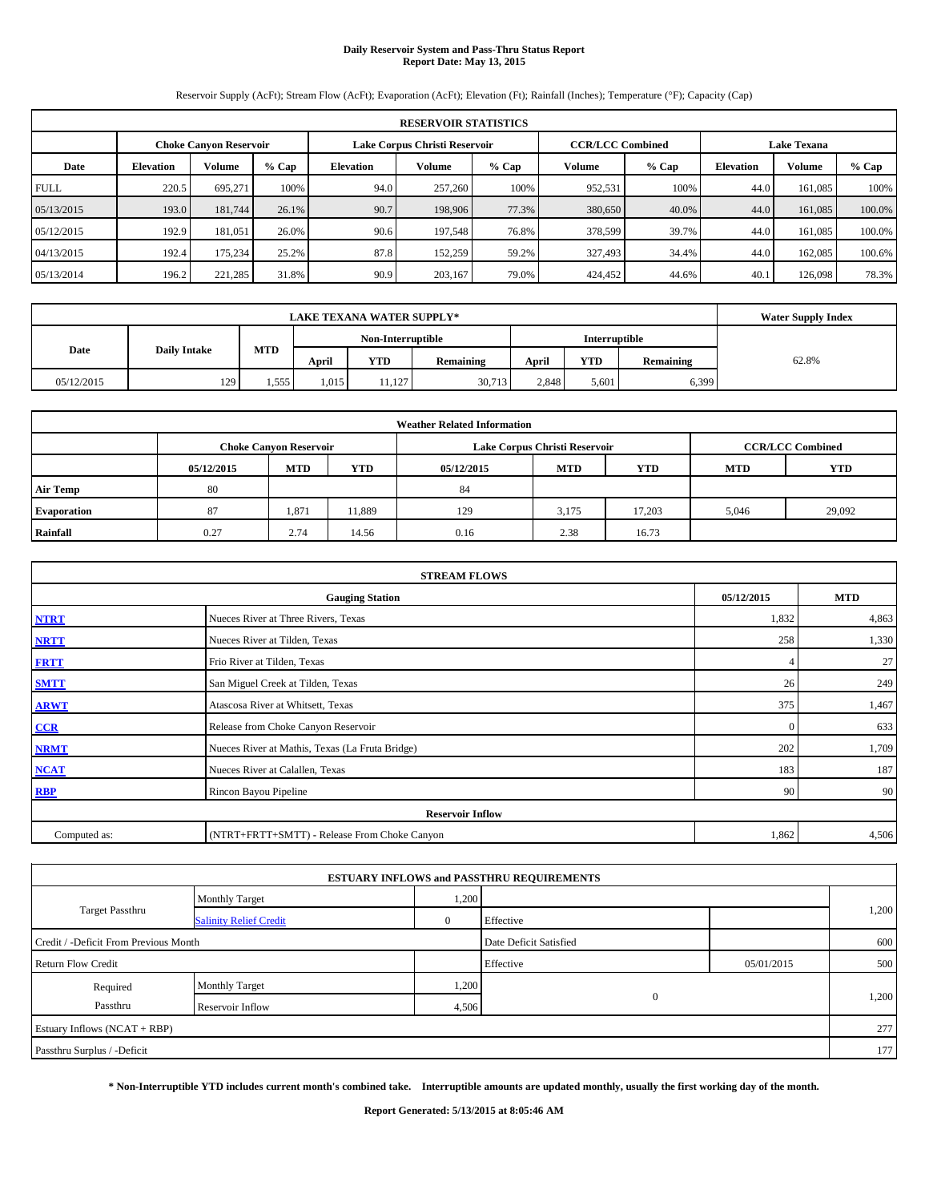# Daily Reservoir System and Pass-Thru Status Report
## Report Date: May 13, 2015

Reservoir Supply (AcFt); Stream Flow (AcFt); Evaporation (AcFt); Elevation (Ft); Rainfall (Inches); Temperature (°F); Capacity (Cap)

| RESERVOIR STATISTICS | | | | | | | | | | | |
|---|---|---|---|---|---|---|---|---|---|---|---|
| | Choke Canyon Reservoir | | | Lake Corpus Christi Reservoir | | | CCR/LCC Combined | | Lake Texana | | |
| Date | Elevation | Volume | % Cap | Elevation | Volume | % Cap | Volume | % Cap | Elevation | Volume | % Cap |
| FULL | 220.5 | 695,271 | 100% | 94.0 | 257,260 | 100% | 952,531 | 100% | 44.0 | 161,085 | 100% |
| 05/13/2015 | 193.0 | 181,744 | 26.1% | 90.7 | 198,906 | 77.3% | 380,650 | 40.0% | 44.0 | 161,085 | 100.0% |
| 05/12/2015 | 192.9 | 181,051 | 26.0% | 90.6 | 197,548 | 76.8% | 378,599 | 39.7% | 44.0 | 161,085 | 100.0% |
| 04/13/2015 | 192.4 | 175,234 | 25.2% | 87.8 | 152,259 | 59.2% | 327,493 | 34.4% | 44.0 | 162,085 | 100.6% |
| 05/13/2014 | 196.2 | 221,285 | 31.8% | 90.9 | 203,167 | 79.0% | 424,452 | 44.6% | 40.1 | 126,098 | 78.3% |

| LAKE TEXANA WATER SUPPLY* | | | | | | | | | Water Supply Index |
|---|---|---|---|---|---|---|---|---|---|
| Date | Daily Intake | MTD | Non-Interruptible | | | Interruptible | | | |
| | | | April | YTD | Remaining | April | YTD | Remaining | |
| 05/12/2015 | 129 | 1,555 | 1,015 | 11,127 | 30,713 | 2,848 | 5,601 | 6,399 | 62.8% |

| Weather Related Information | | | | | | | | |
|---|---|---|---|---|---|---|---|---|
| | Choke Canyon Reservoir | | | Lake Corpus Christi Reservoir | | | CCR/LCC Combined | |
| | 05/12/2015 | MTD | YTD | 05/12/2015 | MTD | YTD | MTD | YTD |
| Air Temp | 80 | | | 84 | | | | |
| Evaporation | 87 | 1,871 | 11,889 | 129 | 3,175 | 17,203 | 5,046 | 29,092 |
| Rainfall | 0.27 | 2.74 | 14.56 | 0.16 | 2.38 | 16.73 | | |

| STREAM FLOWS | | | |
|---|---|---|---|
| | Gauging Station | 05/12/2015 | MTD |
| NTRT | Nueces River at Three Rivers, Texas | 1,832 | 4,863 |
| NRTT | Nueces River at Tilden, Texas | 258 | 1,330 |
| FRTT | Frio River at Tilden, Texas | 4 | 27 |
| SMTT | San Miguel Creek at Tilden, Texas | 26 | 249 |
| ARWT | Atascosa River at Whitsett, Texas | 375 | 1,467 |
| CCR | Release from Choke Canyon Reservoir | 0 | 633 |
| NRMT | Nueces River at Mathis, Texas (La Fruta Bridge) | 202 | 1,709 |
| NCAT | Nueces River at Calallen, Texas | 183 | 187 |
| RBP | Rincon Bayou Pipeline | 90 | 90 |
| Reservoir Inflow | | | |
| Computed as: | (NTRT+FRTT+SMTT) - Release From Choke Canyon | 1,862 | 4,506 |

| ESTUARY INFLOWS and PASSTHRU REQUIREMENTS | | | | | |
|---|---|---|---|---|---|
| Target Passthru | Monthly Target | 1,200 | | | 1,200 |
| | Salinity Relief Credit | 0 | Effective | | |
| Credit / -Deficit From Previous Month | | | Date Deficit Satisfied | | 600 |
| Return Flow Credit | | | Effective | 05/01/2015 | 500 |
| Required Passthru | Monthly Target | 1,200 | 0 | | 1,200 |
| | Reservoir Inflow | 4,506 | | | |
| Estuary Inflows (NCAT + RBP) | | | | | 277 |
| Passthru Surplus / -Deficit | | | | | 177 |

**\* Non-Interruptible YTD includes current month's combined take. Interruptible amounts are updated monthly, usually the first working day of the month.**

**Report Generated: 5/13/2015 at 8:05:46 AM**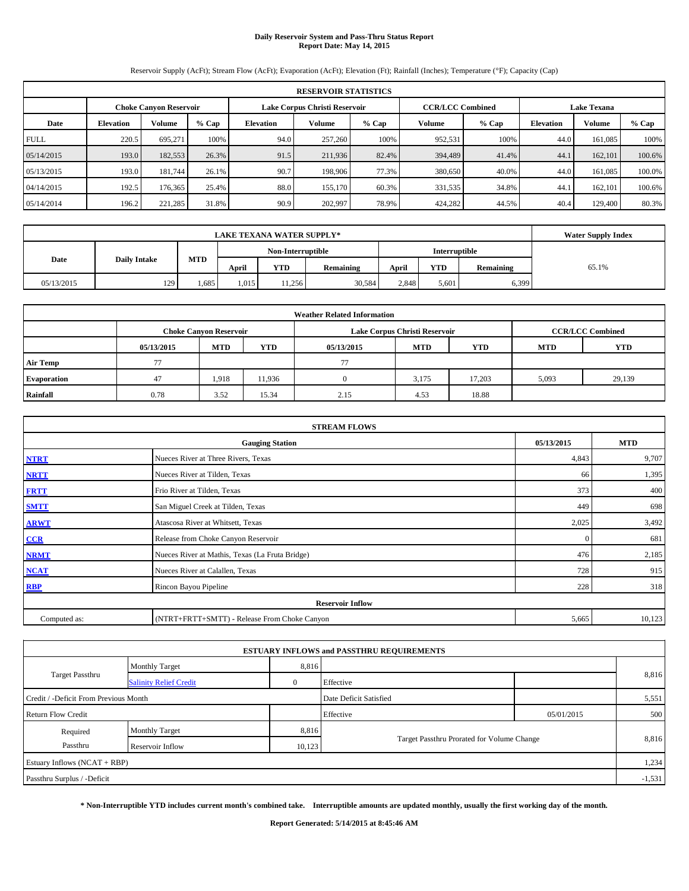# Daily Reservoir System and Pass-Thru Status Report
## Report Date: May 14, 2015

Reservoir Supply (AcFt); Stream Flow (AcFt); Evaporation (AcFt); Elevation (Ft); Rainfall (Inches); Temperature (°F); Capacity (Cap)

| RESERVOIR STATISTICS | | | | | | | | | | | |
|---|---|---|---|---|---|---|---|---|---|---|---|
| | Choke Canyon Reservoir | | | Lake Corpus Christi Reservoir | | | CCR/LCC Combined | | Lake Texana | | |
| Date | Elevation | Volume | % Cap | Elevation | Volume | % Cap | Volume | % Cap | Elevation | Volume | % Cap |
| FULL | 220.5 | 695,271 | 100% | 94.0 | 257,260 | 100% | 952,531 | 100% | 44.0 | 161,085 | 100% |
| 05/14/2015 | 193.0 | 182,553 | 26.3% | 91.5 | 211,936 | 82.4% | 394,489 | 41.4% | 44.1 | 162,101 | 100.6% |
| 05/13/2015 | 193.0 | 181,744 | 26.1% | 90.7 | 198,906 | 77.3% | 380,650 | 40.0% | 44.0 | 161,085 | 100.0% |
| 04/14/2015 | 192.5 | 176,365 | 25.4% | 88.0 | 155,170 | 60.3% | 331,535 | 34.8% | 44.1 | 162,101 | 100.6% |
| 05/14/2014 | 196.2 | 221,285 | 31.8% | 90.9 | 202,997 | 78.9% | 424,282 | 44.5% | 40.4 | 129,400 | 80.3% |

| LAKE TEXANA WATER SUPPLY* | | | | | | | | | Water Supply Index |
|---|---|---|---|---|---|---|---|---|---|
| Date | Daily Intake | MTD | Non-Interruptible | | | Interruptible | | | |
| | | | April | YTD | Remaining | April | YTD | Remaining | |
| 05/13/2015 | 129 | 1,685 | 1,015 | 11,256 | 30,584 | 2,848 | 5,601 | 6,399 | 65.1% |

| Weather Related Information | | | | | | | |
|---|---|---|---|---|---|---|---|
| | Choke Canyon Reservoir | | | Lake Corpus Christi Reservoir | | | CCR/LCC Combined | |
| | 05/13/2015 | MTD | YTD | 05/13/2015 | MTD | YTD | MTD | YTD |
| Air Temp | 77 | | | 77 | | | | |
| Evaporation | 47 | 1,918 | 11,936 | 0 | 3,175 | 17,203 | 5,093 | 29,139 |
| Rainfall | 0.78 | 3.52 | 15.34 | 2.15 | 4.53 | 18.88 | | |

| STREAM FLOWS | | | |
|---|---|---|---|
| | Gauging Station | 05/13/2015 | MTD |
| NTRT | Nueces River at Three Rivers, Texas | 4,843 | 9,707 |
| NRTT | Nueces River at Tilden, Texas | 66 | 1,395 |
| FRTT | Frio River at Tilden, Texas | 373 | 400 |
| SMTT | San Miguel Creek at Tilden, Texas | 449 | 698 |
| ARWT | Atascosa River at Whitsett, Texas | 2,025 | 3,492 |
| CCR | Release from Choke Canyon Reservoir | 0 | 681 |
| NRMT | Nueces River at Mathis, Texas (La Fruta Bridge) | 476 | 2,185 |
| NCAT | Nueces River at Calallen, Texas | 728 | 915 |
| RBP | Rincon Bayou Pipeline | 228 | 318 |
| Reservoir Inflow | | | |
| Computed as: | (NTRT+FRTT+SMTT) - Release From Choke Canyon | 5,665 | 10,123 |

| ESTUARY INFLOWS and PASSTHRU REQUIREMENTS | | | | | |
|---|---|---|---|---|---|
| Target Passthru | Monthly Target | 8,816 | | | 8,816 |
| | Salinity Relief Credit | 0 | Effective | | |
| Credit / -Deficit From Previous Month | | | Date Deficit Satisfied | | 5,551 |
| Return Flow Credit | | | Effective | 05/01/2015 | 500 |
| Required Passthru | Monthly Target | 8,816 | Target Passthru Prorated for Volume Change | | 8,816 |
| | Reservoir Inflow | 10,123 | | | |
| Estuary Inflows (NCAT + RBP) | | | | | 1,234 |
| Passthru Surplus / -Deficit | | | | | -1,531 |

**\* Non-Interruptible YTD includes current month's combined take. Interruptible amounts are updated monthly, usually the first working day of the month.**

**Report Generated: 5/14/2015 at 8:45:46 AM**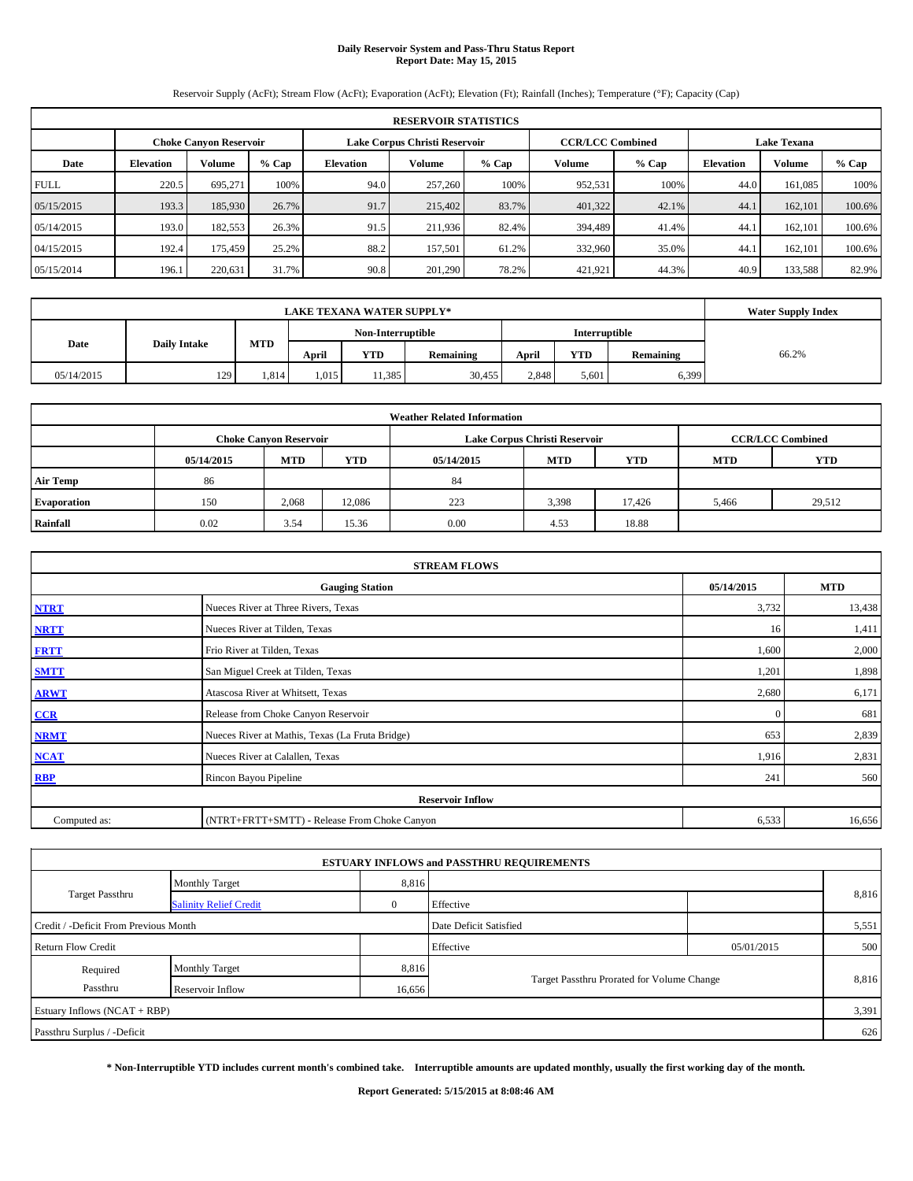# Daily Reservoir System and Pass-Thru Status Report
## Report Date: May 15, 2015

Reservoir Supply (AcFt); Stream Flow (AcFt); Evaporation (AcFt); Elevation (Ft); Rainfall (Inches); Temperature (°F); Capacity (Cap)

| RESERVOIR STATISTICS | | | | | | | | | | | |
|---|---|---|---|---|---|---|---|---|---|---|---|
| | Choke Canyon Reservoir | | | Lake Corpus Christi Reservoir | | | CCR/LCC Combined | | Lake Texana | | |
| Date | Elevation | Volume | % Cap | Elevation | Volume | % Cap | Volume | % Cap | Elevation | Volume | % Cap |
| FULL | 220.5 | 695,271 | 100% | 94.0 | 257,260 | 100% | 952,531 | 100% | 44.0 | 161,085 | 100% |
| 05/15/2015 | 193.3 | 185,930 | 26.7% | 91.7 | 215,402 | 83.7% | 401,322 | 42.1% | 44.1 | 162,101 | 100.6% |
| 05/14/2015 | 193.0 | 182,553 | 26.3% | 91.5 | 211,936 | 82.4% | 394,489 | 41.4% | 44.1 | 162,101 | 100.6% |
| 04/15/2015 | 192.4 | 175,459 | 25.2% | 88.2 | 157,501 | 61.2% | 332,960 | 35.0% | 44.1 | 162,101 | 100.6% |
| 05/15/2014 | 196.1 | 220,631 | 31.7% | 90.8 | 201,290 | 78.2% | 421,921 | 44.3% | 40.9 | 133,588 | 82.9% |

| LAKE TEXANA WATER SUPPLY* | | | | | | | | | Water Supply Index |
|---|---|---|---|---|---|---|---|---|---|
| Date | Daily Intake | MTD | Non-Interruptible | | | Interruptible | | | |
| | | | April | YTD | Remaining | April | YTD | Remaining | |
| 05/14/2015 | 129 | 1,814 | 1,015 | 11,385 | 30,455 | 2,848 | 5,601 | 6,399 | 66.2% |

| Weather Related Information | | | | | | | | |
|---|---|---|---|---|---|---|---|---|
| | Choke Canyon Reservoir | | | Lake Corpus Christi Reservoir | | | CCR/LCC Combined | |
| | 05/14/2015 | MTD | YTD | 05/14/2015 | MTD | YTD | MTD | YTD |
| Air Temp | 86 | | | 84 | | | | |
| Evaporation | 150 | 2,068 | 12,086 | 223 | 3,398 | 17,426 | 5,466 | 29,512 |
| Rainfall | 0.02 | 3.54 | 15.36 | 0.00 | 4.53 | 18.88 | | |

| STREAM FLOWS | | | |
|---|---|---|---|
| | Gauging Station | 05/14/2015 | MTD |
| NTRT | Nueces River at Three Rivers, Texas | 3,732 | 13,438 |
| NRTT | Nueces River at Tilden, Texas | 16 | 1,411 |
| FRTT | Frio River at Tilden, Texas | 1,600 | 2,000 |
| SMTT | San Miguel Creek at Tilden, Texas | 1,201 | 1,898 |
| ARWT | Atascosa River at Whitsett, Texas | 2,680 | 6,171 |
| CCR | Release from Choke Canyon Reservoir | 0 | 681 |
| NRMT | Nueces River at Mathis, Texas (La Fruta Bridge) | 653 | 2,839 |
| NCAT | Nueces River at Calallen, Texas | 1,916 | 2,831 |
| RBP | Rincon Bayou Pipeline | 241 | 560 |
| Reservoir Inflow | | | |
| Computed as: | (NTRT+FRTT+SMTT) - Release From Choke Canyon | 6,533 | 16,656 |

| ESTUARY INFLOWS and PASSTHRU REQUIREMENTS | | | | | |
|---|---|---|---|---|---|
| Target Passthru | Monthly Target | 8,816 | | | 8,816 |
| | Salinity Relief Credit | 0 | Effective | | |
| Credit / -Deficit From Previous Month | | | Date Deficit Satisfied | | 5,551 |
| Return Flow Credit | | | Effective | 05/01/2015 | 500 |
| Required Passthru | Monthly Target | 8,816 | Target Passthru Prorated for Volume Change | | 8,816 |
| | Reservoir Inflow | 16,656 | | | |
| Estuary Inflows (NCAT + RBP) | | | | | 3,391 |
| Passthru Surplus / -Deficit | | | | | 626 |

**\* Non-Interruptible YTD includes current month's combined take. Interruptible amounts are updated monthly, usually the first working day of the month.**

**Report Generated: 5/15/2015 at 8:08:46 AM**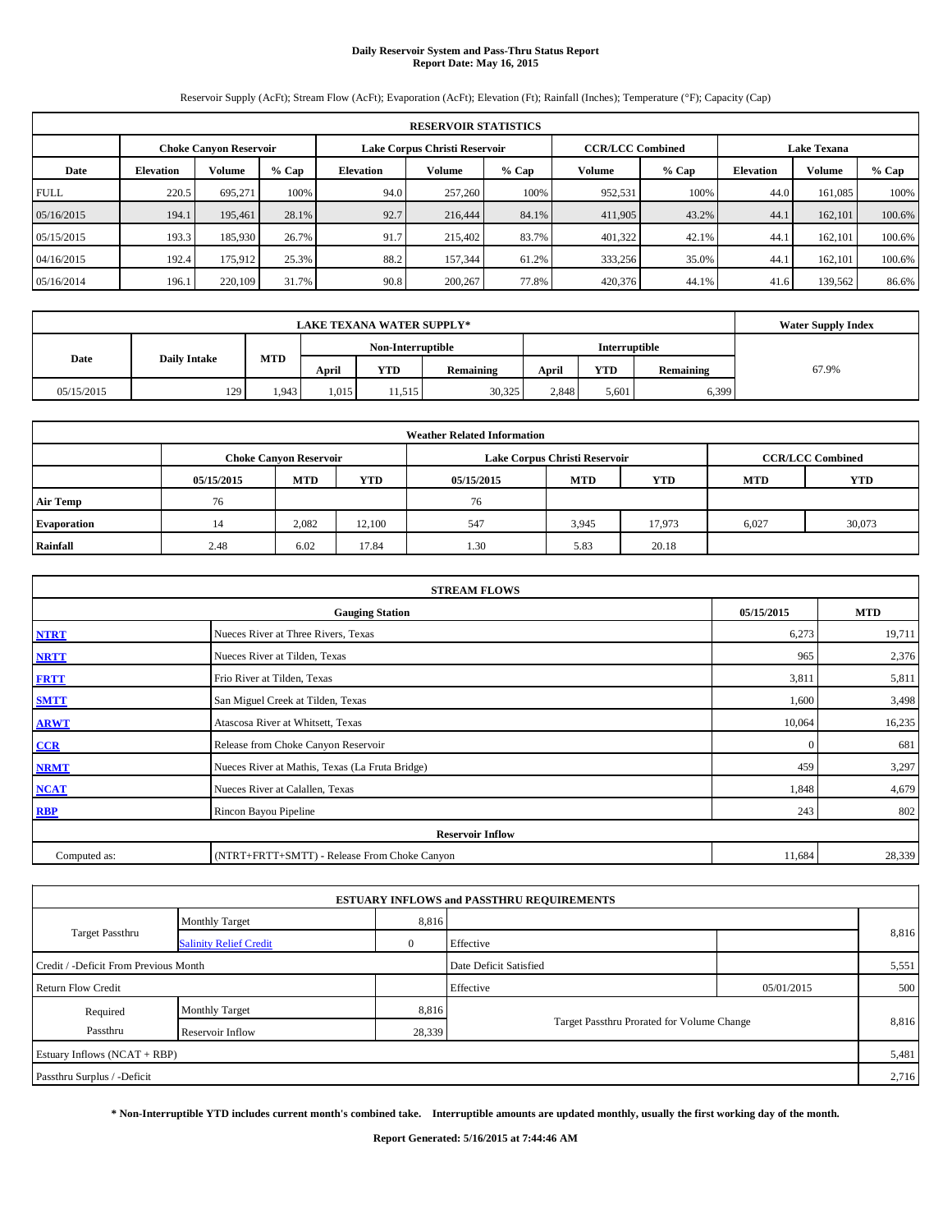# Daily Reservoir System and Pass-Thru Status Report
## Report Date: May 16, 2015

Reservoir Supply (AcFt); Stream Flow (AcFt); Evaporation (AcFt); Elevation (Ft); Rainfall (Inches); Temperature (°F); Capacity (Cap)

| RESERVOIR STATISTICS | | | | | | | | | | | |
|---|---|---|---|---|---|---|---|---|---|---|---|
| | Choke Canyon Reservoir | | | Lake Corpus Christi Reservoir | | | CCR/LCC Combined | | Lake Texana | | |
| Date | Elevation | Volume | % Cap | Elevation | Volume | % Cap | Volume | % Cap | Elevation | Volume | % Cap |
| FULL | 220.5 | 695,271 | 100% | 94.0 | 257,260 | 100% | 952,531 | 100% | 44.0 | 161,085 | 100% |
| 05/16/2015 | 194.1 | 195,461 | 28.1% | 92.7 | 216,444 | 84.1% | 411,905 | 43.2% | 44.1 | 162,101 | 100.6% |
| 05/15/2015 | 193.3 | 185,930 | 26.7% | 91.7 | 215,402 | 83.7% | 401,322 | 42.1% | 44.1 | 162,101 | 100.6% |
| 04/16/2015 | 192.4 | 175,912 | 25.3% | 88.2 | 157,344 | 61.2% | 333,256 | 35.0% | 44.1 | 162,101 | 100.6% |
| 05/16/2014 | 196.1 | 220,109 | 31.7% | 90.8 | 200,267 | 77.8% | 420,376 | 44.1% | 41.6 | 139,562 | 86.6% |

| LAKE TEXANA WATER SUPPLY* | | | | | | | | | Water Supply Index |
|---|---|---|---|---|---|---|---|---|---|
| Date | Daily Intake | MTD | Non-Interruptible | | | Interruptible | | | |
| | | | April | YTD | Remaining | April | YTD | Remaining | |
| 05/15/2015 | 129 | 1,943 | 1,015 | 11,515 | 30,325 | 2,848 | 5,601 | 6,399 | 67.9% |

| Weather Related Information | | | | | | | | |
|---|---|---|---|---|---|---|---|---|
| | Choke Canyon Reservoir | | | Lake Corpus Christi Reservoir | | | CCR/LCC Combined | |
| | 05/15/2015 | MTD | YTD | 05/15/2015 | MTD | YTD | MTD | YTD |
| Air Temp | 76 | | | 76 | | | | |
| Evaporation | 14 | 2,082 | 12,100 | 547 | 3,945 | 17,973 | 6,027 | 30,073 |
| Rainfall | 2.48 | 6.02 | 17.84 | 1.30 | 5.83 | 20.18 | | |

| STREAM FLOWS | | | |
|---|---|---|---|
| | Gauging Station | 05/15/2015 | MTD |
| NTRT | Nueces River at Three Rivers, Texas | 6,273 | 19,711 |
| NRTT | Nueces River at Tilden, Texas | 965 | 2,376 |
| FRTT | Frio River at Tilden, Texas | 3,811 | 5,811 |
| SMTT | San Miguel Creek at Tilden, Texas | 1,600 | 3,498 |
| ARWT | Atascosa River at Whitsett, Texas | 10,064 | 16,235 |
| CCR | Release from Choke Canyon Reservoir | 0 | 681 |
| NRMT | Nueces River at Mathis, Texas (La Fruta Bridge) | 459 | 3,297 |
| NCAT | Nueces River at Calallen, Texas | 1,848 | 4,679 |
| RBP | Rincon Bayou Pipeline | 243 | 802 |
| Reservoir Inflow | | | |
| Computed as: | (NTRT+FRTT+SMTT) - Release From Choke Canyon | 11,684 | 28,339 |

| ESTUARY INFLOWS and PASSTHRU REQUIREMENTS | | | | | |
|---|---|---|---|---|---|
| Target Passthru | Monthly Target | 8,816 | | | 8,816 |
| | Salinity Relief Credit | 0 | Effective | | |
| Credit / -Deficit From Previous Month | | | Date Deficit Satisfied | | 5,551 |
| Return Flow Credit | | | Effective | 05/01/2015 | 500 |
| Required Passthru | Monthly Target | 8,816 | Target Passthru Prorated for Volume Change | | 8,816 |
| | Reservoir Inflow | 28,339 | | | |
| Estuary Inflows (NCAT + RBP) | | | | | 5,481 |
| Passthru Surplus / -Deficit | | | | | 2,716 |

**\* Non-Interruptible YTD includes current month's combined take. Interruptible amounts are updated monthly, usually the first working day of the month.**

**Report Generated: 5/16/2015 at 7:44:46 AM**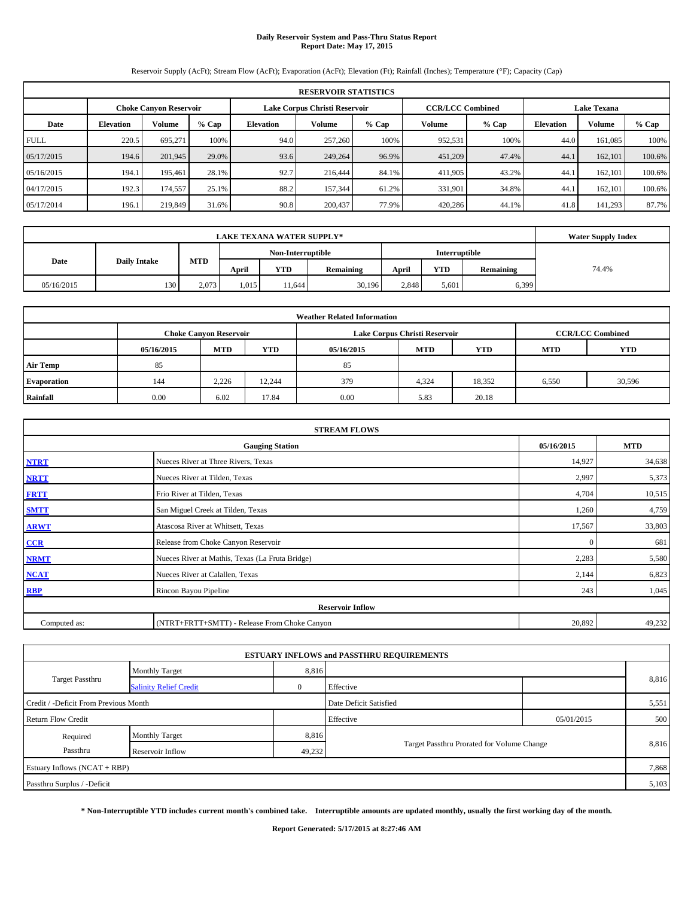# Daily Reservoir System and Pass-Thru Status Report
**Report Date: May 17, 2015**

Reservoir Supply (AcFt); Stream Flow (AcFt); Evaporation (AcFt); Elevation (Ft); Rainfall (Inches); Temperature (°F); Capacity (Cap)

| RESERVOIR STATISTICS | | | | | | | | | | | |
|---|---|---|---|---|---|---|---|---|---|---|---|
| | Choke Canyon Reservoir | | | Lake Corpus Christi Reservoir | | | CCR/LCC Combined | | Lake Texana | | |
| Date | Elevation | Volume | % Cap | Elevation | Volume | % Cap | Volume | % Cap | Elevation | Volume | % Cap |
| FULL | 220.5 | 695,271 | 100% | 94.0 | 257,260 | 100% | 952,531 | 100% | 44.0 | 161,085 | 100% |
| 05/17/2015 | 194.6 | 201,945 | 29.0% | 93.6 | 249,264 | 96.9% | 451,209 | 47.4% | 44.1 | 162,101 | 100.6% |
| 05/16/2015 | 194.1 | 195,461 | 28.1% | 92.7 | 216,444 | 84.1% | 411,905 | 43.2% | 44.1 | 162,101 | 100.6% |
| 04/17/2015 | 192.3 | 174,557 | 25.1% | 88.2 | 157,344 | 61.2% | 331,901 | 34.8% | 44.1 | 162,101 | 100.6% |
| 05/17/2014 | 196.1 | 219,849 | 31.6% | 90.8 | 200,437 | 77.9% | 420,286 | 44.1% | 41.8 | 141,293 | 87.7% |

| LAKE TEXANA WATER SUPPLY* | | | | | | | | | Water Supply Index |
|---|---|---|---|---|---|---|---|---|---|
| | | | Non-Interruptible | | | Interruptible | | | |
| Date | Daily Intake | MTD | April | YTD | Remaining | April | YTD | Remaining | |
| 05/16/2015 | 130 | 2,073 | 1,015 | 11,644 | 30,196 | 2,848 | 5,601 | 6,399 | 74.4% |

| Weather Related Information | | | | | | | | |
|---|---|---|---|---|---|---|---|---|
| | Choke Canyon Reservoir | | | Lake Corpus Christi Reservoir | | | CCR/LCC Combined | |
| | 05/16/2015 | MTD | YTD | 05/16/2015 | MTD | YTD | MTD | YTD |
| Air Temp | 85 | | | 85 | | | | |
| Evaporation | 144 | 2,226 | 12,244 | 379 | 4,324 | 18,352 | 6,550 | 30,596 |
| Rainfall | 0.00 | 6.02 | 17.84 | 0.00 | 5.83 | 20.18 | | |

| STREAM FLOWS | | | |
|---|---|---|---|
| | Gauging Station | 05/16/2015 | MTD |
| NTRT | Nueces River at Three Rivers, Texas | 14,927 | 34,638 |
| NRTT | Nueces River at Tilden, Texas | 2,997 | 5,373 |
| FRTT | Frio River at Tilden, Texas | 4,704 | 10,515 |
| SMTT | San Miguel Creek at Tilden, Texas | 1,260 | 4,759 |
| ARWT | Atascosa River at Whitsett, Texas | 17,567 | 33,803 |
| CCR | Release from Choke Canyon Reservoir | 0 | 681 |
| NRMT | Nueces River at Mathis, Texas (La Fruta Bridge) | 2,283 | 5,580 |
| NCAT | Nueces River at Calallen, Texas | 2,144 | 6,823 |
| RBP | Rincon Bayou Pipeline | 243 | 1,045 |
| Reservoir Inflow | | | |
| Computed as: | (NTRT+FRTT+SMTT) - Release From Choke Canyon | 20,892 | 49,232 |

| ESTUARY INFLOWS and PASSTHRU REQUIREMENTS | | | | | |
|---|---|---|---|---|---|
| Target Passthru | Monthly Target | 8,816 | | | 8,816 |
| | Salinity Relief Credit | 0 | Effective | | |
| Credit / -Deficit From Previous Month | | | Date Deficit Satisfied | | 5,551 |
| Return Flow Credit | | | Effective | 05/01/2015 | 500 |
| Required Passthru | Monthly Target | 8,816 | Target Passthru Prorated for Volume Change | | 8,816 |
| | Reservoir Inflow | 49,232 | | | |
| Estuary Inflows (NCAT + RBP) | | | | | 7,868 |
| Passthru Surplus / -Deficit | | | | | 5,103 |

**\* Non-Interruptible YTD includes current month's combined take. Interruptible amounts are updated monthly, usually the first working day of the month.**

**Report Generated: 5/17/2015 at 8:27:46 AM**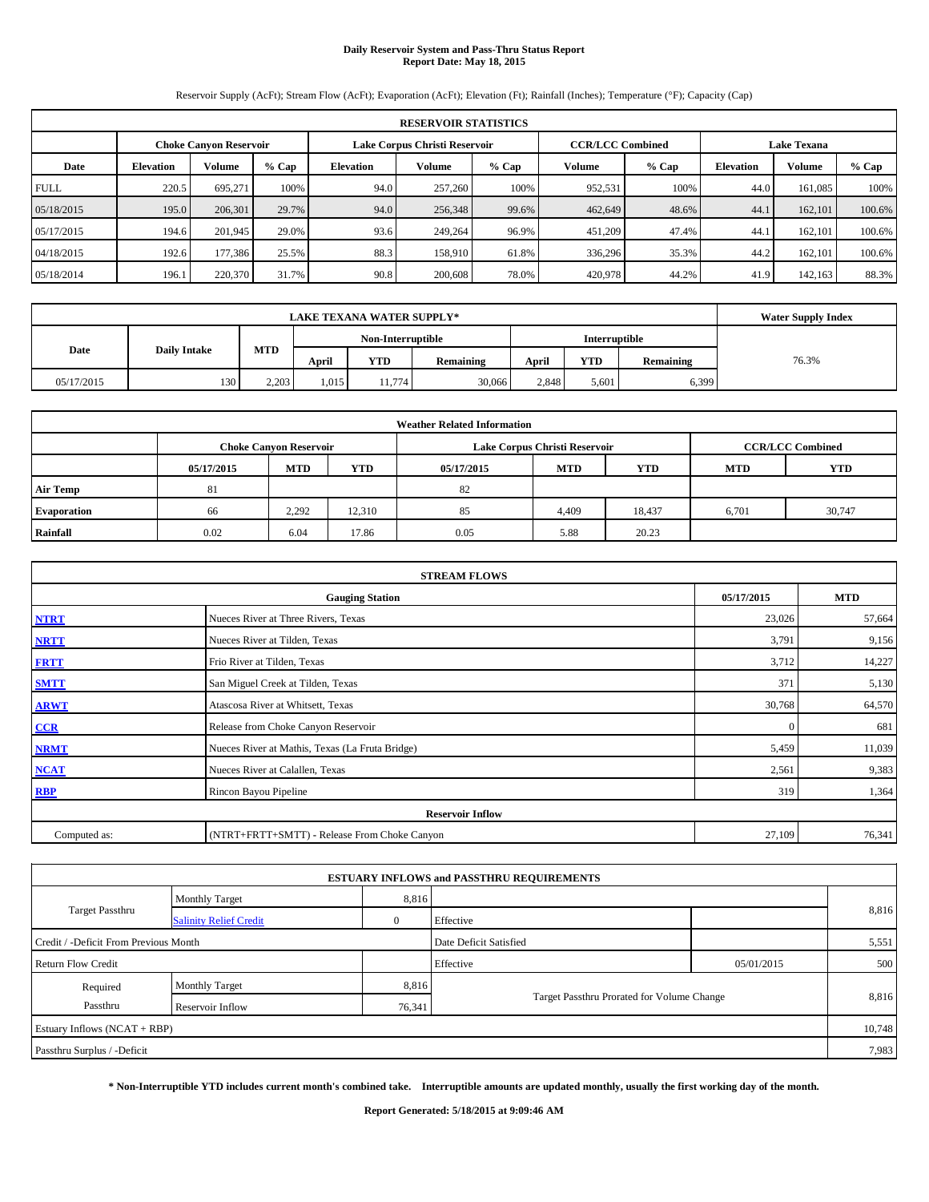# Daily Reservoir System and Pass-Thru Status Report
## Report Date: May 18, 2015

Reservoir Supply (AcFt); Stream Flow (AcFt); Evaporation (AcFt); Elevation (Ft); Rainfall (Inches); Temperature (°F); Capacity (Cap)

| RESERVOIR STATISTICS | | | | | | | | | | | |
|---|---|---|---|---|---|---|---|---|---|---|---|
| | Choke Canyon Reservoir | | | Lake Corpus Christi Reservoir | | | CCR/LCC Combined | | Lake Texana | | |
| Date | Elevation | Volume | % Cap | Elevation | Volume | % Cap | Volume | % Cap | Elevation | Volume | % Cap |
| FULL | 220.5 | 695,271 | 100% | 94.0 | 257,260 | 100% | 952,531 | 100% | 44.0 | 161,085 | 100% |
| 05/18/2015 | 195.0 | 206,301 | 29.7% | 94.0 | 256,348 | 99.6% | 462,649 | 48.6% | 44.1 | 162,101 | 100.6% |
| 05/17/2015 | 194.6 | 201,945 | 29.0% | 93.6 | 249,264 | 96.9% | 451,209 | 47.4% | 44.1 | 162,101 | 100.6% |
| 04/18/2015 | 192.6 | 177,386 | 25.5% | 88.3 | 158,910 | 61.8% | 336,296 | 35.3% | 44.2 | 162,101 | 100.6% |
| 05/18/2014 | 196.1 | 220,370 | 31.7% | 90.8 | 200,608 | 78.0% | 420,978 | 44.2% | 41.9 | 142,163 | 88.3% |

| LAKE TEXANA WATER SUPPLY* | | | | | | | | | Water Supply Index |
|---|---|---|---|---|---|---|---|---|---|
| Date | Daily Intake | MTD | Non-Interruptible | | | Interruptible | | | |
| | | | April | YTD | Remaining | April | YTD | Remaining | |
| 05/17/2015 | 130 | 2,203 | 1,015 | 11,774 | 30,066 | 2,848 | 5,601 | 6,399 | 76.3% |

| Weather Related Information | | | | | | | | |
|---|---|---|---|---|---|---|---|---|
| | Choke Canyon Reservoir | | | Lake Corpus Christi Reservoir | | | CCR/LCC Combined | |
| | 05/17/2015 | MTD | YTD | 05/17/2015 | MTD | YTD | MTD | YTD |
| Air Temp | 81 | | | 82 | | | | |
| Evaporation | 66 | 2,292 | 12,310 | 85 | 4,409 | 18,437 | 6,701 | 30,747 |
| Rainfall | 0.02 | 6.04 | 17.86 | 0.05 | 5.88 | 20.23 | | |

| STREAM FLOWS | | | |
|---|---|---|---|
| | Gauging Station | 05/17/2015 | MTD |
| NTRT | Nueces River at Three Rivers, Texas | 23,026 | 57,664 |
| NRTT | Nueces River at Tilden, Texas | 3,791 | 9,156 |
| FRTT | Frio River at Tilden, Texas | 3,712 | 14,227 |
| SMTT | San Miguel Creek at Tilden, Texas | 371 | 5,130 |
| ARWT | Atascosa River at Whitsett, Texas | 30,768 | 64,570 |
| CCR | Release from Choke Canyon Reservoir | 0 | 681 |
| NRMT | Nueces River at Mathis, Texas (La Fruta Bridge) | 5,459 | 11,039 |
| NCAT | Nueces River at Calallen, Texas | 2,561 | 9,383 |
| RBP | Rincon Bayou Pipeline | 319 | 1,364 |
| **Reservoir Inflow** | | | |
| Computed as: | (NTRT+FRTT+SMTT) - Release From Choke Canyon | 27,109 | 76,341 |

| ESTUARY INFLOWS and PASSTHRU REQUIREMENTS | | | | | |
|---|---|---|---|---|---|
| Target Passthru | Monthly Target | 8,816 | | | 8,816 |
| | Salinity Relief Credit | 0 | Effective | | |
| Credit / -Deficit From Previous Month | | | Date Deficit Satisfied | | 5,551 |
| Return Flow Credit | | | Effective | 05/01/2015 | 500 |
| Required Passthru | Monthly Target | 8,816 | Target Passthru Prorated for Volume Change | | 8,816 |
| | Reservoir Inflow | 76,341 | | | |
| Estuary Inflows (NCAT + RBP) | | | | | 10,748 |
| Passthru Surplus / -Deficit | | | | | 7,983 |

**\* Non-Interruptible YTD includes current month's combined take. Interruptible amounts are updated monthly, usually the first working day of the month.**

**Report Generated: 5/18/2015 at 9:09:46 AM**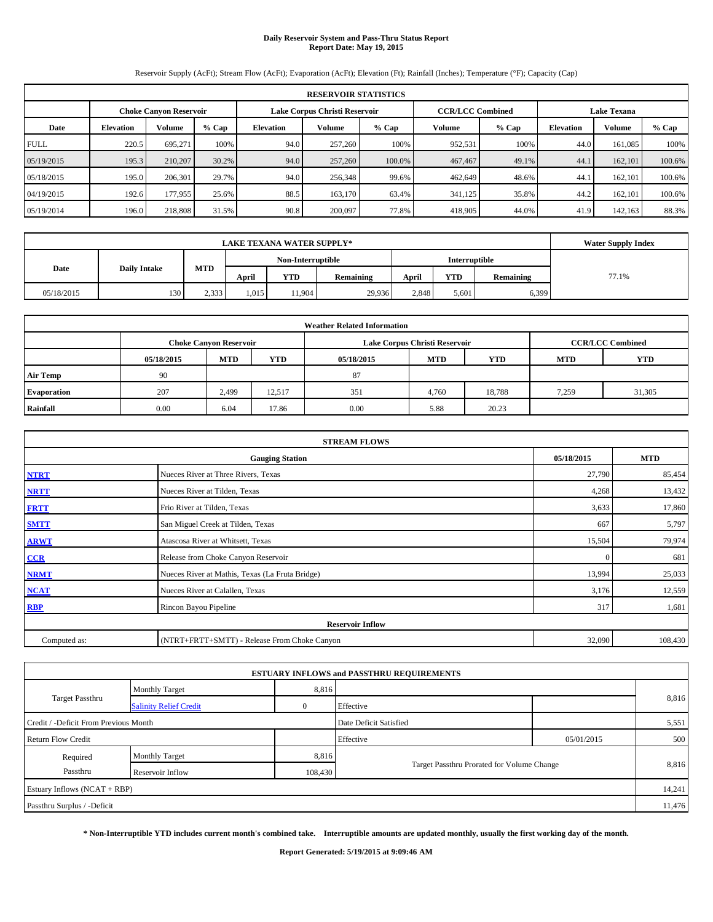**Daily Reservoir System and Pass-Thru Status Report**
**Report Date: May 19, 2015**

Reservoir Supply (AcFt); Stream Flow (AcFt); Evaporation (AcFt); Elevation (Ft); Rainfall (Inches); Temperature (°F); Capacity (Cap)

| RESERVOIR STATISTICS | | | | | | | | | | | |
|---|---|---|---|---|---|---|---|---|---|---|---|
| | Choke Canyon Reservoir | | | Lake Corpus Christi Reservoir | | | CCR/LCC Combined | | Lake Texana | | |
| Date | Elevation | Volume | % Cap | Elevation | Volume | % Cap | Volume | % Cap | Elevation | Volume | % Cap |
| FULL | 220.5 | 695,271 | 100% | 94.0 | 257,260 | 100% | 952,531 | 100% | 44.0 | 161,085 | 100% |
| 05/19/2015 | 195.3 | 210,207 | 30.2% | 94.0 | 257,260 | 100.0% | 467,467 | 49.1% | 44.1 | 162,101 | 100.6% |
| 05/18/2015 | 195.0 | 206,301 | 29.7% | 94.0 | 256,348 | 99.6% | 462,649 | 48.6% | 44.1 | 162,101 | 100.6% |
| 04/19/2015 | 192.6 | 177,955 | 25.6% | 88.5 | 163,170 | 63.4% | 341,125 | 35.8% | 44.2 | 162,101 | 100.6% |
| 05/19/2014 | 196.0 | 218,808 | 31.5% | 90.8 | 200,097 | 77.8% | 418,905 | 44.0% | 41.9 | 142,163 | 88.3% |

| LAKE TEXANA WATER SUPPLY* | | | | | | | | | Water Supply Index |
|---|---|---|---|---|---|---|---|---|---|
| Date | Daily Intake | MTD | Non-Interruptible | | | Interruptible | | | |
| | | | April | YTD | Remaining | April | YTD | Remaining | |
| 05/18/2015 | 130 | 2,333 | 1,015 | 11,904 | 29,936 | 2,848 | 5,601 | 6,399 | 77.1% |

| Weather Related Information | | | | | | | | |
|---|---|---|---|---|---|---|---|---|
| | Choke Canyon Reservoir | | | Lake Corpus Christi Reservoir | | | CCR/LCC Combined | |
| | 05/18/2015 | MTD | YTD | 05/18/2015 | MTD | YTD | MTD | YTD |
| Air Temp | 90 | | | 87 | | | | |
| Evaporation | 207 | 2,499 | 12,517 | 351 | 4,760 | 18,788 | 7,259 | 31,305 |
| Rainfall | 0.00 | 6.04 | 17.86 | 0.00 | 5.88 | 20.23 | | |

| STREAM FLOWS | | | |
|---|---|---|---|
| | Gauging Station | 05/18/2015 | MTD |
| NTRT | Nueces River at Three Rivers, Texas | 27,790 | 85,454 |
| NRTT | Nueces River at Tilden, Texas | 4,268 | 13,432 |
| FRTT | Frio River at Tilden, Texas | 3,633 | 17,860 |
| SMTT | San Miguel Creek at Tilden, Texas | 667 | 5,797 |
| ARWT | Atascosa River at Whitsett, Texas | 15,504 | 79,974 |
| CCR | Release from Choke Canyon Reservoir | 0 | 681 |
| NRMT | Nueces River at Mathis, Texas (La Fruta Bridge) | 13,994 | 25,033 |
| NCAT | Nueces River at Calallen, Texas | 3,176 | 12,559 |
| RBP | Rincon Bayou Pipeline | 317 | 1,681 |
| Reservoir Inflow | | | |
| Computed as: | (NTRT+FRTT+SMTT) - Release From Choke Canyon | 32,090 | 108,430 |

| ESTUARY INFLOWS and PASSTHRU REQUIREMENTS | | | | | |
|---|---|---|---|---|---|
| Target Passthru | Monthly Target | 8,816 | | | 8,816 |
| | Salinity Relief Credit | 0 | Effective | | |
| Credit / -Deficit From Previous Month | | | Date Deficit Satisfied | | 5,551 |
| Return Flow Credit | | | Effective | 05/01/2015 | 500 |
| Required Passthru | Monthly Target | 8,816 | Target Passthru Prorated for Volume Change | | 8,816 |
| | Reservoir Inflow | 108,430 | | | |
| Estuary Inflows (NCAT + RBP) | | | | | 14,241 |
| Passthru Surplus / -Deficit | | | | | 11,476 |

**\* Non-Interruptible YTD includes current month's combined take. Interruptible amounts are updated monthly, usually the first working day of the month.**

**Report Generated: 5/19/2015 at 9:09:46 AM**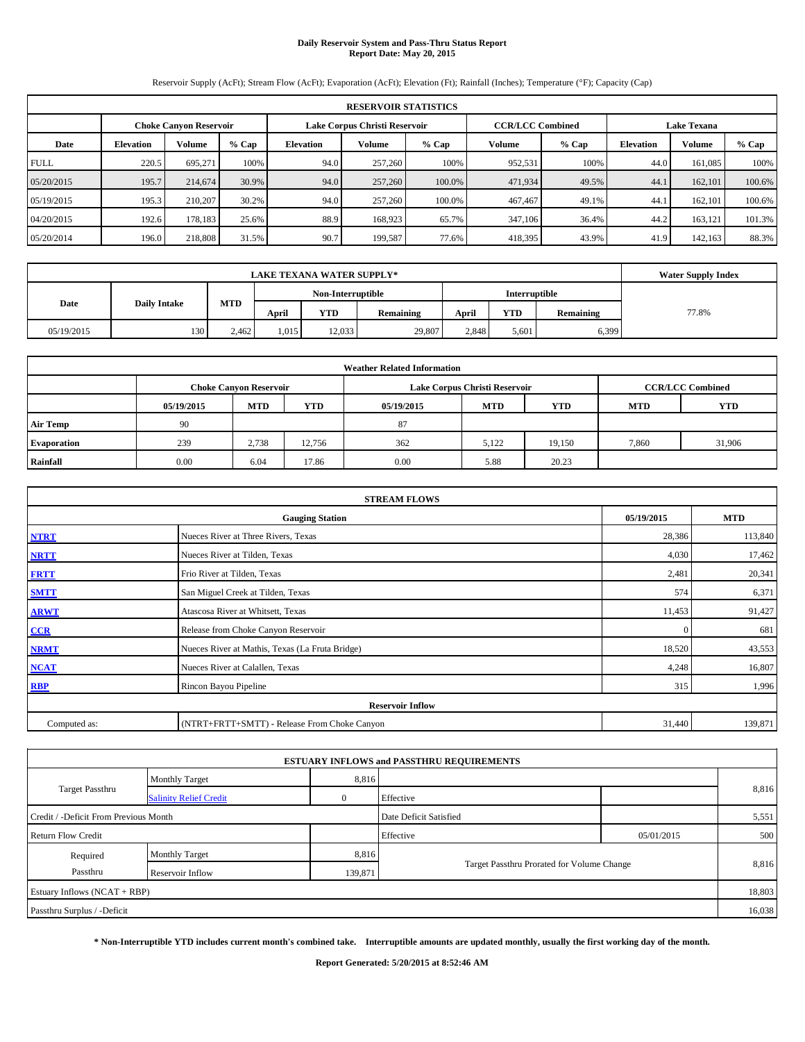# Daily Reservoir System and Pass-Thru Status Report
## Report Date: May 20, 2015

Reservoir Supply (AcFt); Stream Flow (AcFt); Evaporation (AcFt); Elevation (Ft); Rainfall (Inches); Temperature (°F); Capacity (Cap)

| RESERVOIR STATISTICS | | | | | | | | | | | |
|---|---|---|---|---|---|---|---|---|---|---|---|
| | Choke Canyon Reservoir | | | Lake Corpus Christi Reservoir | | | CCR/LCC Combined | | Lake Texana | | |
| Date | Elevation | Volume | % Cap | Elevation | Volume | % Cap | Volume | % Cap | Elevation | Volume | % Cap |
| FULL | 220.5 | 695,271 | 100% | 94.0 | 257,260 | 100% | 952,531 | 100% | 44.0 | 161,085 | 100% |
| 05/20/2015 | 195.7 | 214,674 | 30.9% | 94.0 | 257,260 | 100.0% | 471,934 | 49.5% | 44.1 | 162,101 | 100.6% |
| 05/19/2015 | 195.3 | 210,207 | 30.2% | 94.0 | 257,260 | 100.0% | 467,467 | 49.1% | 44.1 | 162,101 | 100.6% |
| 04/20/2015 | 192.6 | 178,183 | 25.6% | 88.9 | 168,923 | 65.7% | 347,106 | 36.4% | 44.2 | 163,121 | 101.3% |
| 05/20/2014 | 196.0 | 218,808 | 31.5% | 90.7 | 199,587 | 77.6% | 418,395 | 43.9% | 41.9 | 142,163 | 88.3% |

| LAKE TEXANA WATER SUPPLY* | | | | | | | | | Water Supply Index |
|---|---|---|---|---|---|---|---|---|---|
| Date | Daily Intake | MTD | Non-Interruptible | | | Interruptible | | | |
| | | | April | YTD | Remaining | April | YTD | Remaining | |
| 05/19/2015 | 130 | 2,462 | 1,015 | 12,033 | 29,807 | 2,848 | 5,601 | 6,399 | 77.8% |

| Weather Related Information | | | | | | | | |
|---|---|---|---|---|---|---|---|---|
| | Choke Canyon Reservoir | | | Lake Corpus Christi Reservoir | | | CCR/LCC Combined | |
| | 05/19/2015 | MTD | YTD | 05/19/2015 | MTD | YTD | MTD | YTD |
| Air Temp | 90 | | | 87 | | | | |
| Evaporation | 239 | 2,738 | 12,756 | 362 | 5,122 | 19,150 | 7,860 | 31,906 |
| Rainfall | 0.00 | 6.04 | 17.86 | 0.00 | 5.88 | 20.23 | | |

| STREAM FLOWS | | | |
|---|---|---|---|
| | Gauging Station | 05/19/2015 | MTD |
| NTRT | Nueces River at Three Rivers, Texas | 28,386 | 113,840 |
| NRTT | Nueces River at Tilden, Texas | 4,030 | 17,462 |
| FRTT | Frio River at Tilden, Texas | 2,481 | 20,341 |
| SMTT | San Miguel Creek at Tilden, Texas | 574 | 6,371 |
| ARWT | Atascosa River at Whitsett, Texas | 11,453 | 91,427 |
| CCR | Release from Choke Canyon Reservoir | 0 | 681 |
| NRMT | Nueces River at Mathis, Texas (La Fruta Bridge) | 18,520 | 43,553 |
| NCAT | Nueces River at Calallen, Texas | 4,248 | 16,807 |
| RBP | Rincon Bayou Pipeline | 315 | 1,996 |
| **Reservoir Inflow** | | | |
| Computed as: | (NTRT+FRTT+SMTT) - Release From Choke Canyon | 31,440 | 139,871 |

| ESTUARY INFLOWS and PASSTHRU REQUIREMENTS | | | | | |
|---|---|---|---|---|---|
| Target Passthru | Monthly Target | 8,816 | | | 8,816 |
| | Salinity Relief Credit | 0 | Effective | | |
| Credit / -Deficit From Previous Month | | | Date Deficit Satisfied | | 5,551 |
| Return Flow Credit | | | Effective | 05/01/2015 | 500 |
| Required Passthru | Monthly Target | 8,816 | Target Passthru Prorated for Volume Change | | 8,816 |
| | Reservoir Inflow | 139,871 | | | |
| Estuary Inflows (NCAT + RBP) | | | | | 18,803 |
| Passthru Surplus / -Deficit | | | | | 16,038 |

**\* Non-Interruptible YTD includes current month's combined take. Interruptible amounts are updated monthly, usually the first working day of the month.**

**Report Generated: 5/20/2015 at 8:52:46 AM**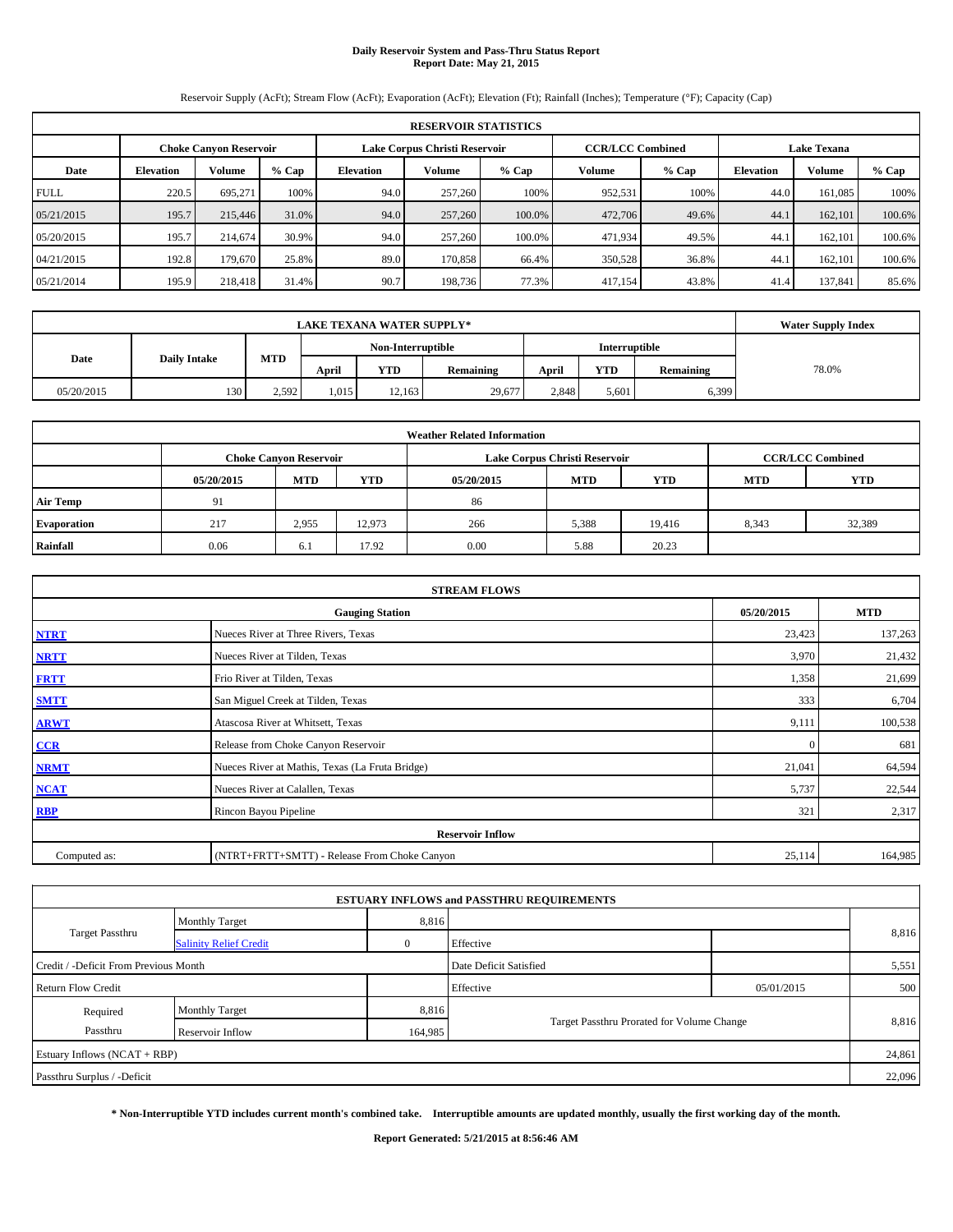# Daily Reservoir System and Pass-Thru Status Report
## Report Date: May 21, 2015

Reservoir Supply (AcFt); Stream Flow (AcFt); Evaporation (AcFt); Elevation (Ft); Rainfall (Inches); Temperature (°F); Capacity (Cap)

| RESERVOIR STATISTICS | | | | | | | | | | | |
|---|---|---|---|---|---|---|---|---|---|---|---|
| | Choke Canyon Reservoir | | | Lake Corpus Christi Reservoir | | | CCR/LCC Combined | | Lake Texana | | |
| Date | Elevation | Volume | % Cap | Elevation | Volume | % Cap | Volume | % Cap | Elevation | Volume | % Cap |
| FULL | 220.5 | 695,271 | 100% | 94.0 | 257,260 | 100% | 952,531 | 100% | 44.0 | 161,085 | 100% |
| 05/21/2015 | 195.7 | 215,446 | 31.0% | 94.0 | 257,260 | 100.0% | 472,706 | 49.6% | 44.1 | 162,101 | 100.6% |
| 05/20/2015 | 195.7 | 214,674 | 30.9% | 94.0 | 257,260 | 100.0% | 471,934 | 49.5% | 44.1 | 162,101 | 100.6% |
| 04/21/2015 | 192.8 | 179,670 | 25.8% | 89.0 | 170,858 | 66.4% | 350,528 | 36.8% | 44.1 | 162,101 | 100.6% |
| 05/21/2014 | 195.9 | 218,418 | 31.4% | 90.7 | 198,736 | 77.3% | 417,154 | 43.8% | 41.4 | 137,841 | 85.6% |

| LAKE TEXANA WATER SUPPLY* | | | | | | | | | Water Supply Index |
|---|---|---|---|---|---|---|---|---|---|
| Date | Daily Intake | MTD | Non-Interruptible | | | Interruptible | | | |
| | | | April | YTD | Remaining | April | YTD | Remaining | |
| 05/20/2015 | 130 | 2,592 | 1,015 | 12,163 | 29,677 | 2,848 | 5,601 | 6,399 | 78.0% |

| Weather Related Information | | | | | | | | |
|---|---|---|---|---|---|---|---|---|
| | Choke Canyon Reservoir | | | Lake Corpus Christi Reservoir | | | CCR/LCC Combined | |
| | 05/20/2015 | MTD | YTD | 05/20/2015 | MTD | YTD | MTD | YTD |
| Air Temp | 91 | | | 86 | | | | |
| Evaporation | 217 | 2,955 | 12,973 | 266 | 5,388 | 19,416 | 8,343 | 32,389 |
| Rainfall | 0.06 | 6.1 | 17.92 | 0.00 | 5.88 | 20.23 | | |

| STREAM FLOWS | | | |
|---|---|---|---|
| | Gauging Station | 05/20/2015 | MTD |
| NTRT | Nueces River at Three Rivers, Texas | 23,423 | 137,263 |
| NRTT | Nueces River at Tilden, Texas | 3,970 | 21,432 |
| FRTT | Frio River at Tilden, Texas | 1,358 | 21,699 |
| SMTT | San Miguel Creek at Tilden, Texas | 333 | 6,704 |
| ARWT | Atascosa River at Whitsett, Texas | 9,111 | 100,538 |
| CCR | Release from Choke Canyon Reservoir | 0 | 681 |
| NRMT | Nueces River at Mathis, Texas (La Fruta Bridge) | 21,041 | 64,594 |
| NCAT | Nueces River at Calallen, Texas | 5,737 | 22,544 |
| RBP | Rincon Bayou Pipeline | 321 | 2,317 |
| Reservoir Inflow | | | |
| Computed as: | (NTRT+FRTT+SMTT) - Release From Choke Canyon | 25,114 | 164,985 |

| ESTUARY INFLOWS and PASSTHRU REQUIREMENTS | | | | | |
|---|---|---|---|---|---|
| Target Passthru | Monthly Target | 8,816 | | | 8,816 |
| | Salinity Relief Credit | 0 | Effective | | |
| Credit / -Deficit From Previous Month | | | Date Deficit Satisfied | | 5,551 |
| Return Flow Credit | | | Effective | 05/01/2015 | 500 |
| Required Passthru | Monthly Target | 8,816 | Target Passthru Prorated for Volume Change | | 8,816 |
| | Reservoir Inflow | 164,985 | | | |
| Estuary Inflows (NCAT + RBP) | | | | | 24,861 |
| Passthru Surplus / -Deficit | | | | | 22,096 |

**\* Non-Interruptible YTD includes current month's combined take. Interruptible amounts are updated monthly, usually the first working day of the month.**

**Report Generated: 5/21/2015 at 8:56:46 AM**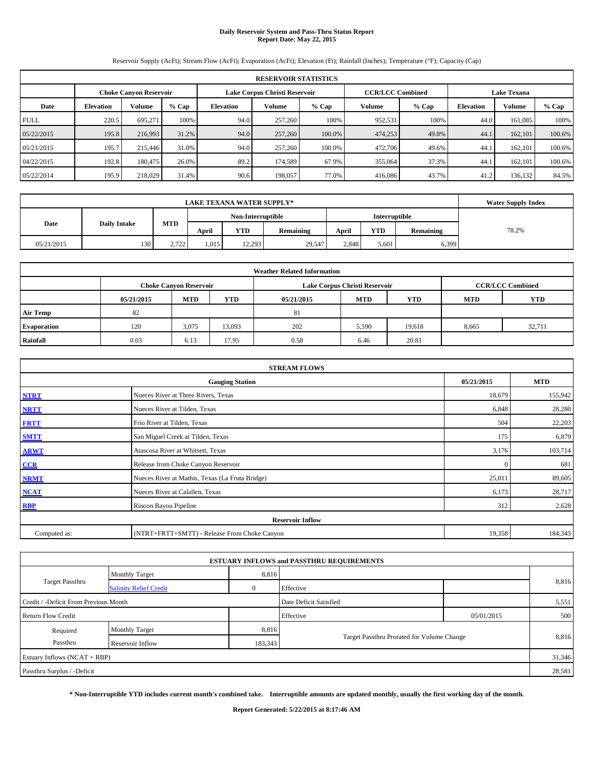# Daily Reservoir System and Pass-Thru Status Report
## Report Date: May 22, 2015

Reservoir Supply (AcFt); Stream Flow (AcFt); Evaporation (AcFt); Elevation (Ft); Rainfall (Inches); Temperature (°F); Capacity (Cap)

| RESERVOIR STATISTICS | | | | | | | | | | | |
|---|---|---|---|---|---|---|---|---|---|---|---|
| | Choke Canyon Reservoir | | | Lake Corpus Christi Reservoir | | | CCR/LCC Combined | | Lake Texana | | |
| Date | Elevation | Volume | % Cap | Elevation | Volume | % Cap | Volume | % Cap | Elevation | Volume | % Cap |
| FULL | 220.5 | 695,271 | 100% | 94.0 | 257,260 | 100% | 952,531 | 100% | 44.0 | 161,085 | 100% |
| 05/22/2015 | 195.8 | 216,993 | 31.2% | 94.0 | 257,260 | 100.0% | 474,253 | 49.8% | 44.1 | 162,101 | 100.6% |
| 05/21/2015 | 195.7 | 215,446 | 31.0% | 94.0 | 257,260 | 100.0% | 472,706 | 49.6% | 44.1 | 162,101 | 100.6% |
| 04/22/2015 | 192.8 | 180,475 | 26.0% | 89.2 | 174,589 | 67.9% | 355,064 | 37.3% | 44.1 | 162,101 | 100.6% |
| 05/22/2014 | 195.9 | 218,029 | 31.4% | 90.6 | 198,057 | 77.0% | 416,086 | 43.7% | 41.2 | 136,132 | 84.5% |

| LAKE TEXANA WATER SUPPLY* | | | | | | | | | Water Supply Index |
|---|---|---|---|---|---|---|---|---|---|
| Date | Daily Intake | MTD | Non-Interruptible | | | Interruptible | | | |
| | | | April | YTD | Remaining | April | YTD | Remaining | |
| 05/21/2015 | 130 | 2,722 | 1,015 | 12,293 | 29,547 | 2,848 | 5,601 | 6,399 | 78.2% |

| Weather Related Information | | | | | | | | |
|---|---|---|---|---|---|---|---|---|
| | Choke Canyon Reservoir | | | Lake Corpus Christi Reservoir | | | CCR/LCC Combined | |
| | 05/21/2015 | MTD | YTD | 05/21/2015 | MTD | YTD | MTD | YTD |
| Air Temp | 82 | | | 81 | | | | |
| Evaporation | 120 | 3,075 | 13,093 | 202 | 5,590 | 19,618 | 8,665 | 32,711 |
| Rainfall | 0.03 | 6.13 | 17.95 | 0.58 | 6.46 | 20.81 | | |

| STREAM FLOWS | | | |
|---|---|---|---|
| | Gauging Station | 05/21/2015 | MTD |
| NTRT | Nueces River at Three Rivers, Texas | 18,679 | 155,942 |
| NRTT | Nueces River at Tilden, Texas | 6,848 | 28,280 |
| FRTT | Frio River at Tilden, Texas | 504 | 22,203 |
| SMTT | San Miguel Creek at Tilden, Texas | 175 | 6,879 |
| ARWT | Atascosa River at Whitsett, Texas | 3,176 | 103,714 |
| CCR | Release from Choke Canyon Reservoir | 0 | 681 |
| NRMT | Nueces River at Mathis, Texas (La Fruta Bridge) | 25,011 | 89,605 |
| NCAT | Nueces River at Calallen, Texas | 6,173 | 28,717 |
| RBP | Rincon Bayou Pipeline | 312 | 2,628 |
| Reservoir Inflow | | | |
| Computed as: | (NTRT+FRTT+SMTT) - Release From Choke Canyon | 19,358 | 184,343 |

| ESTUARY INFLOWS and PASSTHRU REQUIREMENTS | | | | | |
|---|---|---|---|---|---|
| Target Passthru | Monthly Target | 8,816 | | | 8,816 |
| | Salinity Relief Credit | 0 | Effective | | |
| Credit / -Deficit From Previous Month | | | Date Deficit Satisfied | | 5,551 |
| Return Flow Credit | | | Effective | 05/01/2015 | 500 |
| Required Passthru | Monthly Target | 8,816 | Target Passthru Prorated for Volume Change | | 8,816 |
| | Reservoir Inflow | 183,343 | | | |
| Estuary Inflows (NCAT + RBP) | | | | | 31,346 |
| Passthru Surplus / -Deficit | | | | | 28,581 |

**\* Non-Interruptible YTD includes current month's combined take. Interruptible amounts are updated monthly, usually the first working day of the month.**

**Report Generated: 5/22/2015 at 8:17:46 AM**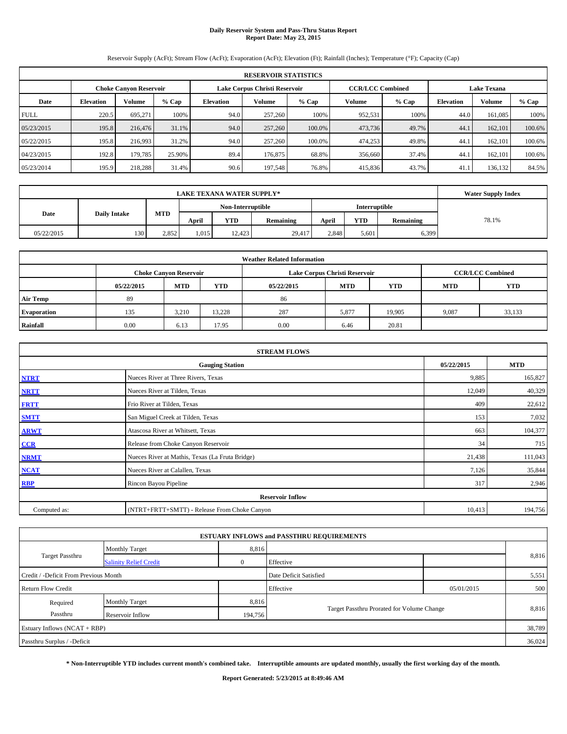# Daily Reservoir System and Pass-Thru Status Report
## Report Date: May 23, 2015

Reservoir Supply (AcFt); Stream Flow (AcFt); Evaporation (AcFt); Elevation (Ft); Rainfall (Inches); Temperature (°F); Capacity (Cap)

| RESERVOIR STATISTICS | | | | | | | | | | | |
|---|---|---|---|---|---|---|---|---|---|---|---|
| | Choke Canyon Reservoir | | | Lake Corpus Christi Reservoir | | | CCR/LCC Combined | | Lake Texana | | |
| Date | Elevation | Volume | % Cap | Elevation | Volume | % Cap | Volume | % Cap | Elevation | Volume | % Cap |
| FULL | 220.5 | 695,271 | 100% | 94.0 | 257,260 | 100% | 952,531 | 100% | 44.0 | 161,085 | 100% |
| 05/23/2015 | 195.8 | 216,476 | 31.1% | 94.0 | 257,260 | 100.0% | 473,736 | 49.7% | 44.1 | 162,101 | 100.6% |
| 05/22/2015 | 195.8 | 216,993 | 31.2% | 94.0 | 257,260 | 100.0% | 474,253 | 49.8% | 44.1 | 162,101 | 100.6% |
| 04/23/2015 | 192.8 | 179,785 | 25.90% | 89.4 | 176,875 | 68.8% | 356,660 | 37.4% | 44.1 | 162,101 | 100.6% |
| 05/23/2014 | 195.9 | 218,288 | 31.4% | 90.6 | 197,548 | 76.8% | 415,836 | 43.7% | 41.1 | 136,132 | 84.5% |

| LAKE TEXANA WATER SUPPLY* | | | | | | | | | Water Supply Index |
|---|---|---|---|---|---|---|---|---|---|
| Date | Daily Intake | MTD | Non-Interruptible | | | Interruptible | | | |
| | | | April | YTD | Remaining | April | YTD | Remaining | |
| 05/22/2015 | 130 | 2,852 | 1,015 | 12,423 | 29,417 | 2,848 | 5,601 | 6,399 | 78.1% |

| Weather Related Information | | | | | | | | |
|---|---|---|---|---|---|---|---|---|
| | Choke Canyon Reservoir | | | Lake Corpus Christi Reservoir | | | CCR/LCC Combined | |
| | 05/22/2015 | MTD | YTD | 05/22/2015 | MTD | YTD | MTD | YTD |
| Air Temp | 89 | | | 86 | | | | |
| Evaporation | 135 | 3,210 | 13,228 | 287 | 5,877 | 19,905 | 9,087 | 33,133 |
| Rainfall | 0.00 | 6.13 | 17.95 | 0.00 | 6.46 | 20.81 | | |

| STREAM FLOWS | | | |
|---|---|---|---|
| | Gauging Station | 05/22/2015 | MTD |
| NTRT | Nueces River at Three Rivers, Texas | 9,885 | 165,827 |
| NRTT | Nueces River at Tilden, Texas | 12,049 | 40,329 |
| FRTT | Frio River at Tilden, Texas | 409 | 22,612 |
| SMTT | San Miguel Creek at Tilden, Texas | 153 | 7,032 |
| ARWT | Atascosa River at Whitsett, Texas | 663 | 104,377 |
| CCR | Release from Choke Canyon Reservoir | 34 | 715 |
| NRMT | Nueces River at Mathis, Texas (La Fruta Bridge) | 21,438 | 111,043 |
| NCAT | Nueces River at Calallen, Texas | 7,126 | 35,844 |
| RBP | Rincon Bayou Pipeline | 317 | 2,946 |
| Reservoir Inflow | | | |
| Computed as: | (NTRT+FRTT+SMTT) - Release From Choke Canyon | 10,413 | 194,756 |

| ESTUARY INFLOWS and PASSTHRU REQUIREMENTS | | | | | |
|---|---|---|---|---|---|
| Target Passthru | Monthly Target | 8,816 | | | 8,816 |
| | Salinity Relief Credit | 0 | Effective | | |
| Credit / -Deficit From Previous Month | | | Date Deficit Satisfied | | 5,551 |
| Return Flow Credit | | | Effective | 05/01/2015 | 500 |
| Required Passthru | Monthly Target | 8,816 | Target Passthru Prorated for Volume Change | | 8,816 |
| | Reservoir Inflow | 194,756 | | | |
| Estuary Inflows (NCAT + RBP) | | | | | 38,789 |
| Passthru Surplus / -Deficit | | | | | 36,024 |

**\* Non-Interruptible YTD includes current month's combined take. Interruptible amounts are updated monthly, usually the first working day of the month.**

**Report Generated: 5/23/2015 at 8:49:46 AM**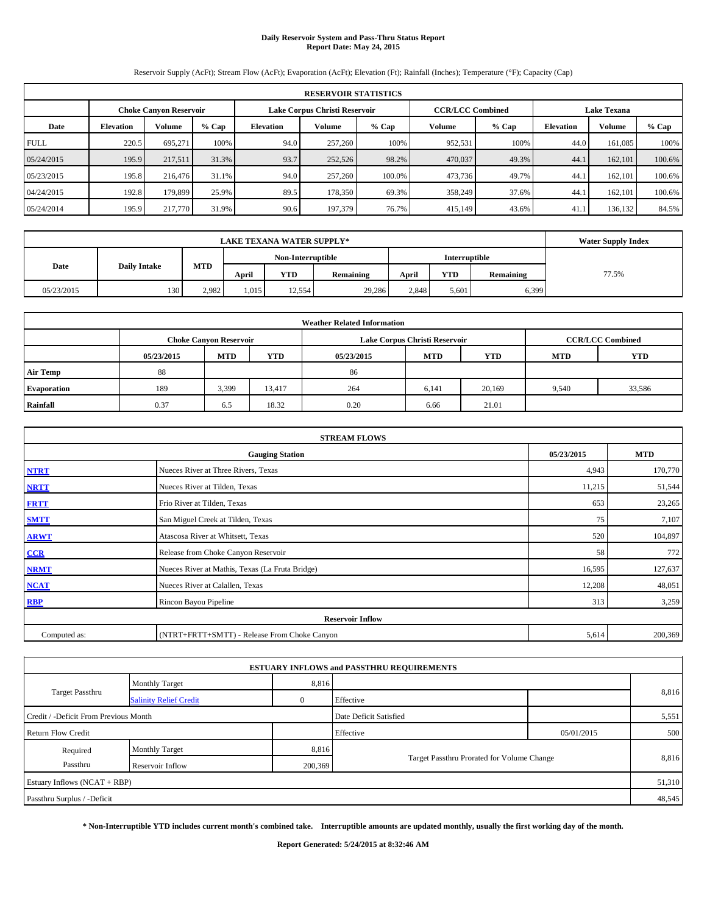**Daily Reservoir System and Pass-Thru Status Report**
**Report Date: May 24, 2015**

Reservoir Supply (AcFt); Stream Flow (AcFt); Evaporation (AcFt); Elevation (Ft); Rainfall (Inches); Temperature (°F); Capacity (Cap)

| RESERVOIR STATISTICS | | | | | | | | | | | |
|---|---|---|---|---|---|---|---|---|---|---|---|
| | Choke Canyon Reservoir | | | Lake Corpus Christi Reservoir | | | CCR/LCC Combined | | Lake Texana | | |
| Date | Elevation | Volume | % Cap | Elevation | Volume | % Cap | Volume | % Cap | Elevation | Volume | % Cap |
| FULL | 220.5 | 695,271 | 100% | 94.0 | 257,260 | 100% | 952,531 | 100% | 44.0 | 161,085 | 100% |
| 05/24/2015 | 195.9 | 217,511 | 31.3% | 93.7 | 252,526 | 98.2% | 470,037 | 49.3% | 44.1 | 162,101 | 100.6% |
| 05/23/2015 | 195.8 | 216,476 | 31.1% | 94.0 | 257,260 | 100.0% | 473,736 | 49.7% | 44.1 | 162,101 | 100.6% |
| 04/24/2015 | 192.8 | 179,899 | 25.9% | 89.5 | 178,350 | 69.3% | 358,249 | 37.6% | 44.1 | 162,101 | 100.6% |
| 05/24/2014 | 195.9 | 217,770 | 31.9% | 90.6 | 197,379 | 76.7% | 415,149 | 43.6% | 41.1 | 136,132 | 84.5% |

| LAKE TEXANA WATER SUPPLY* | | | | | | | | | Water Supply Index |
|---|---|---|---|---|---|---|---|---|---|
| Date | Daily Intake | MTD | Non-Interruptible | | | Interruptible | | | |
| | | | April | YTD | Remaining | April | YTD | Remaining | |
| 05/23/2015 | 130 | 2,982 | 1,015 | 12,554 | 29,286 | 2,848 | 5,601 | 6,399 | 77.5% |

| Weather Related Information | | | | | | | | |
|---|---|---|---|---|---|---|---|---|
| | Choke Canyon Reservoir | | | Lake Corpus Christi Reservoir | | | CCR/LCC Combined | |
| | 05/23/2015 | MTD | YTD | 05/23/2015 | MTD | YTD | MTD | YTD |
| Air Temp | 88 | | | 86 | | | | |
| Evaporation | 189 | 3,399 | 13,417 | 264 | 6,141 | 20,169 | 9,540 | 33,586 |
| Rainfall | 0.37 | 6.5 | 18.32 | 0.20 | 6.66 | 21.01 | | |

| STREAM FLOWS | | | |
|---|---|---|---|
| | Gauging Station | 05/23/2015 | MTD |
| NTRT | Nueces River at Three Rivers, Texas | 4,943 | 170,770 |
| NRTT | Nueces River at Tilden, Texas | 11,215 | 51,544 |
| FRTT | Frio River at Tilden, Texas | 653 | 23,265 |
| SMTT | San Miguel Creek at Tilden, Texas | 75 | 7,107 |
| ARWT | Atascosa River at Whitsett, Texas | 520 | 104,897 |
| CCR | Release from Choke Canyon Reservoir | 58 | 772 |
| NRMT | Nueces River at Mathis, Texas (La Fruta Bridge) | 16,595 | 127,637 |
| NCAT | Nueces River at Calallen, Texas | 12,208 | 48,051 |
| RBP | Rincon Bayou Pipeline | 313 | 3,259 |
| Reservoir Inflow | | | |
| Computed as: | (NTRT+FRTT+SMTT) - Release From Choke Canyon | 5,614 | 200,369 |

| ESTUARY INFLOWS and PASSTHRU REQUIREMENTS | | | | | |
|---|---|---|---|---|---|
| Target Passthru | Monthly Target | 8,816 | | | 8,816 |
| | Salinity Relief Credit | 0 | Effective | | |
| Credit / -Deficit From Previous Month | | | Date Deficit Satisfied | | 5,551 |
| Return Flow Credit | | | Effective | 05/01/2015 | 500 |
| Required Passthru | Monthly Target | 8,816 | Target Passthru Prorated for Volume Change | | 8,816 |
| | Reservoir Inflow | 200,369 | | | |
| Estuary Inflows (NCAT + RBP) | | | | | 51,310 |
| Passthru Surplus / -Deficit | | | | | 48,545 |

**\* Non-Interruptible YTD includes current month's combined take. Interruptible amounts are updated monthly, usually the first working day of the month.**

**Report Generated: 5/24/2015 at 8:32:46 AM**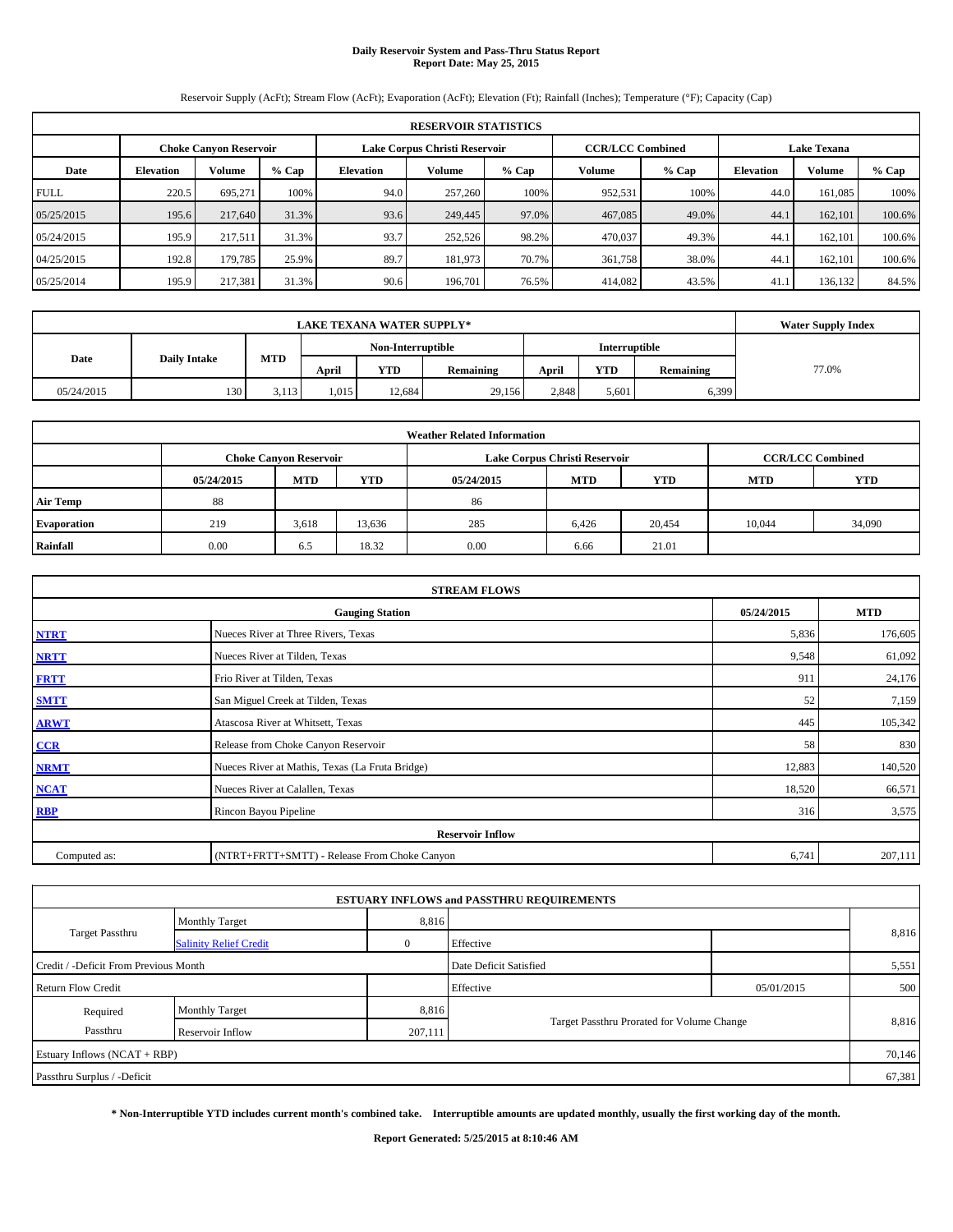**Daily Reservoir System and Pass-Thru Status Report**
**Report Date: May 25, 2015**

Reservoir Supply (AcFt); Stream Flow (AcFt); Evaporation (AcFt); Elevation (Ft); Rainfall (Inches); Temperature (°F); Capacity (Cap)

| RESERVOIR STATISTICS | | | | | | | | | | | |
|---|---|---|---|---|---|---|---|---|---|---|---|
| | Choke Canyon Reservoir | | | Lake Corpus Christi Reservoir | | | CCR/LCC Combined | | Lake Texana | | |
| Date | Elevation | Volume | % Cap | Elevation | Volume | % Cap | Volume | % Cap | Elevation | Volume | % Cap |
| FULL | 220.5 | 695,271 | 100% | 94.0 | 257,260 | 100% | 952,531 | 100% | 44.0 | 161,085 | 100% |
| 05/25/2015 | 195.6 | 217,640 | 31.3% | 93.6 | 249,445 | 97.0% | 467,085 | 49.0% | 44.1 | 162,101 | 100.6% |
| 05/24/2015 | 195.9 | 217,511 | 31.3% | 93.7 | 252,526 | 98.2% | 470,037 | 49.3% | 44.1 | 162,101 | 100.6% |
| 04/25/2015 | 192.8 | 179,785 | 25.9% | 89.7 | 181,973 | 70.7% | 361,758 | 38.0% | 44.1 | 162,101 | 100.6% |
| 05/25/2014 | 195.9 | 217,381 | 31.3% | 90.6 | 196,701 | 76.5% | 414,082 | 43.5% | 41.1 | 136,132 | 84.5% |

| LAKE TEXANA WATER SUPPLY* | | | | | | | | | Water Supply Index |
|---|---|---|---|---|---|---|---|---|---|
| Date | Daily Intake | MTD | Non-Interruptible | | | Interruptible | | | |
| | | | April | YTD | Remaining | April | YTD | Remaining | |
| 05/24/2015 | 130 | 3,113 | 1,015 | 12,684 | 29,156 | 2,848 | 5,601 | 6,399 | 77.0% |

| Weather Related Information | | | | | | | | |
|---|---|---|---|---|---|---|---|---|
| | Choke Canyon Reservoir | | | Lake Corpus Christi Reservoir | | | CCR/LCC Combined | |
| | 05/24/2015 | MTD | YTD | 05/24/2015 | MTD | YTD | MTD | YTD |
| Air Temp | 88 | | | 86 | | | | |
| Evaporation | 219 | 3,618 | 13,636 | 285 | 6,426 | 20,454 | 10,044 | 34,090 |
| Rainfall | 0.00 | 6.5 | 18.32 | 0.00 | 6.66 | 21.01 | | |

| STREAM FLOWS | | | |
|---|---|---|---|
| | Gauging Station | 05/24/2015 | MTD |
| NTRT | Nueces River at Three Rivers, Texas | 5,836 | 176,605 |
| NRTT | Nueces River at Tilden, Texas | 9,548 | 61,092 |
| FRTT | Frio River at Tilden, Texas | 911 | 24,176 |
| SMTT | San Miguel Creek at Tilden, Texas | 52 | 7,159 |
| ARWT | Atascosa River at Whitsett, Texas | 445 | 105,342 |
| CCR | Release from Choke Canyon Reservoir | 58 | 830 |
| NRMT | Nueces River at Mathis, Texas (La Fruta Bridge) | 12,883 | 140,520 |
| NCAT | Nueces River at Calallen, Texas | 18,520 | 66,571 |
| RBP | Rincon Bayou Pipeline | 316 | 3,575 |
| Reservoir Inflow | | | |
| Computed as: | (NTRT+FRTT+SMTT) - Release From Choke Canyon | 6,741 | 207,111 |

| ESTUARY INFLOWS and PASSTHRU REQUIREMENTS | | | | | |
|---|---|---|---|---|---|
| Target Passthru | Monthly Target | 8,816 | | | 8,816 |
| | Salinity Relief Credit | 0 | Effective | | |
| Credit / -Deficit From Previous Month | | | Date Deficit Satisfied | | 5,551 |
| Return Flow Credit | | | Effective | 05/01/2015 | 500 |
| Required Passthru | Monthly Target | 8,816 | Target Passthru Prorated for Volume Change | | 8,816 |
| | Reservoir Inflow | 207,111 | | | |
| Estuary Inflows (NCAT + RBP) | | | | | 70,146 |
| Passthru Surplus / -Deficit | | | | | 67,381 |

**\* Non-Interruptible YTD includes current month's combined take. Interruptible amounts are updated monthly, usually the first working day of the month.**

**Report Generated: 5/25/2015 at 8:10:46 AM**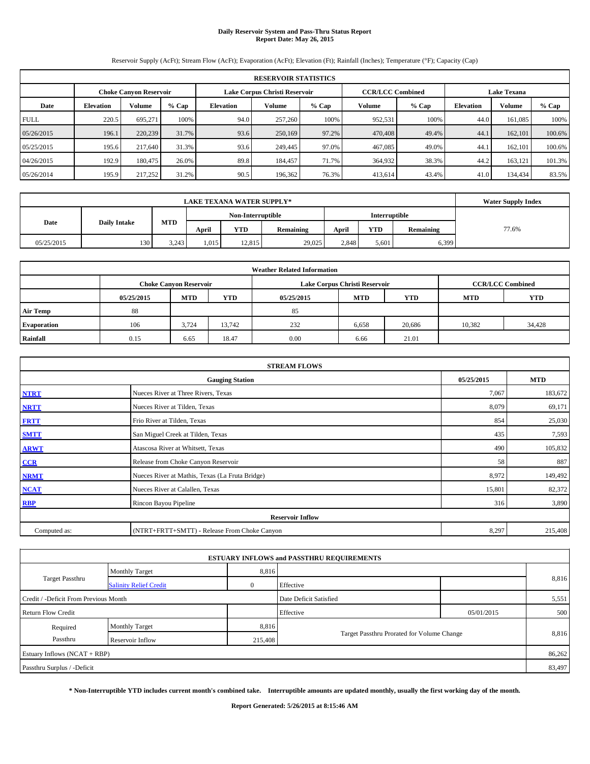**Daily Reservoir System and Pass-Thru Status Report**
**Report Date: May 26, 2015**

Reservoir Supply (AcFt); Stream Flow (AcFt); Evaporation (AcFt); Elevation (Ft); Rainfall (Inches); Temperature (°F); Capacity (Cap)

| RESERVOIR STATISTICS | | | | | | | | | | | |
|---|---|---|---|---|---|---|---|---|---|---|---|
| | Choke Canyon Reservoir | | | Lake Corpus Christi Reservoir | | | CCR/LCC Combined | | Lake Texana | | |
| Date | Elevation | Volume | % Cap | Elevation | Volume | % Cap | Volume | % Cap | Elevation | Volume | % Cap |
| FULL | 220.5 | 695,271 | 100% | 94.0 | 257,260 | 100% | 952,531 | 100% | 44.0 | 161,085 | 100% |
| 05/26/2015 | 196.1 | 220,239 | 31.7% | 93.6 | 250,169 | 97.2% | 470,408 | 49.4% | 44.1 | 162,101 | 100.6% |
| 05/25/2015 | 195.6 | 217,640 | 31.3% | 93.6 | 249,445 | 97.0% | 467,085 | 49.0% | 44.1 | 162,101 | 100.6% |
| 04/26/2015 | 192.9 | 180,475 | 26.0% | 89.8 | 184,457 | 71.7% | 364,932 | 38.3% | 44.2 | 163,121 | 101.3% |
| 05/26/2014 | 195.9 | 217,252 | 31.2% | 90.5 | 196,362 | 76.3% | 413,614 | 43.4% | 41.0 | 134,434 | 83.5% |

| LAKE TEXANA WATER SUPPLY* | | | | | | | | | Water Supply Index |
|---|---|---|---|---|---|---|---|---|---|
| Date | Daily Intake | MTD | Non-Interruptible | | | Interruptible | | | |
| | | | April | YTD | Remaining | April | YTD | Remaining | |
| 05/25/2015 | 130 | 3,243 | 1,015 | 12,815 | 29,025 | 2,848 | 5,601 | 6,399 | 77.6% |

| Weather Related Information | | | | | | | | |
|---|---|---|---|---|---|---|---|---|
| | Choke Canyon Reservoir | | | Lake Corpus Christi Reservoir | | | CCR/LCC Combined | |
| | 05/25/2015 | MTD | YTD | 05/25/2015 | MTD | YTD | MTD | YTD |
| Air Temp | 88 | | | 85 | | | | |
| Evaporation | 106 | 3,724 | 13,742 | 232 | 6,658 | 20,686 | 10,382 | 34,428 |
| Rainfall | 0.15 | 6.65 | 18.47 | 0.00 | 6.66 | 21.01 | | |

| STREAM FLOWS | | | |
|---|---|---|---|
| | Gauging Station | 05/25/2015 | MTD |
| NTRT | Nueces River at Three Rivers, Texas | 7,067 | 183,672 |
| NRTT | Nueces River at Tilden, Texas | 8,079 | 69,171 |
| FRTT | Frio River at Tilden, Texas | 854 | 25,030 |
| SMTT | San Miguel Creek at Tilden, Texas | 435 | 7,593 |
| ARWT | Atascosa River at Whitsett, Texas | 490 | 105,832 |
| CCR | Release from Choke Canyon Reservoir | 58 | 887 |
| NRMT | Nueces River at Mathis, Texas (La Fruta Bridge) | 8,972 | 149,492 |
| NCAT | Nueces River at Calallen, Texas | 15,801 | 82,372 |
| RBP | Rincon Bayou Pipeline | 316 | 3,890 |
| Reservoir Inflow | | | |
| Computed as: | (NTRT+FRTT+SMTT) - Release From Choke Canyon | 8,297 | 215,408 |

| ESTUARY INFLOWS and PASSTHRU REQUIREMENTS | | | | | |
|---|---|---|---|---|---|
| Target Passthru | Monthly Target | 8,816 | | | 8,816 |
| | Salinity Relief Credit | 0 | Effective | | |
| Credit / -Deficit From Previous Month | | | Date Deficit Satisfied | | 5,551 |
| Return Flow Credit | | | Effective | 05/01/2015 | 500 |
| Required Passthru | Monthly Target | 8,816 | Target Passthru Prorated for Volume Change | | 8,816 |
| | Reservoir Inflow | 215,408 | | | |
| Estuary Inflows (NCAT + RBP) | | | | | 86,262 |
| Passthru Surplus / -Deficit | | | | | 83,497 |

**\* Non-Interruptible YTD includes current month's combined take. Interruptible amounts are updated monthly, usually the first working day of the month.**

**Report Generated: 5/26/2015 at 8:15:46 AM**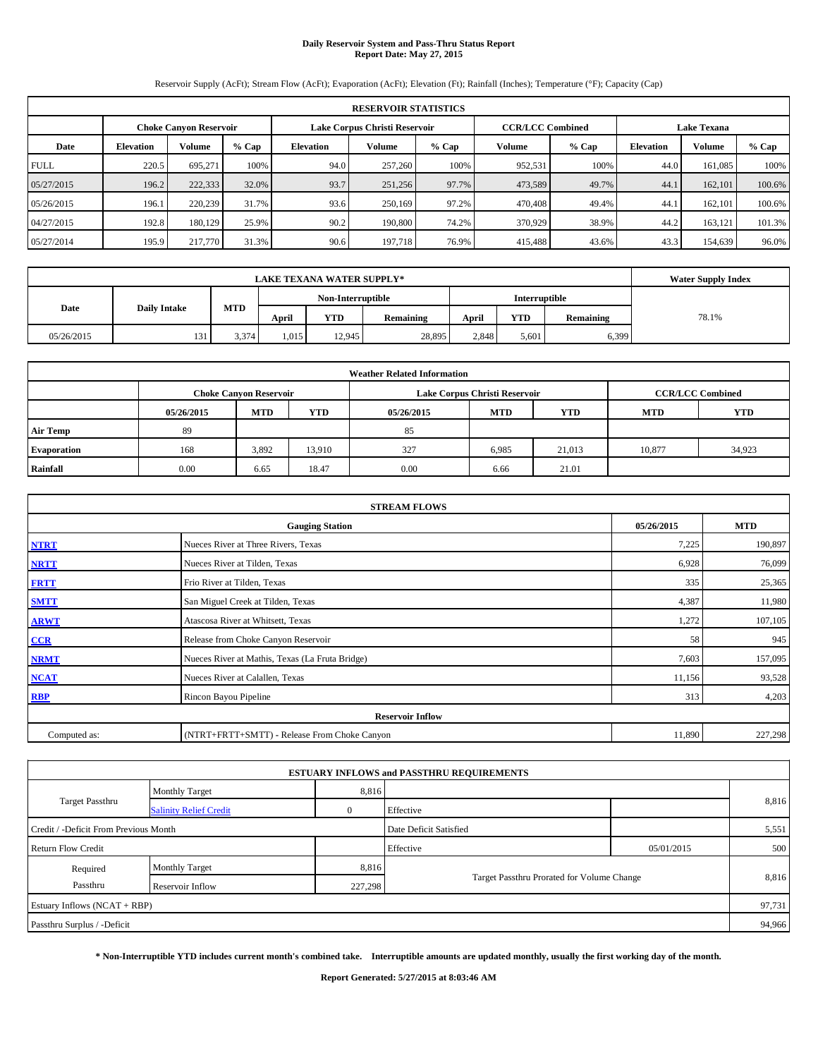# Daily Reservoir System and Pass-Thru Status Report
## Report Date: May 27, 2015

Reservoir Supply (AcFt); Stream Flow (AcFt); Evaporation (AcFt); Elevation (Ft); Rainfall (Inches); Temperature (°F); Capacity (Cap)

| RESERVOIR STATISTICS | | | | | | | | | | | |
|---|---|---|---|---|---|---|---|---|---|---|---|
| | Choke Canyon Reservoir | | | Lake Corpus Christi Reservoir | | | CCR/LCC Combined | | Lake Texana | | |
| Date | Elevation | Volume | % Cap | Elevation | Volume | % Cap | Volume | % Cap | Elevation | Volume | % Cap |
| FULL | 220.5 | 695,271 | 100% | 94.0 | 257,260 | 100% | 952,531 | 100% | 44.0 | 161,085 | 100% |
| 05/27/2015 | 196.2 | 222,333 | 32.0% | 93.7 | 251,256 | 97.7% | 473,589 | 49.7% | 44.1 | 162,101 | 100.6% |
| 05/26/2015 | 196.1 | 220,239 | 31.7% | 93.6 | 250,169 | 97.2% | 470,408 | 49.4% | 44.1 | 162,101 | 100.6% |
| 04/27/2015 | 192.8 | 180,129 | 25.9% | 90.2 | 190,800 | 74.2% | 370,929 | 38.9% | 44.2 | 163,121 | 101.3% |
| 05/27/2014 | 195.9 | 217,770 | 31.3% | 90.6 | 197,718 | 76.9% | 415,488 | 43.6% | 43.3 | 154,639 | 96.0% |

| LAKE TEXANA WATER SUPPLY* | | | | | | | | | Water Supply Index |
|---|---|---|---|---|---|---|---|---|---|
| Date | Daily Intake | MTD | Non-Interruptible | | | Interruptible | | | |
| | | | April | YTD | Remaining | April | YTD | Remaining | |
| 05/26/2015 | 131 | 3,374 | 1,015 | 12,945 | 28,895 | 2,848 | 5,601 | 6,399 | 78.1% |

| Weather Related Information | | | | | | | | |
|---|---|---|---|---|---|---|---|---|
| | Choke Canyon Reservoir | | | Lake Corpus Christi Reservoir | | | CCR/LCC Combined | |
| | 05/26/2015 | MTD | YTD | 05/26/2015 | MTD | YTD | MTD | YTD |
| Air Temp | 89 | | | 85 | | | | |
| Evaporation | 168 | 3,892 | 13,910 | 327 | 6,985 | 21,013 | 10,877 | 34,923 |
| Rainfall | 0.00 | 6.65 | 18.47 | 0.00 | 6.66 | 21.01 | | |

| STREAM FLOWS | | | |
|---|---|---|---|
| | Gauging Station | 05/26/2015 | MTD |
| NTRT | Nueces River at Three Rivers, Texas | 7,225 | 190,897 |
| NRTT | Nueces River at Tilden, Texas | 6,928 | 76,099 |
| FRTT | Frio River at Tilden, Texas | 335 | 25,365 |
| SMTT | San Miguel Creek at Tilden, Texas | 4,387 | 11,980 |
| ARWT | Atascosa River at Whitsett, Texas | 1,272 | 107,105 |
| CCR | Release from Choke Canyon Reservoir | 58 | 945 |
| NRMT | Nueces River at Mathis, Texas (La Fruta Bridge) | 7,603 | 157,095 |
| NCAT | Nueces River at Calallen, Texas | 11,156 | 93,528 |
| RBP | Rincon Bayou Pipeline | 313 | 4,203 |
| **Reservoir Inflow** | | | |
| Computed as: | (NTRT+FRTT+SMTT) - Release From Choke Canyon | 11,890 | 227,298 |

| ESTUARY INFLOWS and PASSTHRU REQUIREMENTS | | | | | |
|---|---|---|---|---|---|
| Target Passthru | Monthly Target | 8,816 | | | 8,816 |
| | Salinity Relief Credit | 0 | Effective | | |
| Credit / -Deficit From Previous Month | | | Date Deficit Satisfied | | 5,551 |
| Return Flow Credit | | | Effective | 05/01/2015 | 500 |
| Required Passthru | Monthly Target | 8,816 | Target Passthru Prorated for Volume Change | | 8,816 |
| | Reservoir Inflow | 227,298 | | | |
| Estuary Inflows (NCAT + RBP) | | | | | 97,731 |
| Passthru Surplus / -Deficit | | | | | 94,966 |

**\* Non-Interruptible YTD includes current month's combined take. Interruptible amounts are updated monthly, usually the first working day of the month.**

**Report Generated: 5/27/2015 at 8:03:46 AM**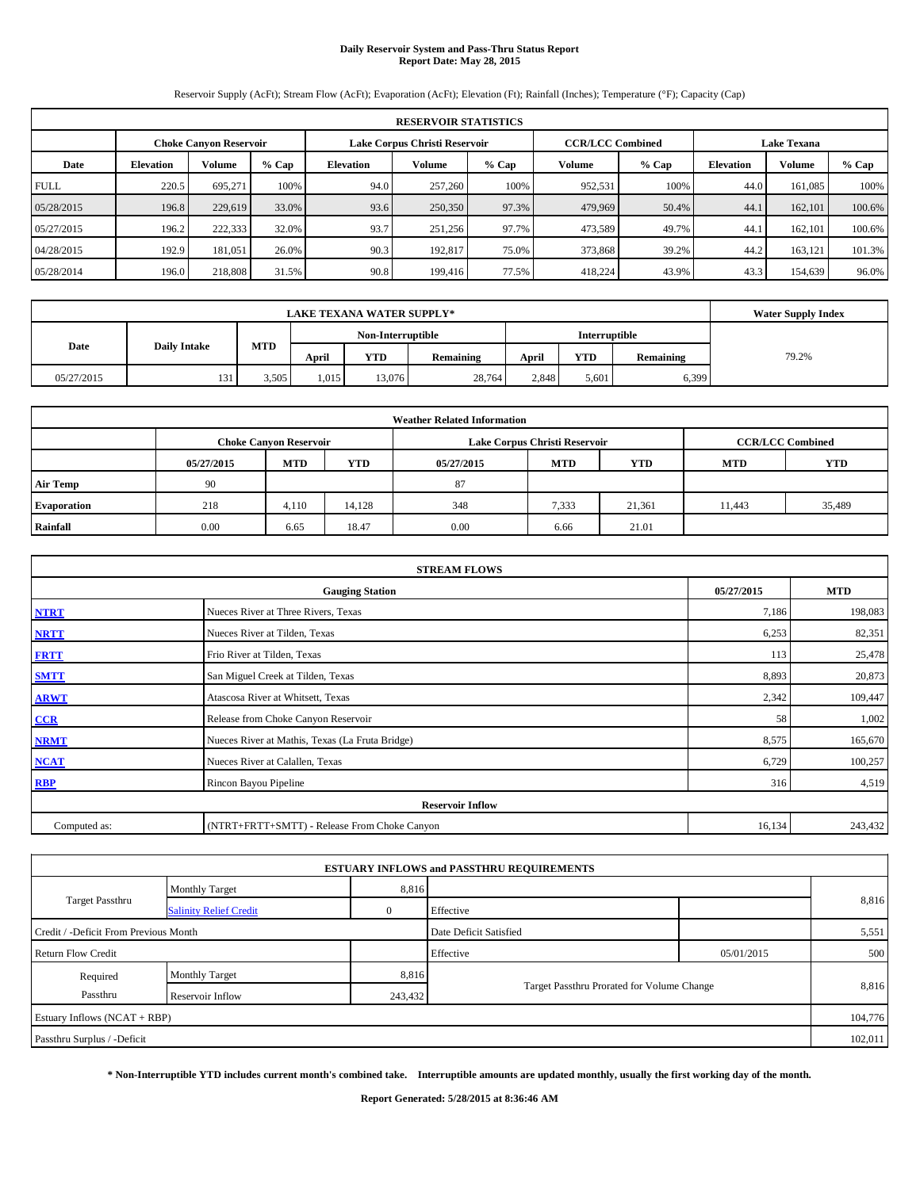**Daily Reservoir System and Pass-Thru Status Report**
**Report Date: May 28, 2015**

Reservoir Supply (AcFt); Stream Flow (AcFt); Evaporation (AcFt); Elevation (Ft); Rainfall (Inches); Temperature (°F); Capacity (Cap)

| RESERVOIR STATISTICS | | | | | | | | | | | |
|---|---|---|---|---|---|---|---|---|---|---|---|
| | Choke Canyon Reservoir | | | Lake Corpus Christi Reservoir | | | CCR/LCC Combined | | Lake Texana | | |
| Date | Elevation | Volume | % Cap | Elevation | Volume | % Cap | Volume | % Cap | Elevation | Volume | % Cap |
| FULL | 220.5 | 695,271 | 100% | 94.0 | 257,260 | 100% | 952,531 | 100% | 44.0 | 161,085 | 100% |
| 05/28/2015 | 196.8 | 229,619 | 33.0% | 93.6 | 250,350 | 97.3% | 479,969 | 50.4% | 44.1 | 162,101 | 100.6% |
| 05/27/2015 | 196.2 | 222,333 | 32.0% | 93.7 | 251,256 | 97.7% | 473,589 | 49.7% | 44.1 | 162,101 | 100.6% |
| 04/28/2015 | 192.9 | 181,051 | 26.0% | 90.3 | 192,817 | 75.0% | 373,868 | 39.2% | 44.2 | 163,121 | 101.3% |
| 05/28/2014 | 196.0 | 218,808 | 31.5% | 90.8 | 199,416 | 77.5% | 418,224 | 43.9% | 43.3 | 154,639 | 96.0% |

| LAKE TEXANA WATER SUPPLY* | | | | | | | | | Water Supply Index |
|---|---|---|---|---|---|---|---|---|---|
| Date | Daily Intake | MTD | Non-Interruptible | | | Interruptible | | | |
| | | | April | YTD | Remaining | April | YTD | Remaining | |
| 05/27/2015 | 131 | 3,505 | 1,015 | 13,076 | 28,764 | 2,848 | 5,601 | 6,399 | 79.2% |

| Weather Related Information | | | | | | | |
|---|---|---|---|---|---|---|---|
| | Choke Canyon Reservoir | | | Lake Corpus Christi Reservoir | | | CCR/LCC Combined | |
| | 05/27/2015 | MTD | YTD | 05/27/2015 | MTD | YTD | MTD | YTD |
| Air Temp | 90 | | | 87 | | | | |
| Evaporation | 218 | 4,110 | 14,128 | 348 | 7,333 | 21,361 | 11,443 | 35,489 |
| Rainfall | 0.00 | 6.65 | 18.47 | 0.00 | 6.66 | 21.01 | | |

| STREAM FLOWS | | | |
|---|---|---|---|
| | Gauging Station | 05/27/2015 | MTD |
| NTRT | Nueces River at Three Rivers, Texas | 7,186 | 198,083 |
| NRTT | Nueces River at Tilden, Texas | 6,253 | 82,351 |
| FRTT | Frio River at Tilden, Texas | 113 | 25,478 |
| SMTT | San Miguel Creek at Tilden, Texas | 8,893 | 20,873 |
| ARWT | Atascosa River at Whitsett, Texas | 2,342 | 109,447 |
| CCR | Release from Choke Canyon Reservoir | 58 | 1,002 |
| NRMT | Nueces River at Mathis, Texas (La Fruta Bridge) | 8,575 | 165,670 |
| NCAT | Nueces River at Calallen, Texas | 6,729 | 100,257 |
| RBP | Rincon Bayou Pipeline | 316 | 4,519 |
| **Reservoir Inflow** | | | |
| Computed as: | (NTRT+FRTT+SMTT) - Release From Choke Canyon | 16,134 | 243,432 |

| ESTUARY INFLOWS and PASSTHRU REQUIREMENTS | | | | | |
|---|---|---|---|---|---|
| Target Passthru | Monthly Target | 8,816 | | | 8,816 |
| | Salinity Relief Credit | 0 | Effective | | |
| Credit / -Deficit From Previous Month | | | Date Deficit Satisfied | | 5,551 |
| Return Flow Credit | | | Effective | 05/01/2015 | 500 |
| Required Passthru | Monthly Target | 8,816 | Target Passthru Prorated for Volume Change | | 8,816 |
| | Reservoir Inflow | 243,432 | | | |
| Estuary Inflows (NCAT + RBP) | | | | | 104,776 |
| Passthru Surplus / -Deficit | | | | | 102,011 |

**\* Non-Interruptible YTD includes current month's combined take. Interruptible amounts are updated monthly, usually the first working day of the month.**

**Report Generated: 5/28/2015 at 8:36:46 AM**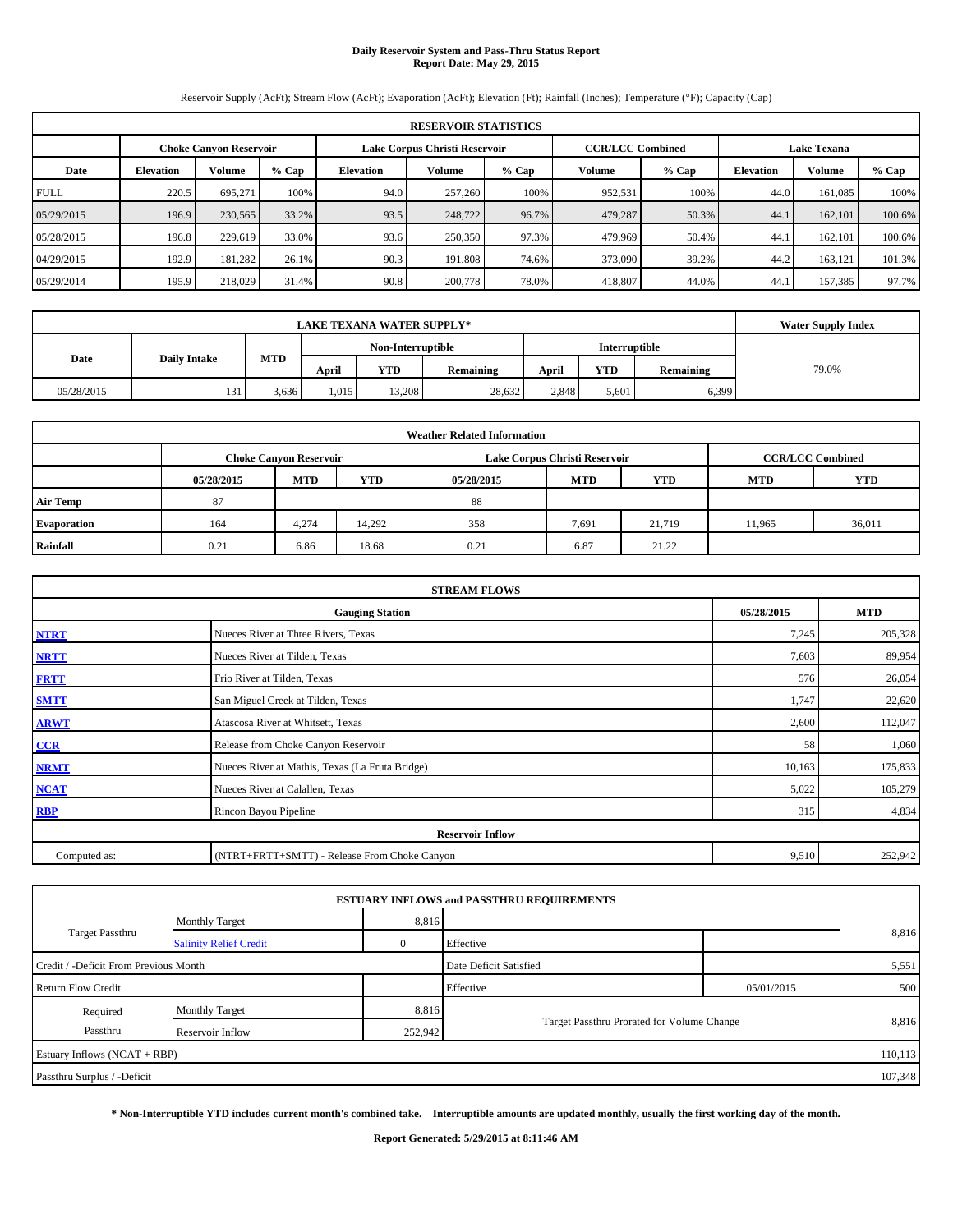**Daily Reservoir System and Pass-Thru Status Report**
**Report Date: May 29, 2015**

Reservoir Supply (AcFt); Stream Flow (AcFt); Evaporation (AcFt); Elevation (Ft); Rainfall (Inches); Temperature (°F); Capacity (Cap)

| RESERVOIR STATISTICS | | | | | | | | | | | |
|---|---|---|---|---|---|---|---|---|---|---|---|
| | Choke Canyon Reservoir | | | Lake Corpus Christi Reservoir | | | CCR/LCC Combined | | Lake Texana | | |
| Date | Elevation | Volume | % Cap | Elevation | Volume | % Cap | Volume | % Cap | Elevation | Volume | % Cap |
| FULL | 220.5 | 695,271 | 100% | 94.0 | 257,260 | 100% | 952,531 | 100% | 44.0 | 161,085 | 100% |
| 05/29/2015 | 196.9 | 230,565 | 33.2% | 93.5 | 248,722 | 96.7% | 479,287 | 50.3% | 44.1 | 162,101 | 100.6% |
| 05/28/2015 | 196.8 | 229,619 | 33.0% | 93.6 | 250,350 | 97.3% | 479,969 | 50.4% | 44.1 | 162,101 | 100.6% |
| 04/29/2015 | 192.9 | 181,282 | 26.1% | 90.3 | 191,808 | 74.6% | 373,090 | 39.2% | 44.2 | 163,121 | 101.3% |
| 05/29/2014 | 195.9 | 218,029 | 31.4% | 90.8 | 200,778 | 78.0% | 418,807 | 44.0% | 44.1 | 157,385 | 97.7% |

| LAKE TEXANA WATER SUPPLY* | | | | | | | | | Water Supply Index |
|---|---|---|---|---|---|---|---|---|---|
| Date | Daily Intake | MTD | Non-Interruptible | | | Interruptible | | | |
| | | | April | YTD | Remaining | April | YTD | Remaining | |
| 05/28/2015 | 131 | 3,636 | 1,015 | 13,208 | 28,632 | 2,848 | 5,601 | 6,399 | 79.0% |

| Weather Related Information | | | | | | | |
|---|---|---|---|---|---|---|---|
| | Choke Canyon Reservoir | | | Lake Corpus Christi Reservoir | | | CCR/LCC Combined | |
| | 05/28/2015 | MTD | YTD | 05/28/2015 | MTD | YTD | MTD | YTD |
| **Air Temp** | 87 | | | 88 | | | | |
| **Evaporation** | 164 | 4,274 | 14,292 | 358 | 7,691 | 21,719 | 11,965 | 36,011 |
| **Rainfall** | 0.21 | 6.86 | 18.68 | 0.21 | 6.87 | 21.22 | | |

| STREAM FLOWS | | | |
|---|---|---|---|
| | Gauging Station | 05/28/2015 | MTD |
| NTRT | Nueces River at Three Rivers, Texas | 7,245 | 205,328 |
| NRTT | Nueces River at Tilden, Texas | 7,603 | 89,954 |
| FRTT | Frio River at Tilden, Texas | 576 | 26,054 |
| SMTT | San Miguel Creek at Tilden, Texas | 1,747 | 22,620 |
| ARWT | Atascosa River at Whitsett, Texas | 2,600 | 112,047 |
| CCR | Release from Choke Canyon Reservoir | 58 | 1,060 |
| NRMT | Nueces River at Mathis, Texas (La Fruta Bridge) | 10,163 | 175,833 |
| NCAT | Nueces River at Calallen, Texas | 5,022 | 105,279 |
| RBP | Rincon Bayou Pipeline | 315 | 4,834 |
| **Reservoir Inflow** | | | |
| Computed as: | (NTRT+FRTT+SMTT) - Release From Choke Canyon | 9,510 | 252,942 |

| ESTUARY INFLOWS and PASSTHRU REQUIREMENTS | | | | | |
|---|---|---|---|---|---|
| Target Passthru | Monthly Target | 8,816 | | | 8,816 |
| | Salinity Relief Credit | 0 | Effective | | |
| Credit / -Deficit From Previous Month | | | Date Deficit Satisfied | | 5,551 |
| Return Flow Credit | | | Effective | 05/01/2015 | 500 |
| Required Passthru | Monthly Target | 8,816 | Target Passthru Prorated for Volume Change | | 8,816 |
| | Reservoir Inflow | 252,942 | | | |
| Estuary Inflows (NCAT + RBP) | | | | | 110,113 |
| Passthru Surplus / -Deficit | | | | | 107,348 |

**\* Non-Interruptible YTD includes current month's combined take. Interruptible amounts are updated monthly, usually the first working day of the month.**

**Report Generated: 5/29/2015 at 8:11:46 AM**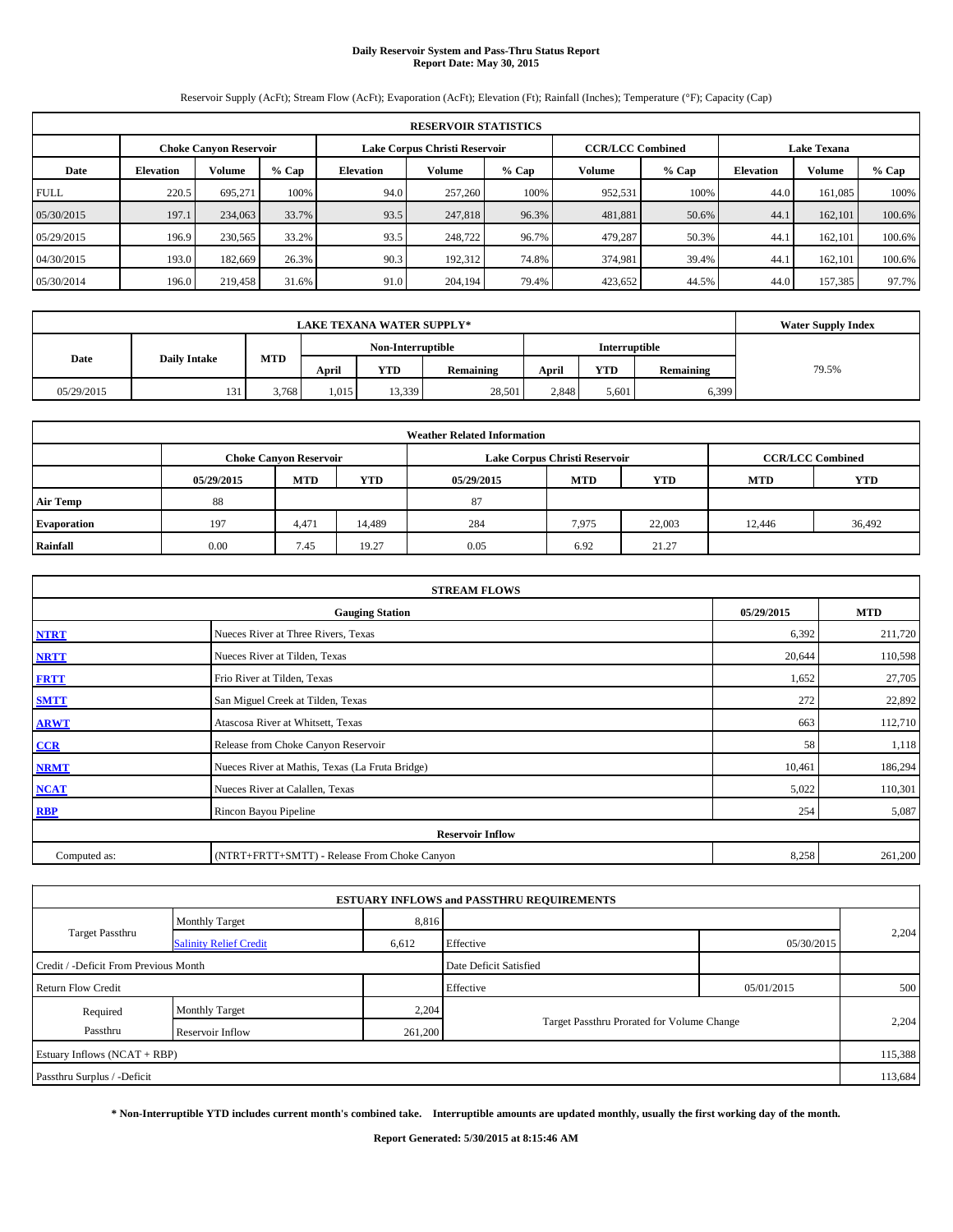**Daily Reservoir System and Pass-Thru Status Report**
**Report Date: May 30, 2015**

Reservoir Supply (AcFt); Stream Flow (AcFt); Evaporation (AcFt); Elevation (Ft); Rainfall (Inches); Temperature (°F); Capacity (Cap)

| RESERVOIR STATISTICS | | | | | | | | | | | |
|---|---|---|---|---|---|---|---|---|---|---|---|
| | Choke Canyon Reservoir | | | Lake Corpus Christi Reservoir | | | CCR/LCC Combined | | Lake Texana | | |
| Date | Elevation | Volume | % Cap | Elevation | Volume | % Cap | Volume | % Cap | Elevation | Volume | % Cap |
| FULL | 220.5 | 695,271 | 100% | 94.0 | 257,260 | 100% | 952,531 | 100% | 44.0 | 161,085 | 100% |
| 05/30/2015 | 197.1 | 234,063 | 33.7% | 93.5 | 247,818 | 96.3% | 481,881 | 50.6% | 44.1 | 162,101 | 100.6% |
| 05/29/2015 | 196.9 | 230,565 | 33.2% | 93.5 | 248,722 | 96.7% | 479,287 | 50.3% | 44.1 | 162,101 | 100.6% |
| 04/30/2015 | 193.0 | 182,669 | 26.3% | 90.3 | 192,312 | 74.8% | 374,981 | 39.4% | 44.1 | 162,101 | 100.6% |
| 05/30/2014 | 196.0 | 219,458 | 31.6% | 91.0 | 204,194 | 79.4% | 423,652 | 44.5% | 44.0 | 157,385 | 97.7% |

| LAKE TEXANA WATER SUPPLY* | | | | | | | | | Water Supply Index |
|---|---|---|---|---|---|---|---|---|---|
| Date | Daily Intake | MTD | Non-Interruptible | | | Interruptible | | | |
| | | | April | YTD | Remaining | April | YTD | Remaining | |
| 05/29/2015 | 131 | 3,768 | 1,015 | 13,339 | 28,501 | 2,848 | 5,601 | 6,399 | 79.5% |

| Weather Related Information | | | | | | | | |
|---|---|---|---|---|---|---|---|---|
| | Choke Canyon Reservoir | | | Lake Corpus Christi Reservoir | | | CCR/LCC Combined | |
| | 05/29/2015 | MTD | YTD | 05/29/2015 | MTD | YTD | MTD | YTD |
| Air Temp | 88 | | | 87 | | | | |
| Evaporation | 197 | 4,471 | 14,489 | 284 | 7,975 | 22,003 | 12,446 | 36,492 |
| Rainfall | 0.00 | 7.45 | 19.27 | 0.05 | 6.92 | 21.27 | | |

| STREAM FLOWS | | | |
|---|---|---|---|
| | Gauging Station | 05/29/2015 | MTD |
| NTRT | Nueces River at Three Rivers, Texas | 6,392 | 211,720 |
| NRTT | Nueces River at Tilden, Texas | 20,644 | 110,598 |
| FRTT | Frio River at Tilden, Texas | 1,652 | 27,705 |
| SMTT | San Miguel Creek at Tilden, Texas | 272 | 22,892 |
| ARWT | Atascosa River at Whitsett, Texas | 663 | 112,710 |
| CCR | Release from Choke Canyon Reservoir | 58 | 1,118 |
| NRMT | Nueces River at Mathis, Texas (La Fruta Bridge) | 10,461 | 186,294 |
| NCAT | Nueces River at Calallen, Texas | 5,022 | 110,301 |
| RBP | Rincon Bayou Pipeline | 254 | 5,087 |
| Reservoir Inflow | | | |
| Computed as: | (NTRT+FRTT+SMTT) - Release From Choke Canyon | 8,258 | 261,200 |

| ESTUARY INFLOWS and PASSTHRU REQUIREMENTS | | | | | |
|---|---|---|---|---|---|
| Target Passthru | Monthly Target | 8,816 | | | 2,204 |
| | Salinity Relief Credit | 6,612 | Effective | 05/30/2015 | |
| Credit / -Deficit From Previous Month | | | Date Deficit Satisfied | | |
| Return Flow Credit | | | Effective | 05/01/2015 | 500 |
| Required Passthru | Monthly Target | 2,204 | Target Passthru Prorated for Volume Change | | 2,204 |
| | Reservoir Inflow | 261,200 | | | |
| Estuary Inflows (NCAT + RBP) | | | | | 115,388 |
| Passthru Surplus / -Deficit | | | | | 113,684 |

**\* Non-Interruptible YTD includes current month's combined take. Interruptible amounts are updated monthly, usually the first working day of the month.**

**Report Generated: 5/30/2015 at 8:15:46 AM**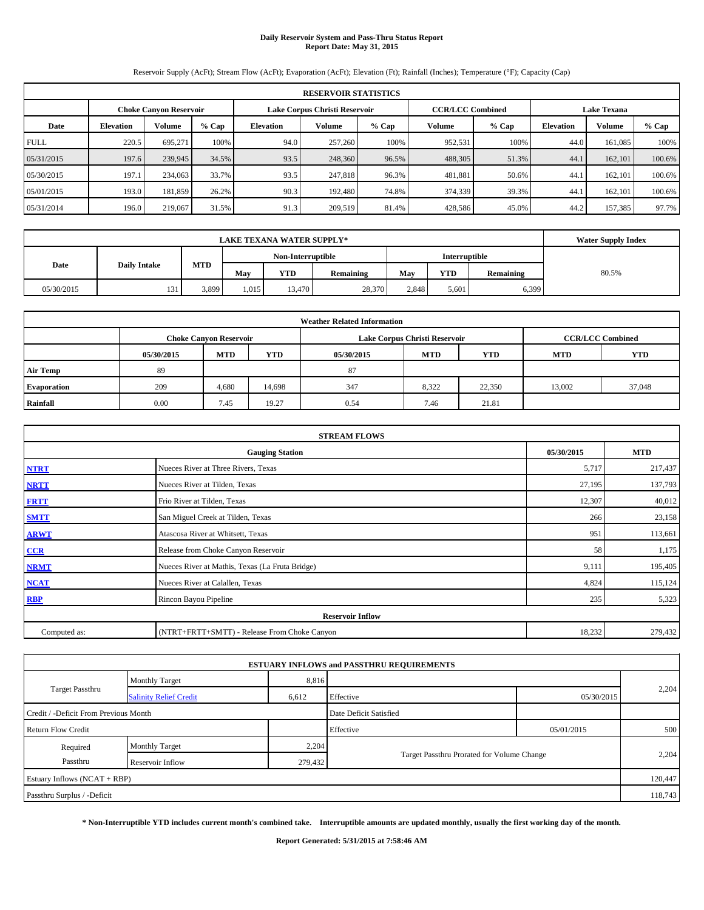# Daily Reservoir System and Pass-Thru Status Report
## Report Date: May 31, 2015

Reservoir Supply (AcFt); Stream Flow (AcFt); Evaporation (AcFt); Elevation (Ft); Rainfall (Inches); Temperature (°F); Capacity (Cap)

| RESERVOIR STATISTICS | | | | | | | | | | | |
|---|---|---|---|---|---|---|---|---|---|---|---|
| | Choke Canyon Reservoir | | | Lake Corpus Christi Reservoir | | | CCR/LCC Combined | | Lake Texana | | |
| Date | Elevation | Volume | % Cap | Elevation | Volume | % Cap | Volume | % Cap | Elevation | Volume | % Cap |
| FULL | 220.5 | 695,271 | 100% | 94.0 | 257,260 | 100% | 952,531 | 100% | 44.0 | 161,085 | 100% |
| 05/31/2015 | 197.6 | 239,945 | 34.5% | 93.5 | 248,360 | 96.5% | 488,305 | 51.3% | 44.1 | 162,101 | 100.6% |
| 05/30/2015 | 197.1 | 234,063 | 33.7% | 93.5 | 247,818 | 96.3% | 481,881 | 50.6% | 44.1 | 162,101 | 100.6% |
| 05/01/2015 | 193.0 | 181,859 | 26.2% | 90.3 | 192,480 | 74.8% | 374,339 | 39.3% | 44.1 | 162,101 | 100.6% |
| 05/31/2014 | 196.0 | 219,067 | 31.5% | 91.3 | 209,519 | 81.4% | 428,586 | 45.0% | 44.2 | 157,385 | 97.7% |

| LAKE TEXANA WATER SUPPLY* | | | | | | | | | Water Supply Index |
|---|---|---|---|---|---|---|---|---|---|
| Date | Daily Intake | MTD | Non-Interruptible | | | Interruptible | | | |
| | | | May | YTD | Remaining | May | YTD | Remaining | |
| 05/30/2015 | 131 | 3,899 | 1,015 | 13,470 | 28,370 | 2,848 | 5,601 | 6,399 | 80.5% |

| Weather Related Information | | | | | | | | |
|---|---|---|---|---|---|---|---|---|
| | Choke Canyon Reservoir | | | Lake Corpus Christi Reservoir | | | CCR/LCC Combined | |
| | 05/30/2015 | MTD | YTD | 05/30/2015 | MTD | YTD | MTD | YTD |
| Air Temp | 89 | | | 87 | | | | |
| Evaporation | 209 | 4,680 | 14,698 | 347 | 8,322 | 22,350 | 13,002 | 37,048 |
| Rainfall | 0.00 | 7.45 | 19.27 | 0.54 | 7.46 | 21.81 | | |

| STREAM FLOWS | | | |
|---|---|---|---|
| | Gauging Station | 05/30/2015 | MTD |
| NTRT | Nueces River at Three Rivers, Texas | 5,717 | 217,437 |
| NRTT | Nueces River at Tilden, Texas | 27,195 | 137,793 |
| FRTT | Frio River at Tilden, Texas | 12,307 | 40,012 |
| SMTT | San Miguel Creek at Tilden, Texas | 266 | 23,158 |
| ARWT | Atascosa River at Whitsett, Texas | 951 | 113,661 |
| CCR | Release from Choke Canyon Reservoir | 58 | 1,175 |
| NRMT | Nueces River at Mathis, Texas (La Fruta Bridge) | 9,111 | 195,405 |
| NCAT | Nueces River at Calallen, Texas | 4,824 | 115,124 |
| RBP | Rincon Bayou Pipeline | 235 | 5,323 |
| Reservoir Inflow | | | |
| Computed as: | (NTRT+FRTT+SMTT) - Release From Choke Canyon | 18,232 | 279,432 |

| ESTUARY INFLOWS and PASSTHRU REQUIREMENTS | | | | | |
|---|---|---|---|---|---|
| Target Passthru | Monthly Target | 8,816 | | | 2,204 |
| | Salinity Relief Credit | 6,612 | Effective | 05/30/2015 | |
| Credit / -Deficit From Previous Month | | | Date Deficit Satisfied | | |
| Return Flow Credit | | | Effective | 05/01/2015 | 500 |
| Required Passthru | Monthly Target | 2,204 | Target Passthru Prorated for Volume Change | | 2,204 |
| | Reservoir Inflow | 279,432 | | | |
| Estuary Inflows (NCAT + RBP) | | | | | 120,447 |
| Passthru Surplus / -Deficit | | | | | 118,743 |

**\* Non-Interruptible YTD includes current month's combined take. Interruptible amounts are updated monthly, usually the first working day of the month.**

**Report Generated: 5/31/2015 at 7:58:46 AM**